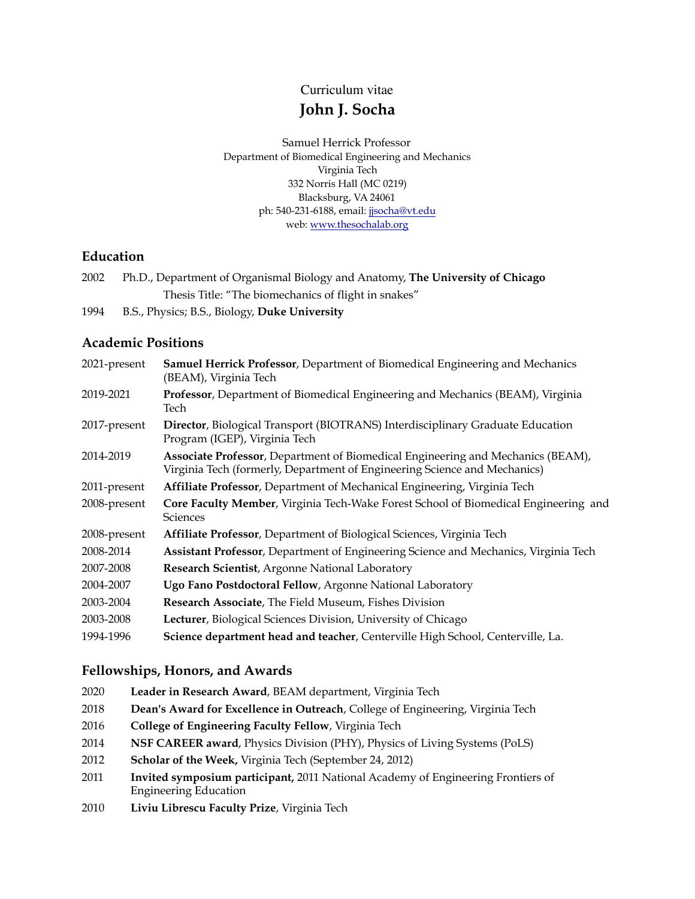Curriculum vitae

# John J. Socha

Samuel Herrick Professor
Department of Biomedical Engineering and Mechanics
Virginia Tech
332 Norris Hall (MC 0219)
Blacksburg, VA 24061
ph: 540-231-6188, email: jjsocha@vt.edu
web: www.thesochalab.org

## Education

2002 Ph.D., Department of Organismal Biology and Anatomy, **The University of Chicago**
Thesis Title: "The biomechanics of flight in snakes"

1994 B.S., Physics; B.S., Biology, **Duke University**

## Academic Positions

| | |
|---|---|
| 2021-present | **Samuel Herrick Professor**, Department of Biomedical Engineering and Mechanics (BEAM), Virginia Tech |
| 2019-2021 | **Professor**, Department of Biomedical Engineering and Mechanics (BEAM), Virginia Tech |
| 2017-present | **Director**, Biological Transport (BIOTRANS) Interdisciplinary Graduate Education Program (IGEP), Virginia Tech |
| 2014-2019 | **Associate Professor**, Department of Biomedical Engineering and Mechanics (BEAM), Virginia Tech (formerly, Department of Engineering Science and Mechanics) |
| 2011-present | **Affiliate Professor**, Department of Mechanical Engineering, Virginia Tech |
| 2008-present | **Core Faculty Member**, Virginia Tech-Wake Forest School of Biomedical Engineering and Sciences |
| 2008-present | **Affiliate Professor**, Department of Biological Sciences, Virginia Tech |
| 2008-2014 | **Assistant Professor**, Department of Engineering Science and Mechanics, Virginia Tech |
| 2007-2008 | **Research Scientist**, Argonne National Laboratory |
| 2004-2007 | **Ugo Fano Postdoctoral Fellow**, Argonne National Laboratory |
| 2003-2004 | **Research Associate**, The Field Museum, Fishes Division |
| 2003-2008 | **Lecturer**, Biological Sciences Division, University of Chicago |
| 1994-1996 | **Science department head and teacher**, Centerville High School, Centerville, La. |

## Fellowships, Honors, and Awards

| | |
|---|---|
| 2020 | **Leader in Research Award**, BEAM department, Virginia Tech |
| 2018 | **Dean's Award for Excellence in Outreach**, College of Engineering, Virginia Tech |
| 2016 | **College of Engineering Faculty Fellow**, Virginia Tech |
| 2014 | **NSF CAREER award**, Physics Division (PHY), Physics of Living Systems (PoLS) |
| 2012 | **Scholar of the Week,** Virginia Tech (September 24, 2012) |
| 2011 | **Invited symposium participant,** 2011 National Academy of Engineering Frontiers of Engineering Education |
| 2010 | **Liviu Librescu Faculty Prize**, Virginia Tech |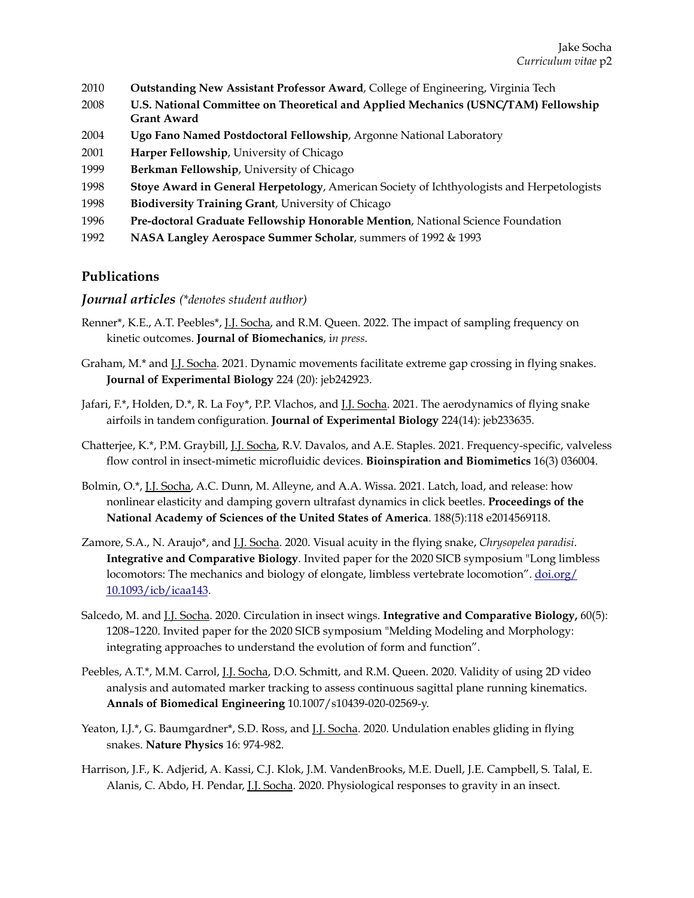2010 **Outstanding New Assistant Professor Award**, College of Engineering, Virginia Tech

2008 **U.S. National Committee on Theoretical and Applied Mechanics (USNC/TAM) Fellowship Grant Award**

2004 **Ugo Fano Named Postdoctoral Fellowship**, Argonne National Laboratory

2001 **Harper Fellowship**, University of Chicago

1999 **Berkman Fellowship**, University of Chicago

1998 **Stoye Award in General Herpetology**, American Society of Ichthyologists and Herpetologists

1998 **Biodiversity Training Grant**, University of Chicago

1996 **Pre-doctoral Graduate Fellowship Honorable Mention**, National Science Foundation

1992 **NASA Langley Aerospace Summer Scholar**, summers of 1992 & 1993

## Publications

### *Journal articles (*denotes student author)*

Renner*, K.E., A.T. Peebles*, J.J. Socha, and R.M. Queen. 2022. The impact of sampling frequency on kinetic outcomes. **Journal of Biomechanics**, i*n press*.

Graham, M.* and J.J. Socha. 2021. Dynamic movements facilitate extreme gap crossing in flying snakes. **Journal of Experimental Biology** 224 (20): jeb242923.

Jafari, F.*, Holden, D.*, R. La Foy*, P.P. Vlachos, and J.J. Socha. 2021. The aerodynamics of flying snake airfoils in tandem configuration. **Journal of Experimental Biology** 224(14): jeb233635.

Chatterjee, K.*, P.M. Graybill, J.J. Socha, R.V. Davalos, and A.E. Staples. 2021. Frequency-specific, valveless flow control in insect-mimetic microfluidic devices. **Bioinspiration and Biomimetics** 16(3) 036004.

Bolmin, O.*, J.J. Socha, A.C. Dunn, M. Alleyne, and A.A. Wissa. 2021. Latch, load, and release: how nonlinear elasticity and damping govern ultrafast dynamics in click beetles. **Proceedings of the National Academy of Sciences of the United States of America**. 188(5):118 e2014569118.

Zamore, S.A., N. Araujo*, and J.J. Socha. 2020. Visual acuity in the flying snake, *Chrysopelea paradisi*. **Integrative and Comparative Biology**. Invited paper for the 2020 SICB symposium "Long limbless locomotors: The mechanics and biology of elongate, limbless vertebrate locomotion". [doi.org/10.1093/icb/icaa143](https://doi.org/10.1093/icb/icaa143).

Salcedo, M. and J.J. Socha. 2020. Circulation in insect wings. **Integrative and Comparative Biology,** 60(5): 1208–1220. Invited paper for the 2020 SICB symposium "Melding Modeling and Morphology: integrating approaches to understand the evolution of form and function".

Peebles, A.T.*, M.M. Carrol, J.J. Socha, D.O. Schmitt, and R.M. Queen. 2020. Validity of using 2D video analysis and automated marker tracking to assess continuous sagittal plane running kinematics. **Annals of Biomedical Engineering** 10.1007/s10439-020-02569-y.

Yeaton, I.J.*, G. Baumgardner*, S.D. Ross, and J.J. Socha. 2020. Undulation enables gliding in flying snakes. **Nature Physics** 16: 974-982.

Harrison, J.F., K. Adjerid, A. Kassi, C.J. Klok, J.M. VandenBrooks, M.E. Duell, J.E. Campbell, S. Talal, E. Alanis, C. Abdo, H. Pendar, J.J. Socha. 2020. Physiological responses to gravity in an insect.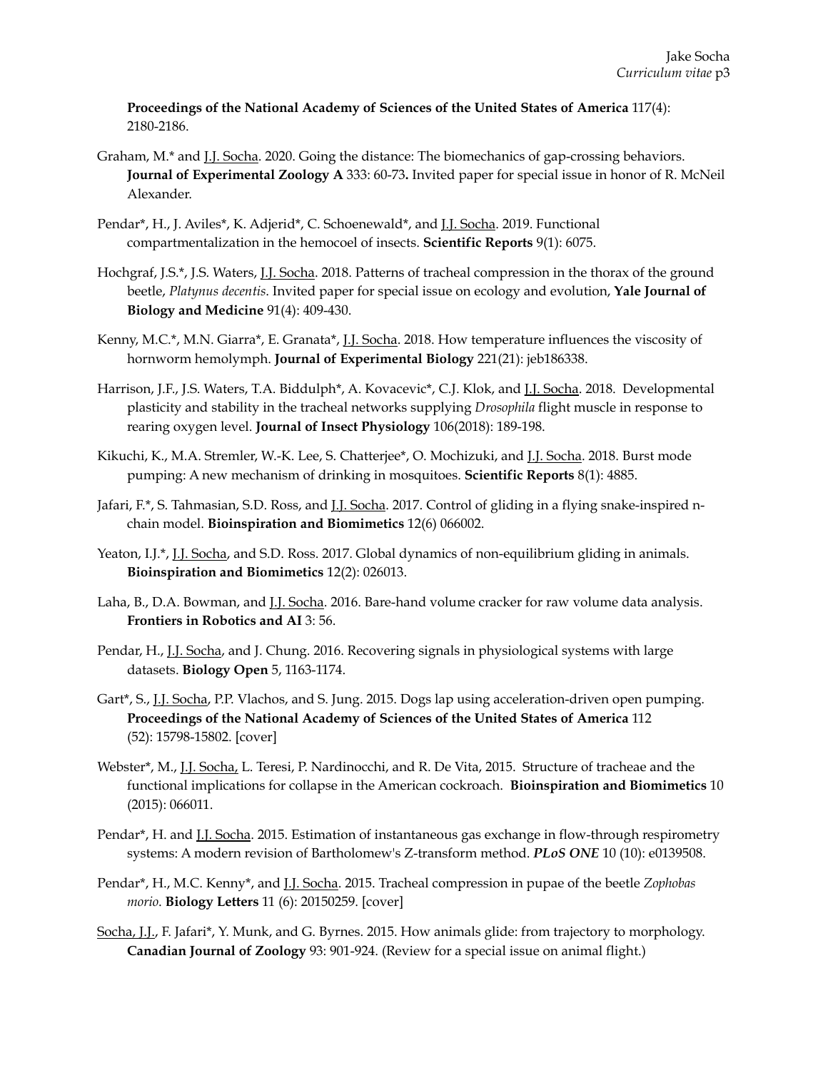**Proceedings of the National Academy of Sciences of the United States of America** 117(4): 2180-2186.

Graham, M.* and J.J. Socha. 2020. Going the distance: The biomechanics of gap-crossing behaviors. **Journal of Experimental Zoology A** 333: 60-73**.** Invited paper for special issue in honor of R. McNeil Alexander.

Pendar*, H., J. Aviles*, K. Adjerid*, C. Schoenewald*, and J.J. Socha. 2019. Functional compartmentalization in the hemocoel of insects. **Scientific Reports** 9(1): 6075.

Hochgraf, J.S.*, J.S. Waters, J.J. Socha. 2018. Patterns of tracheal compression in the thorax of the ground beetle, *Platynus decentis*. Invited paper for special issue on ecology and evolution, **Yale Journal of Biology and Medicine** 91(4): 409-430.

Kenny, M.C.*, M.N. Giarra*, E. Granata*, J.J. Socha. 2018. How temperature influences the viscosity of hornworm hemolymph. **Journal of Experimental Biology** 221(21): jeb186338.

Harrison, J.F., J.S. Waters, T.A. Biddulph*, A. Kovacevic*, C.J. Klok, and J.J. Socha. 2018. Developmental plasticity and stability in the tracheal networks supplying *Drosophila* flight muscle in response to rearing oxygen level. **Journal of Insect Physiology** 106(2018): 189-198.

Kikuchi, K., M.A. Stremler, W.-K. Lee, S. Chatterjee*, O. Mochizuki, and J.J. Socha. 2018. Burst mode pumping: A new mechanism of drinking in mosquitoes. **Scientific Reports** 8(1): 4885.

Jafari, F.*, S. Tahmasian, S.D. Ross, and J.J. Socha. 2017. Control of gliding in a flying snake-inspired n-chain model. **Bioinspiration and Biomimetics** 12(6) 066002.

Yeaton, I.J.*, J.J. Socha, and S.D. Ross. 2017. Global dynamics of non-equilibrium gliding in animals. **Bioinspiration and Biomimetics** 12(2): 026013.

Laha, B., D.A. Bowman, and J.J. Socha. 2016. Bare-hand volume cracker for raw volume data analysis. **Frontiers in Robotics and AI** 3: 56.

Pendar, H., J.J. Socha, and J. Chung. 2016. Recovering signals in physiological systems with large datasets. **Biology Open** 5, 1163-1174.

Gart*, S., J.J. Socha, P.P. Vlachos, and S. Jung. 2015. Dogs lap using acceleration-driven open pumping. **Proceedings of the National Academy of Sciences of the United States of America** 112 (52): 15798-15802. [cover]

Webster*, M., J.J. Socha, L. Teresi, P. Nardinocchi, and R. De Vita, 2015. Structure of tracheae and the functional implications for collapse in the American cockroach. **Bioinspiration and Biomimetics** 10 (2015): 066011.

Pendar*, H. and J.J. Socha. 2015. Estimation of instantaneous gas exchange in flow-through respirometry systems: A modern revision of Bartholomew's Z-transform method. ***PLoS ONE*** 10 (10): e0139508.

Pendar*, H., M.C. Kenny*, and J.J. Socha. 2015. Tracheal compression in pupae of the beetle *Zophobas morio*. **Biology Letters** 11 (6): 20150259. [cover]

Socha, J.J., F. Jafari*, Y. Munk, and G. Byrnes. 2015. How animals glide: from trajectory to morphology. **Canadian Journal of Zoology** 93: 901-924. (Review for a special issue on animal flight.)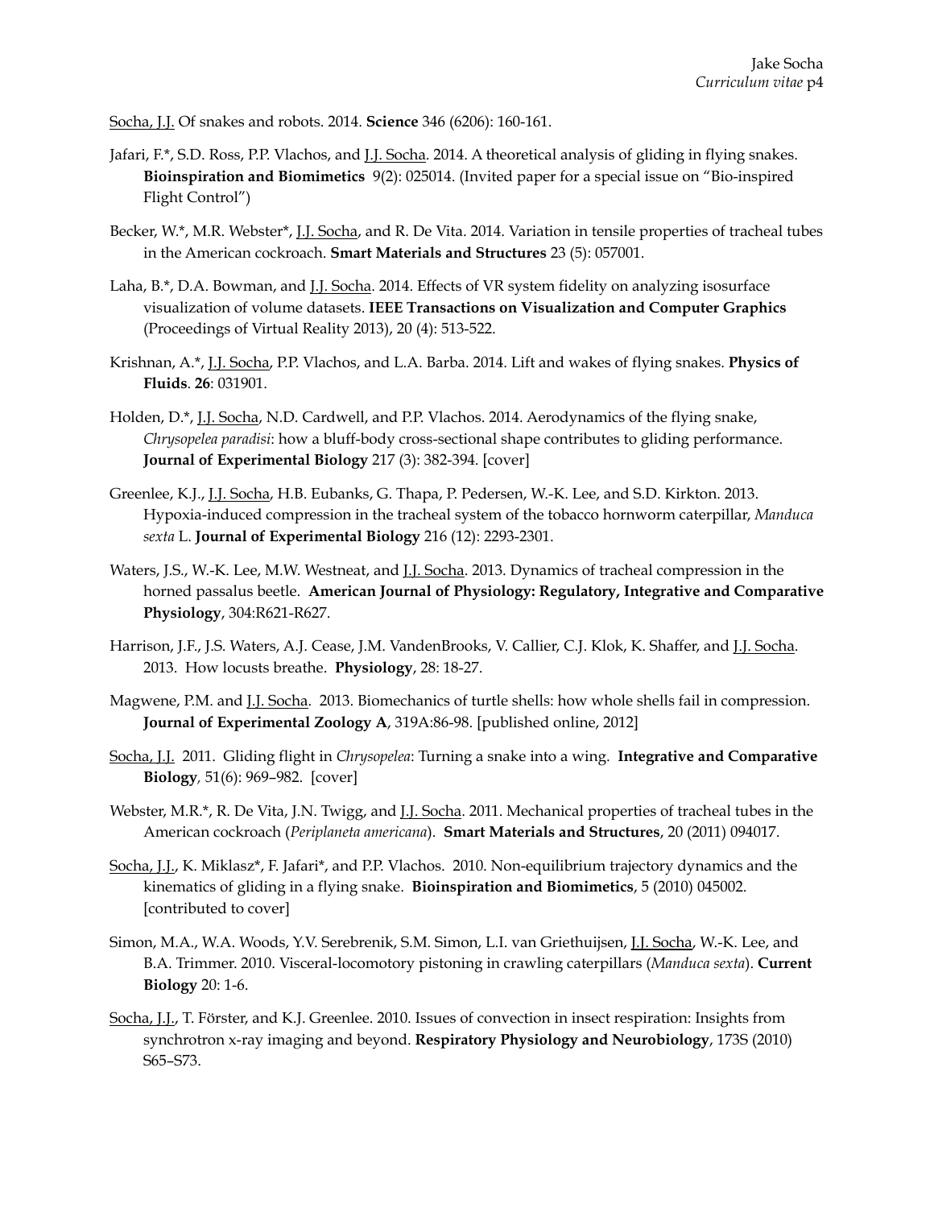Socha, J.J. Of snakes and robots. 2014. **Science** 346 (6206): 160-161.

Jafari, F.*, S.D. Ross, P.P. Vlachos, and J.J. Socha. 2014. A theoretical analysis of gliding in flying snakes. **Bioinspiration and Biomimetics** 9(2): 025014. (Invited paper for a special issue on "Bio-inspired Flight Control")

Becker, W.*, M.R. Webster*, J.J. Socha, and R. De Vita. 2014. Variation in tensile properties of tracheal tubes in the American cockroach. **Smart Materials and Structures** 23 (5): 057001.

Laha, B.*, D.A. Bowman, and J.J. Socha. 2014. Effects of VR system fidelity on analyzing isosurface visualization of volume datasets. **IEEE Transactions on Visualization and Computer Graphics** (Proceedings of Virtual Reality 2013), 20 (4): 513-522.

Krishnan, A.*, J.J. Socha, P.P. Vlachos, and L.A. Barba. 2014. Lift and wakes of flying snakes. **Physics of Fluids**. **26**: 031901.

Holden, D.*, J.J. Socha, N.D. Cardwell, and P.P. Vlachos. 2014. Aerodynamics of the flying snake, *Chrysopelea paradisi*: how a bluff-body cross-sectional shape contributes to gliding performance. **Journal of Experimental Biology** 217 (3): 382-394. [cover]

Greenlee, K.J., J.J. Socha, H.B. Eubanks, G. Thapa, P. Pedersen, W.-K. Lee, and S.D. Kirkton. 2013. Hypoxia-induced compression in the tracheal system of the tobacco hornworm caterpillar, *Manduca sexta* L. **Journal of Experimental Biology** 216 (12): 2293-2301.

Waters, J.S., W.-K. Lee, M.W. Westneat, and J.J. Socha. 2013. Dynamics of tracheal compression in the horned passalus beetle. **American Journal of Physiology: Regulatory, Integrative and Comparative Physiology**, 304:R621-R627.

Harrison, J.F., J.S. Waters, A.J. Cease, J.M. VandenBrooks, V. Callier, C.J. Klok, K. Shaffer, and J.J. Socha. 2013. How locusts breathe. **Physiology**, 28: 18-27.

Magwene, P.M. and J.J. Socha. 2013. Biomechanics of turtle shells: how whole shells fail in compression. **Journal of Experimental Zoology A**, 319A:86-98. [published online, 2012]

Socha, J.J. 2011. Gliding flight in *Chrysopelea*: Turning a snake into a wing. **Integrative and Comparative Biology**, 51(6): 969–982. [cover]

Webster, M.R.*, R. De Vita, J.N. Twigg, and J.J. Socha. 2011. Mechanical properties of tracheal tubes in the American cockroach (*Periplaneta americana*). **Smart Materials and Structures**, 20 (2011) 094017.

Socha, J.J., K. Miklasz*, F. Jafari*, and P.P. Vlachos. 2010. Non-equilibrium trajectory dynamics and the kinematics of gliding in a flying snake. **Bioinspiration and Biomimetics**, 5 (2010) 045002. [contributed to cover]

Simon, M.A., W.A. Woods, Y.V. Serebrenik, S.M. Simon, L.I. van Griethuijsen, J.J. Socha, W.-K. Lee, and B.A. Trimmer. 2010. Visceral-locomotory pistoning in crawling caterpillars (*Manduca sexta*). **Current Biology** 20: 1-6.

Socha, J.J., T. Förster, and K.J. Greenlee. 2010. Issues of convection in insect respiration: Insights from synchrotron x-ray imaging and beyond. **Respiratory Physiology and Neurobiology**, 173S (2010) S65–S73.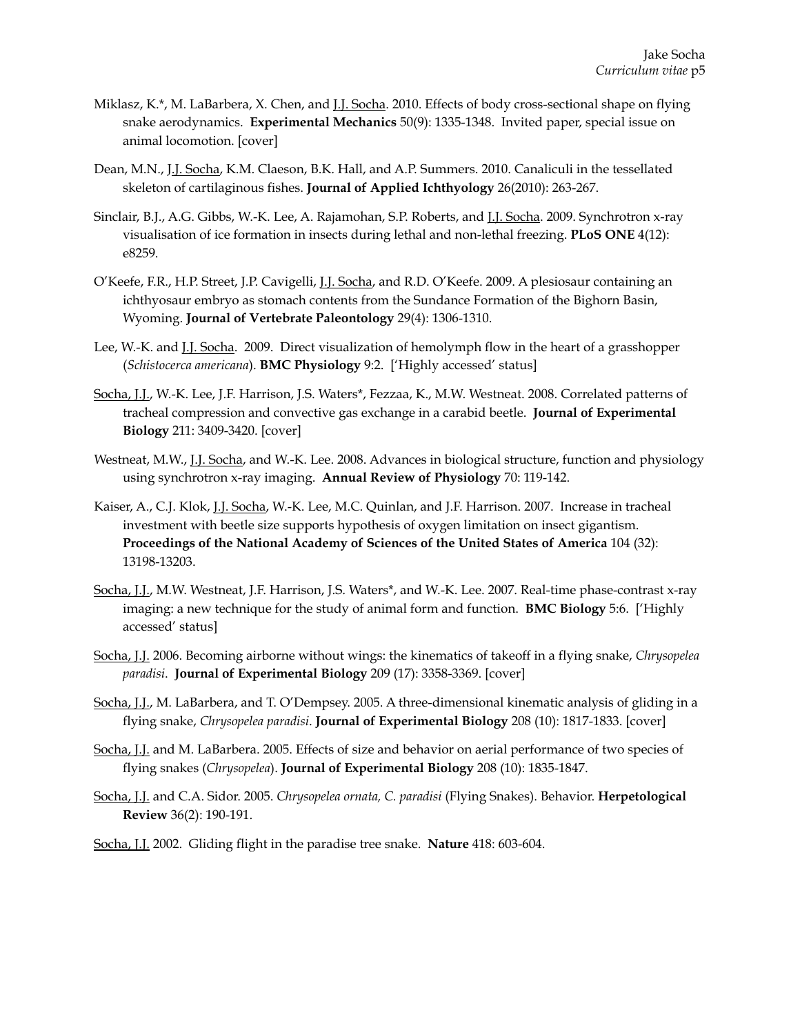Miklasz, K.*, M. LaBarbera, X. Chen, and J.J. Socha. 2010. Effects of body cross-sectional shape on flying snake aerodynamics. **Experimental Mechanics** 50(9): 1335-1348. Invited paper, special issue on animal locomotion. [cover]

Dean, M.N., J.J. Socha, K.M. Claeson, B.K. Hall, and A.P. Summers. 2010. Canaliculi in the tessellated skeleton of cartilaginous fishes. **Journal of Applied Ichthyology** 26(2010): 263-267.

Sinclair, B.J., A.G. Gibbs, W.-K. Lee, A. Rajamohan, S.P. Roberts, and J.J. Socha. 2009. Synchrotron x-ray visualisation of ice formation in insects during lethal and non-lethal freezing. **PLoS ONE** 4(12): e8259.

O'Keefe, F.R., H.P. Street, J.P. Cavigelli, J.J. Socha, and R.D. O'Keefe. 2009. A plesiosaur containing an ichthyosaur embryo as stomach contents from the Sundance Formation of the Bighorn Basin, Wyoming. **Journal of Vertebrate Paleontology** 29(4): 1306-1310.

Lee, W.-K. and J.J. Socha. 2009. Direct visualization of hemolymph flow in the heart of a grasshopper (*Schistocerca americana*). **BMC Physiology** 9:2. ['Highly accessed' status]

Socha, J.J., W.-K. Lee, J.F. Harrison, J.S. Waters*, Fezzaa, K., M.W. Westneat. 2008. Correlated patterns of tracheal compression and convective gas exchange in a carabid beetle. **Journal of Experimental Biology** 211: 3409-3420. [cover]

Westneat, M.W., J.J. Socha, and W.-K. Lee. 2008. Advances in biological structure, function and physiology using synchrotron x-ray imaging. **Annual Review of Physiology** 70: 119-142.

Kaiser, A., C.J. Klok, J.J. Socha, W.-K. Lee, M.C. Quinlan, and J.F. Harrison. 2007. Increase in tracheal investment with beetle size supports hypothesis of oxygen limitation on insect gigantism. **Proceedings of the National Academy of Sciences of the United States of America** 104 (32): 13198-13203.

Socha, J.J., M.W. Westneat, J.F. Harrison, J.S. Waters*, and W.-K. Lee. 2007. Real-time phase-contrast x-ray imaging: a new technique for the study of animal form and function. **BMC Biology** 5:6. ['Highly accessed' status]

Socha, J.J. 2006. Becoming airborne without wings: the kinematics of takeoff in a flying snake, *Chrysopelea paradisi*. **Journal of Experimental Biology** 209 (17): 3358-3369. [cover]

Socha, J.J., M. LaBarbera, and T. O'Dempsey. 2005. A three-dimensional kinematic analysis of gliding in a flying snake, *Chrysopelea paradisi*. **Journal of Experimental Biology** 208 (10): 1817-1833. [cover]

Socha, J.J. and M. LaBarbera. 2005. Effects of size and behavior on aerial performance of two species of flying snakes (*Chrysopelea*). **Journal of Experimental Biology** 208 (10): 1835-1847.

Socha, J.J. and C.A. Sidor. 2005. *Chrysopelea ornata, C. paradisi* (Flying Snakes). Behavior. **Herpetological Review** 36(2): 190-191.

Socha, J.J. 2002. Gliding flight in the paradise tree snake. **Nature** 418: 603-604.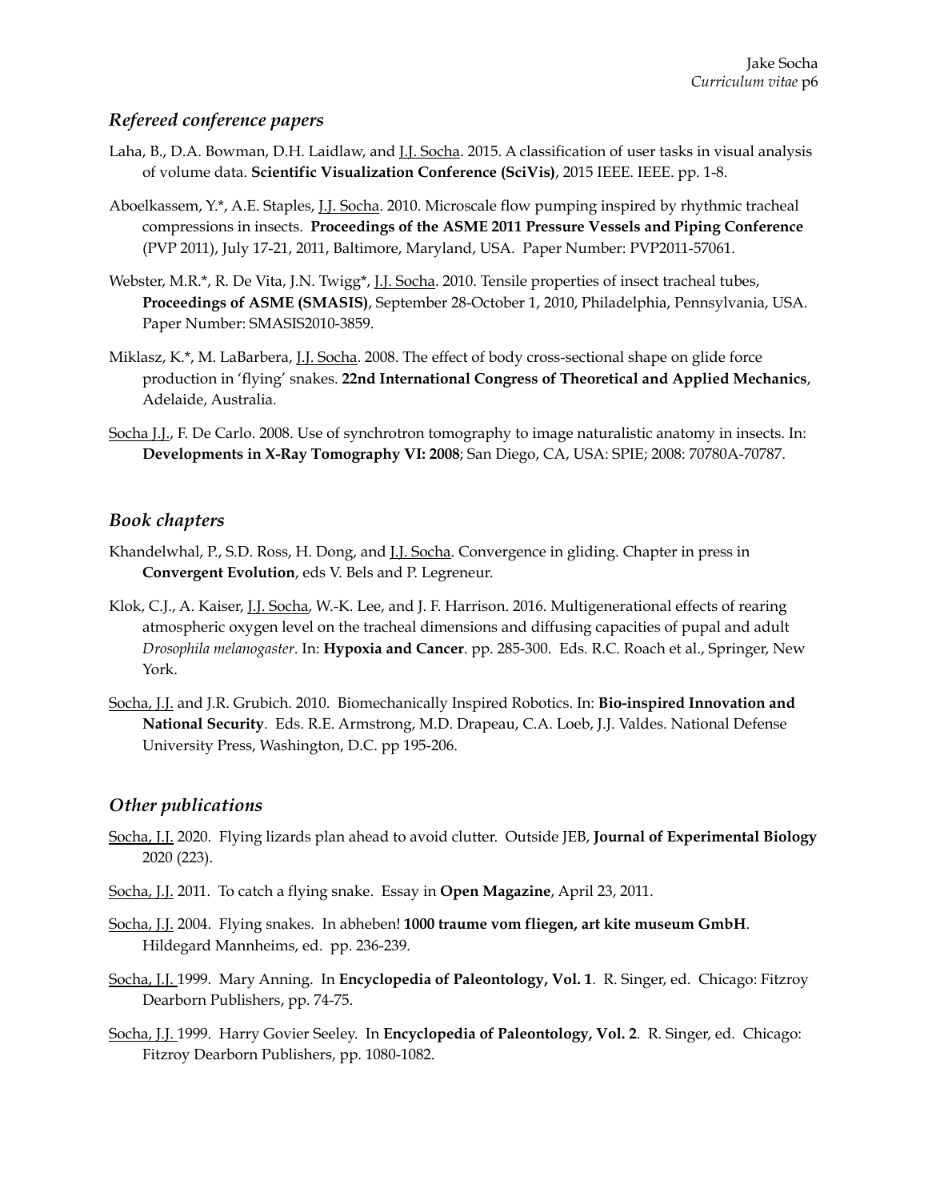## *Refereed conference papers*

Laha, B., D.A. Bowman, D.H. Laidlaw, and J.J. Socha. 2015. A classification of user tasks in visual analysis of volume data. **Scientific Visualization Conference (SciVis)**, 2015 IEEE. IEEE. pp. 1-8.

Aboelkassem, Y.*, A.E. Staples, J.J. Socha. 2010. Microscale flow pumping inspired by rhythmic tracheal compressions in insects. **Proceedings of the ASME 2011 Pressure Vessels and Piping Conference** (PVP 2011), July 17-21, 2011, Baltimore, Maryland, USA. Paper Number: PVP2011-57061.

Webster, M.R.*, R. De Vita, J.N. Twigg*, J.J. Socha. 2010. Tensile properties of insect tracheal tubes, **Proceedings of ASME (SMASIS)**, September 28-October 1, 2010, Philadelphia, Pennsylvania, USA. Paper Number: SMASIS2010-3859.

Miklasz, K.*, M. LaBarbera, J.J. Socha. 2008. The effect of body cross-sectional shape on glide force production in 'flying' snakes. **22nd International Congress of Theoretical and Applied Mechanics**, Adelaide, Australia.

Socha J.J., F. De Carlo. 2008. Use of synchrotron tomography to image naturalistic anatomy in insects. In: **Developments in X-Ray Tomography VI: 2008**; San Diego, CA, USA: SPIE; 2008: 70780A-70787.

## *Book chapters*

Khandelwhal, P., S.D. Ross, H. Dong, and J.J. Socha. Convergence in gliding. Chapter in press in **Convergent Evolution**, eds V. Bels and P. Legreneur.

Klok, C.J., A. Kaiser, J.J. Socha, W.-K. Lee, and J. F. Harrison. 2016. Multigenerational effects of rearing atmospheric oxygen level on the tracheal dimensions and diffusing capacities of pupal and adult *Drosophila melanogaster*. In: **Hypoxia and Cancer**. pp. 285-300. Eds. R.C. Roach et al., Springer, New York.

Socha, J.J. and J.R. Grubich. 2010. Biomechanically Inspired Robotics. In: **Bio-inspired Innovation and National Security**. Eds. R.E. Armstrong, M.D. Drapeau, C.A. Loeb, J.J. Valdes. National Defense University Press, Washington, D.C. pp 195-206.

## *Other publications*

Socha, J.J. 2020. Flying lizards plan ahead to avoid clutter. Outside JEB, **Journal of Experimental Biology** 2020 (223).

Socha, J.J. 2011. To catch a flying snake. Essay in **Open Magazine**, April 23, 2011.

Socha, J.J. 2004. Flying snakes. In abheben! **1000 traume vom fliegen, art kite museum GmbH**. Hildegard Mannheims, ed. pp. 236-239.

Socha, J.J. 1999. Mary Anning. In **Encyclopedia of Paleontology, Vol. 1**. R. Singer, ed. Chicago: Fitzroy Dearborn Publishers, pp. 74-75.

Socha, J.J. 1999. Harry Govier Seeley. In **Encyclopedia of Paleontology, Vol. 2**. R. Singer, ed. Chicago: Fitzroy Dearborn Publishers, pp. 1080-1082.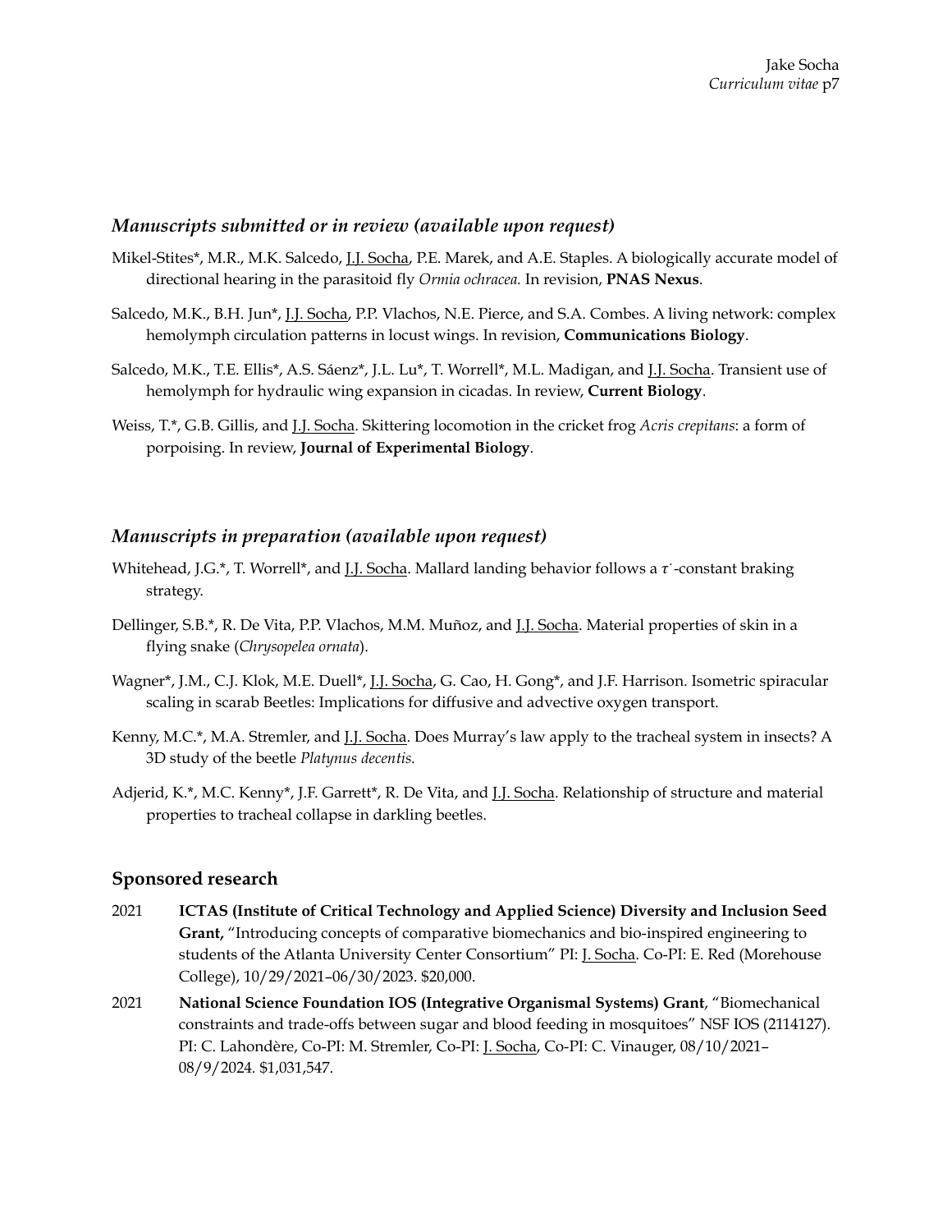### *Manuscripts submitted or in review (available upon request)*

Mikel-Stites*, M.R., M.K. Salcedo, J.J. Socha, P.E. Marek, and A.E. Staples. A biologically accurate model of directional hearing in the parasitoid fly *Ormia ochracea.* In revision, **PNAS Nexus**.

Salcedo, M.K., B.H. Jun*, J.J. Socha, P.P. Vlachos, N.E. Pierce, and S.A. Combes. A living network: complex hemolymph circulation patterns in locust wings. In revision, **Communications Biology**.

Salcedo, M.K., T.E. Ellis*, A.S. Sáenz*, J.L. Lu*, T. Worrell*, M.L. Madigan, and J.J. Socha. Transient use of hemolymph for hydraulic wing expansion in cicadas. In review, **Current Biology**.

Weiss, T.*, G.B. Gillis, and J.J. Socha. Skittering locomotion in the cricket frog *Acris crepitans*: a form of porpoising. In review, **Journal of Experimental Biology**.

### *Manuscripts in preparation (available upon request)*

Whitehead, J.G.*, T. Worrell*, and J.J. Socha. Mallard landing behavior follows a $\dot{\tau}$-constant braking strategy.

Dellinger, S.B.*, R. De Vita, P.P. Vlachos, M.M. Muñoz, and J.J. Socha. Material properties of skin in a flying snake (*Chrysopelea ornata*).

Wagner*, J.M., C.J. Klok, M.E. Duell*, J.J. Socha, G. Cao, H. Gong*, and J.F. Harrison. Isometric spiracular scaling in scarab Beetles: Implications for diffusive and advective oxygen transport.

Kenny, M.C.*, M.A. Stremler, and J.J. Socha. Does Murray's law apply to the tracheal system in insects? A 3D study of the beetle *Platynus decentis.*

Adjerid, K.*, M.C. Kenny*, J.F. Garrett*, R. De Vita, and J.J. Socha. Relationship of structure and material properties to tracheal collapse in darkling beetles.

## Sponsored research

2021 **ICTAS (Institute of Critical Technology and Applied Science) Diversity and Inclusion Seed Grant,** "Introducing concepts of comparative biomechanics and bio-inspired engineering to students of the Atlanta University Center Consortium" PI: J. Socha. Co-PI: E. Red (Morehouse College), 10/29/2021–06/30/2023. $20,000.

2021 **National Science Foundation IOS (Integrative Organismal Systems) Grant**, "Biomechanical constraints and trade-offs between sugar and blood feeding in mosquitoes" NSF IOS (2114127). PI: C. Lahondère, Co-PI: M. Stremler, Co-PI: J. Socha, Co-PI: C. Vinauger, 08/10/2021–08/9/2024. $1,031,547.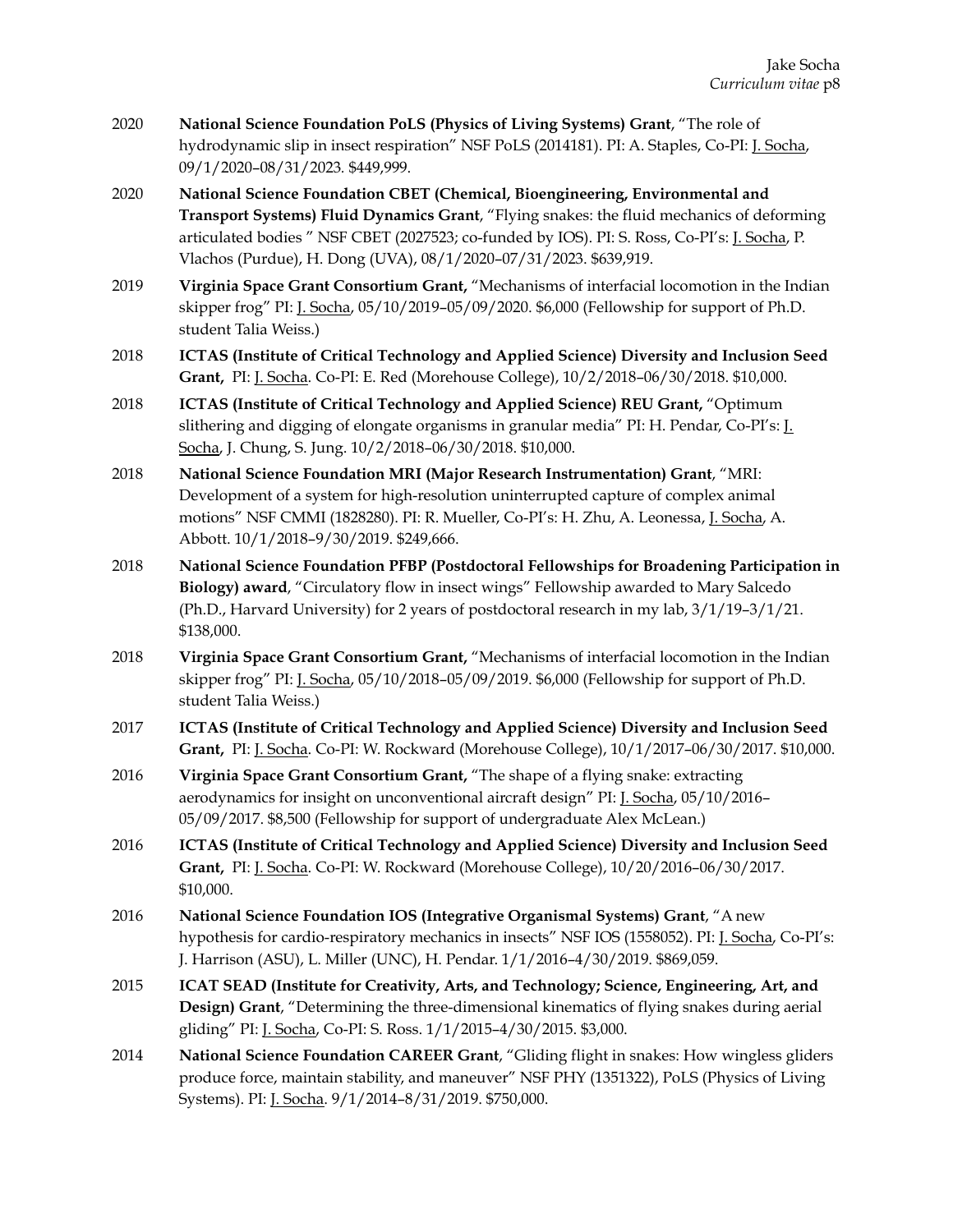2020 **National Science Foundation PoLS (Physics of Living Systems) Grant**, "The role of hydrodynamic slip in insect respiration" NSF PoLS (2014181). PI: A. Staples, Co-PI: J. Socha, 09/1/2020–08/31/2023. $449,999.

2020 **National Science Foundation CBET (Chemical, Bioengineering, Environmental and Transport Systems) Fluid Dynamics Grant**, "Flying snakes: the fluid mechanics of deforming articulated bodies " NSF CBET (2027523; co-funded by IOS). PI: S. Ross, Co-PI's: J. Socha, P. Vlachos (Purdue), H. Dong (UVA), 08/1/2020–07/31/2023. $639,919.

2019 **Virginia Space Grant Consortium Grant,** "Mechanisms of interfacial locomotion in the Indian skipper frog" PI: J. Socha, 05/10/2019–05/09/2020. $6,000 (Fellowship for support of Ph.D. student Talia Weiss.)

2018 **ICTAS (Institute of Critical Technology and Applied Science) Diversity and Inclusion Seed Grant,** PI: J. Socha. Co-PI: E. Red (Morehouse College), 10/2/2018–06/30/2018. $10,000.

2018 **ICTAS (Institute of Critical Technology and Applied Science) REU Grant,** "Optimum slithering and digging of elongate organisms in granular media" PI: H. Pendar, Co-PI's: J. Socha, J. Chung, S. Jung. 10/2/2018–06/30/2018. $10,000.

2018 **National Science Foundation MRI (Major Research Instrumentation) Grant**, "MRI: Development of a system for high-resolution uninterrupted capture of complex animal motions" NSF CMMI (1828280). PI: R. Mueller, Co-PI's: H. Zhu, A. Leonessa, J. Socha, A. Abbott. 10/1/2018–9/30/2019. $249,666.

2018 **National Science Foundation PFBP (Postdoctoral Fellowships for Broadening Participation in Biology) award**, "Circulatory flow in insect wings" Fellowship awarded to Mary Salcedo (Ph.D., Harvard University) for 2 years of postdoctoral research in my lab, 3/1/19–3/1/21. $138,000.

2018 **Virginia Space Grant Consortium Grant,** "Mechanisms of interfacial locomotion in the Indian skipper frog" PI: J. Socha, 05/10/2018–05/09/2019. $6,000 (Fellowship for support of Ph.D. student Talia Weiss.)

2017 **ICTAS (Institute of Critical Technology and Applied Science) Diversity and Inclusion Seed Grant,** PI: J. Socha. Co-PI: W. Rockward (Morehouse College), 10/1/2017–06/30/2017. $10,000.

2016 **Virginia Space Grant Consortium Grant,** "The shape of a flying snake: extracting aerodynamics for insight on unconventional aircraft design" PI: J. Socha, 05/10/2016–05/09/2017. $8,500 (Fellowship for support of undergraduate Alex McLean.)

2016 **ICTAS (Institute of Critical Technology and Applied Science) Diversity and Inclusion Seed Grant,** PI: J. Socha. Co-PI: W. Rockward (Morehouse College), 10/20/2016–06/30/2017. $10,000.

2016 **National Science Foundation IOS (Integrative Organismal Systems) Grant**, "A new hypothesis for cardio-respiratory mechanics in insects" NSF IOS (1558052). PI: J. Socha, Co-PI's: J. Harrison (ASU), L. Miller (UNC), H. Pendar. 1/1/2016–4/30/2019. $869,059.

2015 **ICAT SEAD (Institute for Creativity, Arts, and Technology; Science, Engineering, Art, and Design) Grant**, "Determining the three-dimensional kinematics of flying snakes during aerial gliding" PI: J. Socha, Co-PI: S. Ross. 1/1/2015–4/30/2015. $3,000.

2014 **National Science Foundation CAREER Grant**, "Gliding flight in snakes: How wingless gliders produce force, maintain stability, and maneuver" NSF PHY (1351322), PoLS (Physics of Living Systems). PI: J. Socha. 9/1/2014–8/31/2019. $750,000.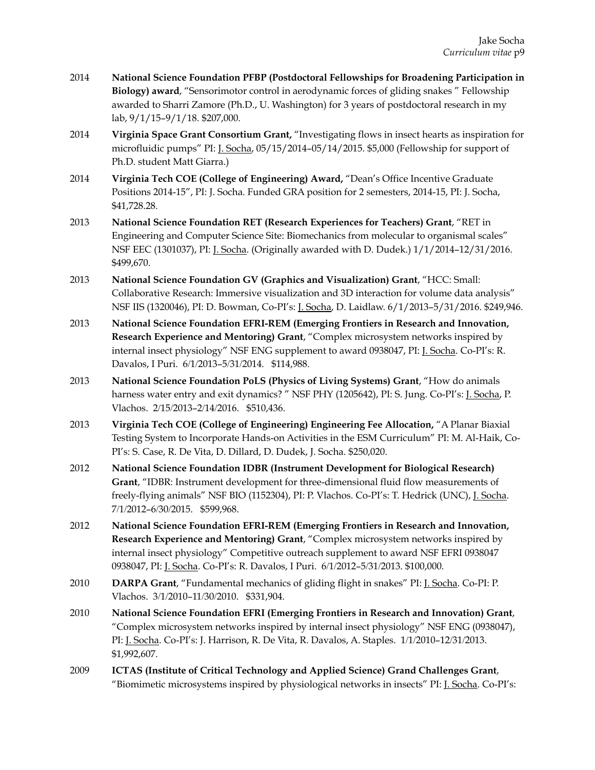2014 **National Science Foundation PFBP (Postdoctoral Fellowships for Broadening Participation in Biology) award**, "Sensorimotor control in aerodynamic forces of gliding snakes " Fellowship awarded to Sharri Zamore (Ph.D., U. Washington) for 3 years of postdoctoral research in my lab, 9/1/15–9/1/18. $207,000.

2014 **Virginia Space Grant Consortium Grant,** "Investigating flows in insect hearts as inspiration for microfluidic pumps" PI: J. Socha, 05/15/2014–05/14/2015. $5,000 (Fellowship for support of Ph.D. student Matt Giarra.)

2014 **Virginia Tech COE (College of Engineering) Award,** "Dean's Office Incentive Graduate Positions 2014-15", PI: J. Socha. Funded GRA position for 2 semesters, 2014-15, PI: J. Socha, $41,728.28.

2013 **National Science Foundation RET (Research Experiences for Teachers) Grant**, "RET in Engineering and Computer Science Site: Biomechanics from molecular to organismal scales" NSF EEC (1301037), PI: J. Socha. (Originally awarded with D. Dudek.) 1/1/2014–12/31/2016. $499,670.

2013 **National Science Foundation GV (Graphics and Visualization) Grant**, "HCC: Small: Collaborative Research: Immersive visualization and 3D interaction for volume data analysis" NSF IIS (1320046), PI: D. Bowman, Co-PI's: J. Socha, D. Laidlaw. 6/1/2013–5/31/2016. $249,946.

2013 **National Science Foundation EFRI-REM (Emerging Frontiers in Research and Innovation, Research Experience and Mentoring) Grant**, "Complex microsystem networks inspired by internal insect physiology" NSF ENG supplement to award 0938047, PI: J. Socha. Co-PI's: R. Davalos, I Puri. 6/1/2013–5/31/2014. $114,988.

2013 **National Science Foundation PoLS (Physics of Living Systems) Grant**, "How do animals harness water entry and exit dynamics? " NSF PHY (1205642), PI: S. Jung. Co-PI's: J. Socha, P. Vlachos. 2/15/2013–2/14/2016. $510,436.

2013 **Virginia Tech COE (College of Engineering) Engineering Fee Allocation,** "A Planar Biaxial Testing System to Incorporate Hands-on Activities in the ESM Curriculum" PI: M. Al-Haik, Co-PI's: S. Case, R. De Vita, D. Dillard, D. Dudek, J. Socha. $250,020.

2012 **National Science Foundation IDBR (Instrument Development for Biological Research) Grant**, "IDBR: Instrument development for three-dimensional fluid flow measurements of freely-flying animals" NSF BIO (1152304), PI: P. Vlachos. Co-PI's: T. Hedrick (UNC), J. Socha. 7/1/2012–6/30/2015. $599,968.

2012 **National Science Foundation EFRI-REM (Emerging Frontiers in Research and Innovation, Research Experience and Mentoring) Grant**, "Complex microsystem networks inspired by internal insect physiology" Competitive outreach supplement to award NSF EFRI 0938047 0938047, PI: J. Socha. Co-PI's: R. Davalos, I Puri. 6/1/2012–5/31/2013. $100,000.

2010 **DARPA Grant**, "Fundamental mechanics of gliding flight in snakes" PI: J. Socha. Co-PI: P. Vlachos. 3/1/2010–11/30/2010. $331,904.

2010 **National Science Foundation EFRI (Emerging Frontiers in Research and Innovation) Grant**, "Complex microsystem networks inspired by internal insect physiology" NSF ENG (0938047), PI: J. Socha. Co-PI's: J. Harrison, R. De Vita, R. Davalos, A. Staples. 1/1/2010–12/31/2013. $1,992,607.

2009 **ICTAS (Institute of Critical Technology and Applied Science) Grand Challenges Grant**, "Biomimetic microsystems inspired by physiological networks in insects" PI: J. Socha. Co-PI's: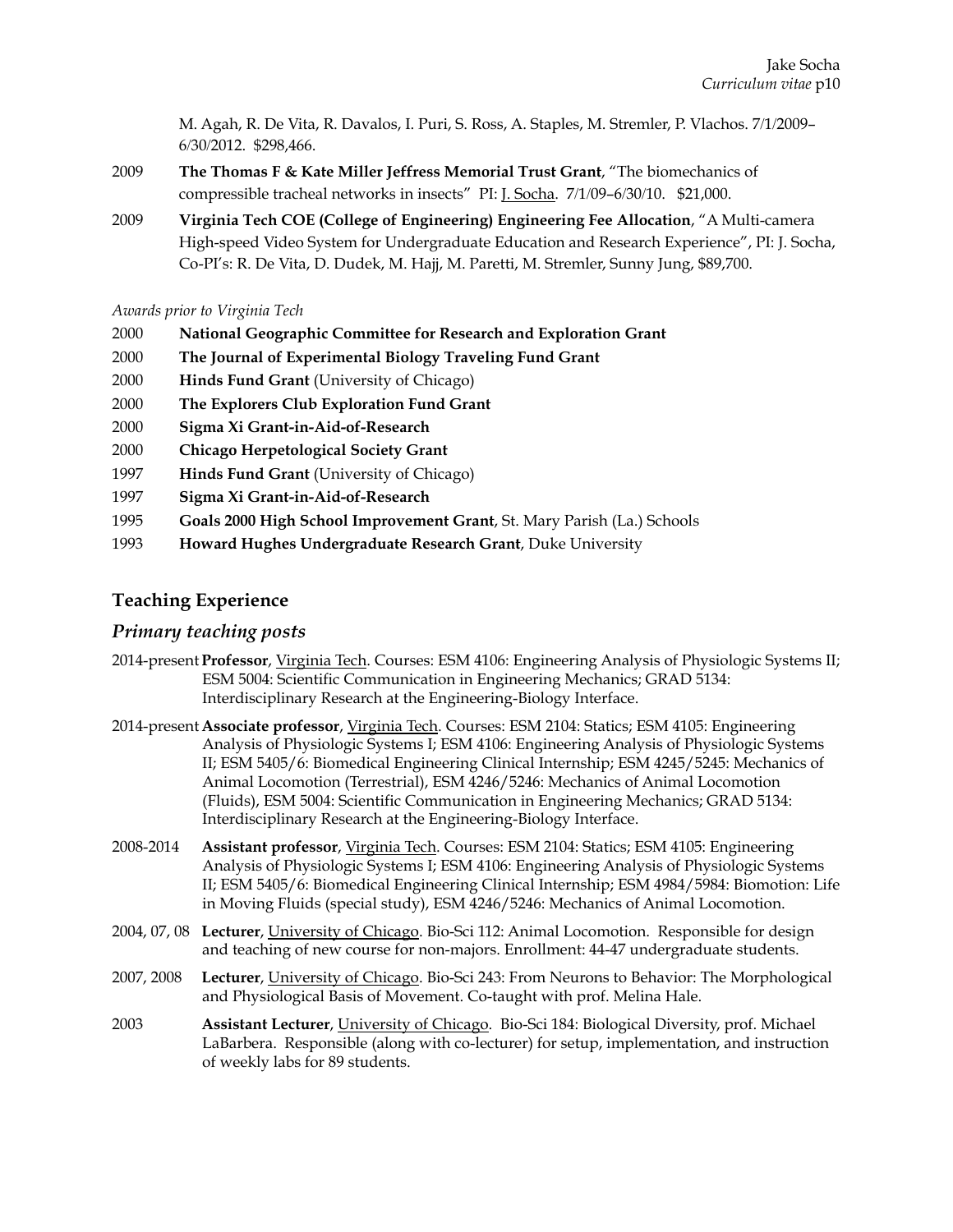M. Agah, R. De Vita, R. Davalos, I. Puri, S. Ross, A. Staples, M. Stremler, P. Vlachos. 7/1/2009–6/30/2012. $298,466.

2009 **The Thomas F & Kate Miller Jeffress Memorial Trust Grant**, "The biomechanics of compressible tracheal networks in insects" PI: J. Socha. 7/1/09–6/30/10. $21,000.

2009 **Virginia Tech COE (College of Engineering) Engineering Fee Allocation**, "A Multi-camera High-speed Video System for Undergraduate Education and Research Experience", PI: J. Socha, Co-PI's: R. De Vita, D. Dudek, M. Hajj, M. Paretti, M. Stremler, Sunny Jung, $89,700.

*Awards prior to Virginia Tech*

2000 **National Geographic Committee for Research and Exploration Grant**

2000 **The Journal of Experimental Biology Traveling Fund Grant**

2000 **Hinds Fund Grant** (University of Chicago)

2000 **The Explorers Club Exploration Fund Grant**

2000 **Sigma Xi Grant-in-Aid-of-Research**

2000 **Chicago Herpetological Society Grant**

1997 **Hinds Fund Grant** (University of Chicago)

1997 **Sigma Xi Grant-in-Aid-of-Research**

1995 **Goals 2000 High School Improvement Grant**, St. Mary Parish (La.) Schools

1993 **Howard Hughes Undergraduate Research Grant**, Duke University

## Teaching Experience

### *Primary teaching posts*

2014-present **Professor**, Virginia Tech. Courses: ESM 4106: Engineering Analysis of Physiologic Systems II; ESM 5004: Scientific Communication in Engineering Mechanics; GRAD 5134: Interdisciplinary Research at the Engineering-Biology Interface.

2014-present **Associate professor**, Virginia Tech. Courses: ESM 2104: Statics; ESM 4105: Engineering Analysis of Physiologic Systems I; ESM 4106: Engineering Analysis of Physiologic Systems II; ESM 5405/6: Biomedical Engineering Clinical Internship; ESM 4245/5245: Mechanics of Animal Locomotion (Terrestrial), ESM 4246/5246: Mechanics of Animal Locomotion (Fluids), ESM 5004: Scientific Communication in Engineering Mechanics; GRAD 5134: Interdisciplinary Research at the Engineering-Biology Interface.

2008-2014 **Assistant professor**, Virginia Tech. Courses: ESM 2104: Statics; ESM 4105: Engineering Analysis of Physiologic Systems I; ESM 4106: Engineering Analysis of Physiologic Systems II; ESM 5405/6: Biomedical Engineering Clinical Internship; ESM 4984/5984: Biomotion: Life in Moving Fluids (special study), ESM 4246/5246: Mechanics of Animal Locomotion.

2004, 07, 08 **Lecturer**, University of Chicago. Bio-Sci 112: Animal Locomotion. Responsible for design and teaching of new course for non-majors. Enrollment: 44-47 undergraduate students.

2007, 2008 **Lecturer**, University of Chicago. Bio-Sci 243: From Neurons to Behavior: The Morphological and Physiological Basis of Movement. Co-taught with prof. Melina Hale.

2003 **Assistant Lecturer**, University of Chicago. Bio-Sci 184: Biological Diversity, prof. Michael LaBarbera. Responsible (along with co-lecturer) for setup, implementation, and instruction of weekly labs for 89 students.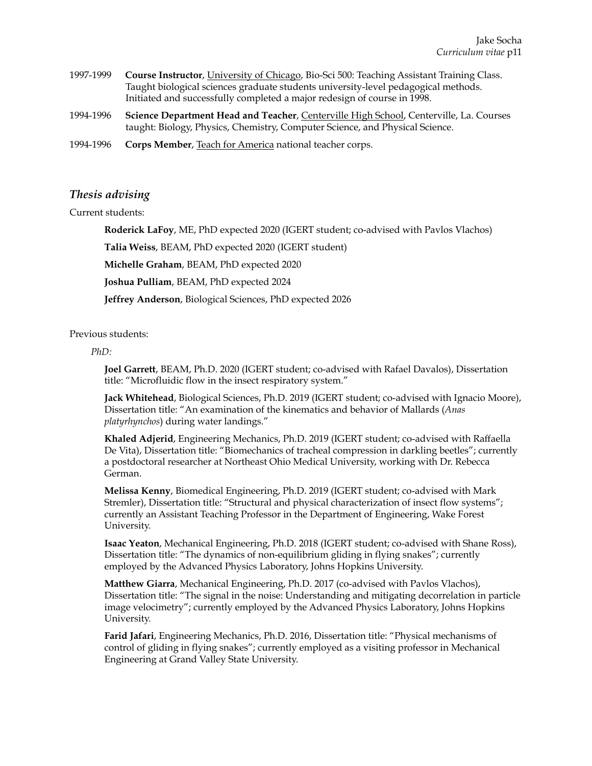1997-1999 **Course Instructor**, University of Chicago, Bio-Sci 500: Teaching Assistant Training Class. Taught biological sciences graduate students university-level pedagogical methods. Initiated and successfully completed a major redesign of course in 1998.

1994-1996 **Science Department Head and Teacher**, Centerville High School, Centerville, La. Courses taught: Biology, Physics, Chemistry, Computer Science, and Physical Science.

1994-1996 **Corps Member**, Teach for America national teacher corps.

## *Thesis advising*

Current students:

**Roderick LaFoy**, ME, PhD expected 2020 (IGERT student; co-advised with Pavlos Vlachos)

**Talia Weiss**, BEAM, PhD expected 2020 (IGERT student)

**Michelle Graham**, BEAM, PhD expected 2020

**Joshua Pulliam**, BEAM, PhD expected 2024

**Jeffrey Anderson**, Biological Sciences, PhD expected 2026

Previous students:

*PhD:*

**Joel Garrett**, BEAM, Ph.D. 2020 (IGERT student; co-advised with Rafael Davalos), Dissertation title: "Microfluidic flow in the insect respiratory system."

**Jack Whitehead**, Biological Sciences, Ph.D. 2019 (IGERT student; co-advised with Ignacio Moore), Dissertation title: "An examination of the kinematics and behavior of Mallards (*Anas platyrhynchos*) during water landings."

**Khaled Adjerid**, Engineering Mechanics, Ph.D. 2019 (IGERT student; co-advised with Raffaella De Vita), Dissertation title: "Biomechanics of tracheal compression in darkling beetles"; currently a postdoctoral researcher at Northeast Ohio Medical University, working with Dr. Rebecca German.

**Melissa Kenny**, Biomedical Engineering, Ph.D. 2019 (IGERT student; co-advised with Mark Stremler), Dissertation title: "Structural and physical characterization of insect flow systems"; currently an Assistant Teaching Professor in the Department of Engineering, Wake Forest University.

**Isaac Yeaton**, Mechanical Engineering, Ph.D. 2018 (IGERT student; co-advised with Shane Ross), Dissertation title: "The dynamics of non-equilibrium gliding in flying snakes"; currently employed by the Advanced Physics Laboratory, Johns Hopkins University.

**Matthew Giarra**, Mechanical Engineering, Ph.D. 2017 (co-advised with Pavlos Vlachos), Dissertation title: "The signal in the noise: Understanding and mitigating decorrelation in particle image velocimetry"; currently employed by the Advanced Physics Laboratory, Johns Hopkins University.

**Farid Jafari**, Engineering Mechanics, Ph.D. 2016, Dissertation title: "Physical mechanisms of control of gliding in flying snakes"; currently employed as a visiting professor in Mechanical Engineering at Grand Valley State University.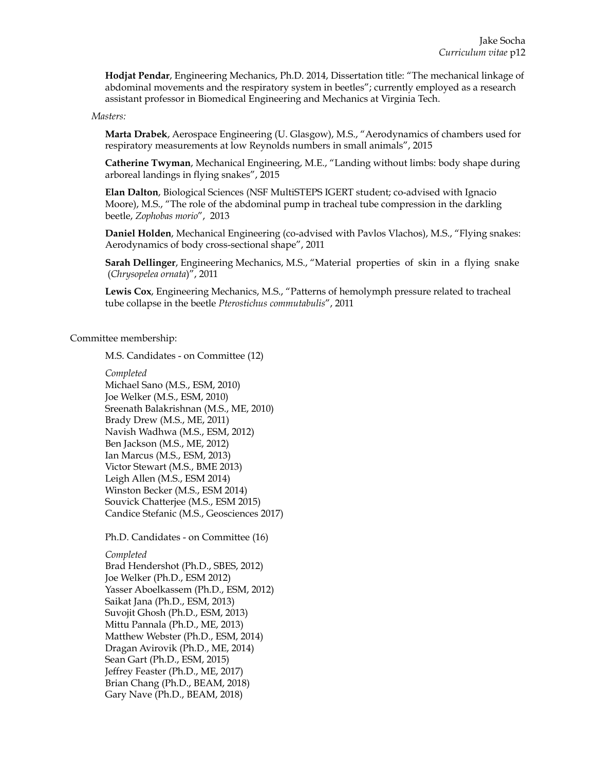**Hodjat Pendar**, Engineering Mechanics, Ph.D. 2014, Dissertation title: "The mechanical linkage of abdominal movements and the respiratory system in beetles"; currently employed as a research assistant professor in Biomedical Engineering and Mechanics at Virginia Tech.

*Masters:*

**Marta Drabek**, Aerospace Engineering (U. Glasgow), M.S., "Aerodynamics of chambers used for respiratory measurements at low Reynolds numbers in small animals", 2015

**Catherine Twyman**, Mechanical Engineering, M.E., "Landing without limbs: body shape during arboreal landings in flying snakes", 2015

**Elan Dalton**, Biological Sciences (NSF MultiSTEPS IGERT student; co-advised with Ignacio Moore), M.S., "The role of the abdominal pump in tracheal tube compression in the darkling beetle, *Zophobas morio*", 2013

**Daniel Holden**, Mechanical Engineering (co-advised with Pavlos Vlachos), M.S., "Flying snakes: Aerodynamics of body cross-sectional shape", 2011

**Sarah Dellinger**, Engineering Mechanics, M.S., "Material properties of skin in a flying snake (*Chrysopelea ornata*)", 2011

**Lewis Cox**, Engineering Mechanics, M.S., "Patterns of hemolymph pressure related to tracheal tube collapse in the beetle *Pterostichus commutabulis*", 2011

Committee membership:

M.S. Candidates - on Committee (12)

*Completed*
Michael Sano (M.S., ESM, 2010)
Joe Welker (M.S., ESM, 2010)
Sreenath Balakrishnan (M.S., ME, 2010)
Brady Drew (M.S., ME, 2011)
Navish Wadhwa (M.S., ESM, 2012)
Ben Jackson (M.S., ME, 2012)
Ian Marcus (M.S., ESM, 2013)
Victor Stewart (M.S., BME 2013)
Leigh Allen (M.S., ESM 2014)
Winston Becker (M.S., ESM 2014)
Souvick Chatterjee (M.S., ESM 2015)
Candice Stefanic (M.S., Geosciences 2017)

Ph.D. Candidates - on Committee (16)

*Completed*
Brad Hendershot (Ph.D., SBES, 2012)
Joe Welker (Ph.D., ESM 2012)
Yasser Aboelkassem (Ph.D., ESM, 2012)
Saikat Jana (Ph.D., ESM, 2013)
Suvojit Ghosh (Ph.D., ESM, 2013)
Mittu Pannala (Ph.D., ME, 2013)
Matthew Webster (Ph.D., ESM, 2014)
Dragan Avirovik (Ph.D., ME, 2014)
Sean Gart (Ph.D., ESM, 2015)
Jeffrey Feaster (Ph.D., ME, 2017)
Brian Chang (Ph.D., BEAM, 2018)
Gary Nave (Ph.D., BEAM, 2018)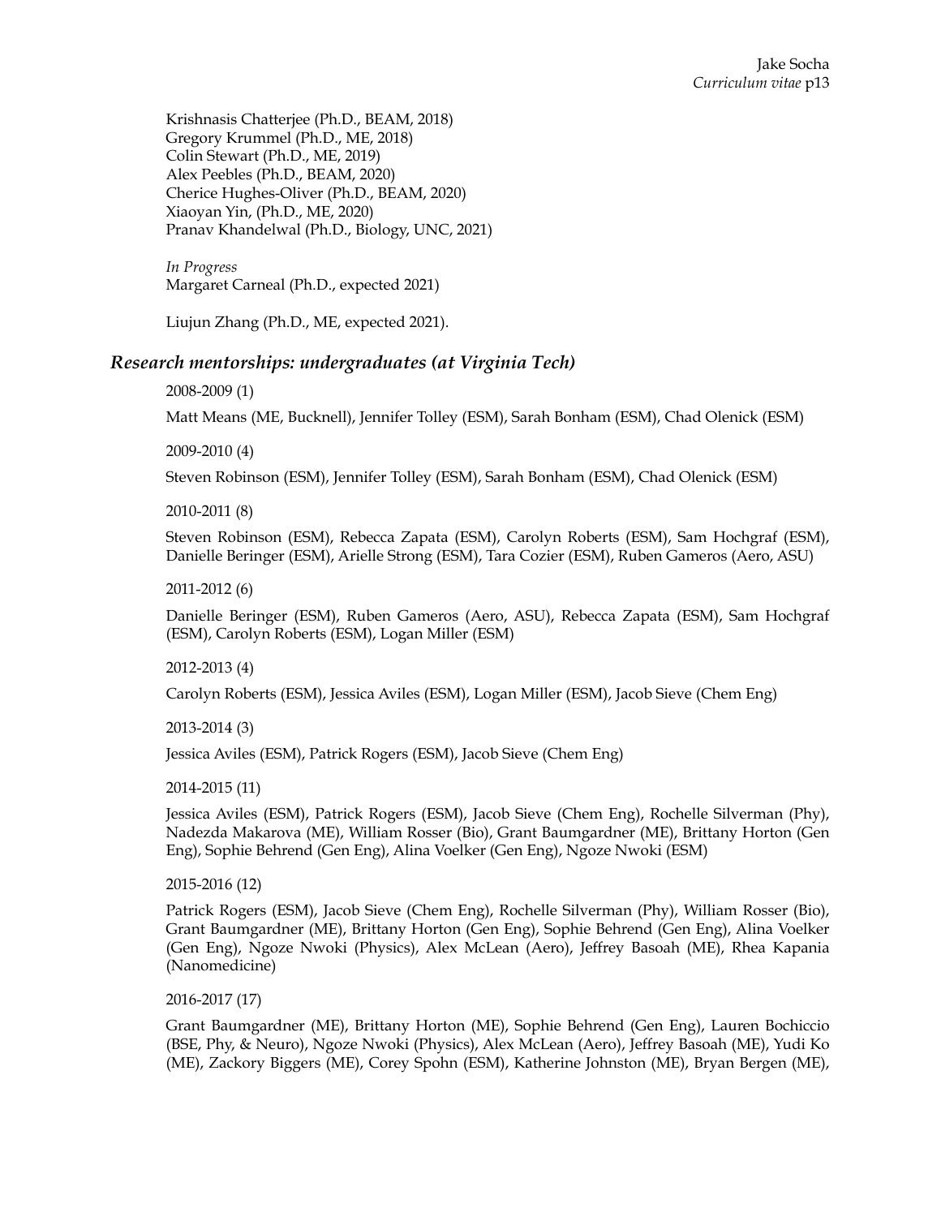Krishnasis Chatterjee (Ph.D., BEAM, 2018)
Gregory Krummel (Ph.D., ME, 2018)
Colin Stewart (Ph.D., ME, 2019)
Alex Peebles (Ph.D., BEAM, 2020)
Cherice Hughes-Oliver (Ph.D., BEAM, 2020)
Xiaoyan Yin, (Ph.D., ME, 2020)
Pranav Khandelwal (Ph.D., Biology, UNC, 2021)

*In Progress*
Margaret Carneal (Ph.D., expected 2021)

Liujun Zhang (Ph.D., ME, expected 2021).

### *Research mentorships: undergraduates (at Virginia Tech)*

2008-2009 (1)

Matt Means (ME, Bucknell), Jennifer Tolley (ESM), Sarah Bonham (ESM), Chad Olenick (ESM)

2009-2010 (4)

Steven Robinson (ESM), Jennifer Tolley (ESM), Sarah Bonham (ESM), Chad Olenick (ESM)

2010-2011 (8)

Steven Robinson (ESM), Rebecca Zapata (ESM), Carolyn Roberts (ESM), Sam Hochgraf (ESM), Danielle Beringer (ESM), Arielle Strong (ESM), Tara Cozier (ESM), Ruben Gameros (Aero, ASU)

2011-2012 (6)

Danielle Beringer (ESM), Ruben Gameros (Aero, ASU), Rebecca Zapata (ESM), Sam Hochgraf (ESM), Carolyn Roberts (ESM), Logan Miller (ESM)

2012-2013 (4)

Carolyn Roberts (ESM), Jessica Aviles (ESM), Logan Miller (ESM), Jacob Sieve (Chem Eng)

2013-2014 (3)

Jessica Aviles (ESM), Patrick Rogers (ESM), Jacob Sieve (Chem Eng)

2014-2015 (11)

Jessica Aviles (ESM), Patrick Rogers (ESM), Jacob Sieve (Chem Eng), Rochelle Silverman (Phy), Nadezda Makarova (ME), William Rosser (Bio), Grant Baumgardner (ME), Brittany Horton (Gen Eng), Sophie Behrend (Gen Eng), Alina Voelker (Gen Eng), Ngoze Nwoki (ESM)

2015-2016 (12)

Patrick Rogers (ESM), Jacob Sieve (Chem Eng), Rochelle Silverman (Phy), William Rosser (Bio), Grant Baumgardner (ME), Brittany Horton (Gen Eng), Sophie Behrend (Gen Eng), Alina Voelker (Gen Eng), Ngoze Nwoki (Physics), Alex McLean (Aero), Jeffrey Basoah (ME), Rhea Kapania (Nanomedicine)

2016-2017 (17)

Grant Baumgardner (ME), Brittany Horton (ME), Sophie Behrend (Gen Eng), Lauren Bochiccio (BSE, Phy, & Neuro), Ngoze Nwoki (Physics), Alex McLean (Aero), Jeffrey Basoah (ME), Yudi Ko (ME), Zackory Biggers (ME), Corey Spohn (ESM), Katherine Johnston (ME), Bryan Bergen (ME),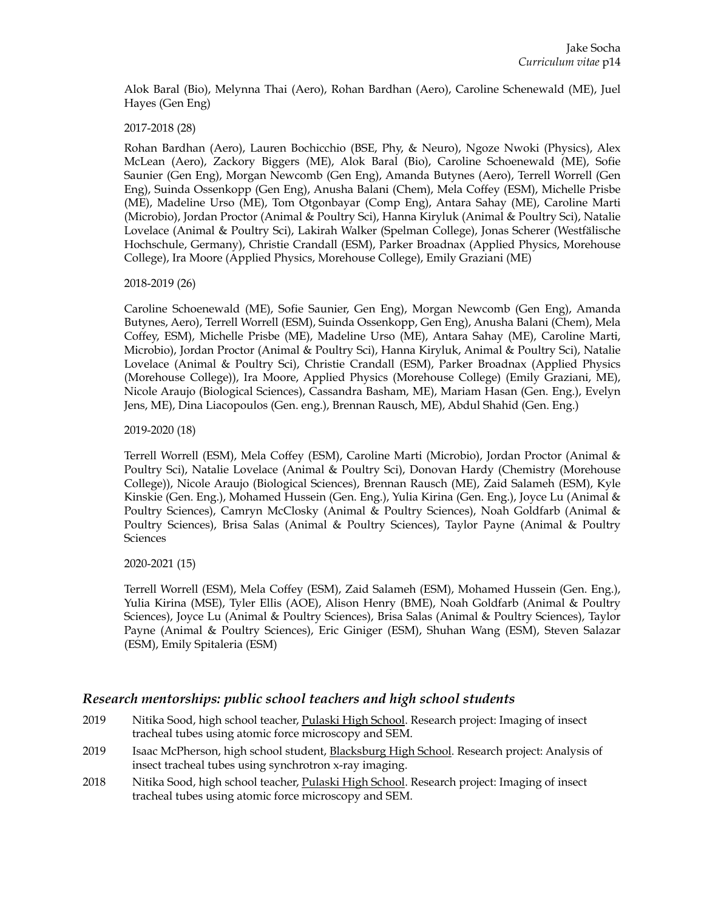Alok Baral (Bio), Melynna Thai (Aero), Rohan Bardhan (Aero), Caroline Schenewald (ME), Juel Hayes (Gen Eng)

2017-2018 (28)

Rohan Bardhan (Aero), Lauren Bochicchio (BSE, Phy, & Neuro), Ngoze Nwoki (Physics), Alex McLean (Aero), Zackory Biggers (ME), Alok Baral (Bio), Caroline Schoenewald (ME), Sofie Saunier (Gen Eng), Morgan Newcomb (Gen Eng), Amanda Butynes (Aero), Terrell Worrell (Gen Eng), Suinda Ossenkopp (Gen Eng), Anusha Balani (Chem), Mela Coffey (ESM), Michelle Prisbe (ME), Madeline Urso (ME), Tom Otgonbayar (Comp Eng), Antara Sahay (ME), Caroline Marti (Microbio), Jordan Proctor (Animal & Poultry Sci), Hanna Kiryluk (Animal & Poultry Sci), Natalie Lovelace (Animal & Poultry Sci), Lakirah Walker (Spelman College), Jonas Scherer (Westfälische Hochschule, Germany), Christie Crandall (ESM), Parker Broadnax (Applied Physics, Morehouse College), Ira Moore (Applied Physics, Morehouse College), Emily Graziani (ME)

2018-2019 (26)

Caroline Schoenewald (ME), Sofie Saunier, Gen Eng), Morgan Newcomb (Gen Eng), Amanda Butynes, Aero), Terrell Worrell (ESM), Suinda Ossenkopp, Gen Eng), Anusha Balani (Chem), Mela Coffey, ESM), Michelle Prisbe (ME), Madeline Urso (ME), Antara Sahay (ME), Caroline Marti, Microbio), Jordan Proctor (Animal & Poultry Sci), Hanna Kiryluk, Animal & Poultry Sci), Natalie Lovelace (Animal & Poultry Sci), Christie Crandall (ESM), Parker Broadnax (Applied Physics (Morehouse College)), Ira Moore, Applied Physics (Morehouse College) (Emily Graziani, ME), Nicole Araujo (Biological Sciences), Cassandra Basham, ME), Mariam Hasan (Gen. Eng.), Evelyn Jens, ME), Dina Liacopoulos (Gen. eng.), Brennan Rausch, ME), Abdul Shahid (Gen. Eng.)

2019-2020 (18)

Terrell Worrell (ESM), Mela Coffey (ESM), Caroline Marti (Microbio), Jordan Proctor (Animal & Poultry Sci), Natalie Lovelace (Animal & Poultry Sci), Donovan Hardy (Chemistry (Morehouse College)), Nicole Araujo (Biological Sciences), Brennan Rausch (ME), Zaid Salameh (ESM), Kyle Kinskie (Gen. Eng.), Mohamed Hussein (Gen. Eng.), Yulia Kirina (Gen. Eng.), Joyce Lu (Animal & Poultry Sciences), Camryn McClosky (Animal & Poultry Sciences), Noah Goldfarb (Animal & Poultry Sciences), Brisa Salas (Animal & Poultry Sciences), Taylor Payne (Animal & Poultry Sciences

2020-2021 (15)

Terrell Worrell (ESM), Mela Coffey (ESM), Zaid Salameh (ESM), Mohamed Hussein (Gen. Eng.), Yulia Kirina (MSE), Tyler Ellis (AOE), Alison Henry (BME), Noah Goldfarb (Animal & Poultry Sciences), Joyce Lu (Animal & Poultry Sciences), Brisa Salas (Animal & Poultry Sciences), Taylor Payne (Animal & Poultry Sciences), Eric Giniger (ESM), Shuhan Wang (ESM), Steven Salazar (ESM), Emily Spitaleria (ESM)

## *Research mentorships: public school teachers and high school students*

2019 Nitika Sood, high school teacher, Pulaski High School. Research project: Imaging of insect tracheal tubes using atomic force microscopy and SEM.

2019 Isaac McPherson, high school student, Blacksburg High School. Research project: Analysis of insect tracheal tubes using synchrotron x-ray imaging.

2018 Nitika Sood, high school teacher, Pulaski High School. Research project: Imaging of insect tracheal tubes using atomic force microscopy and SEM.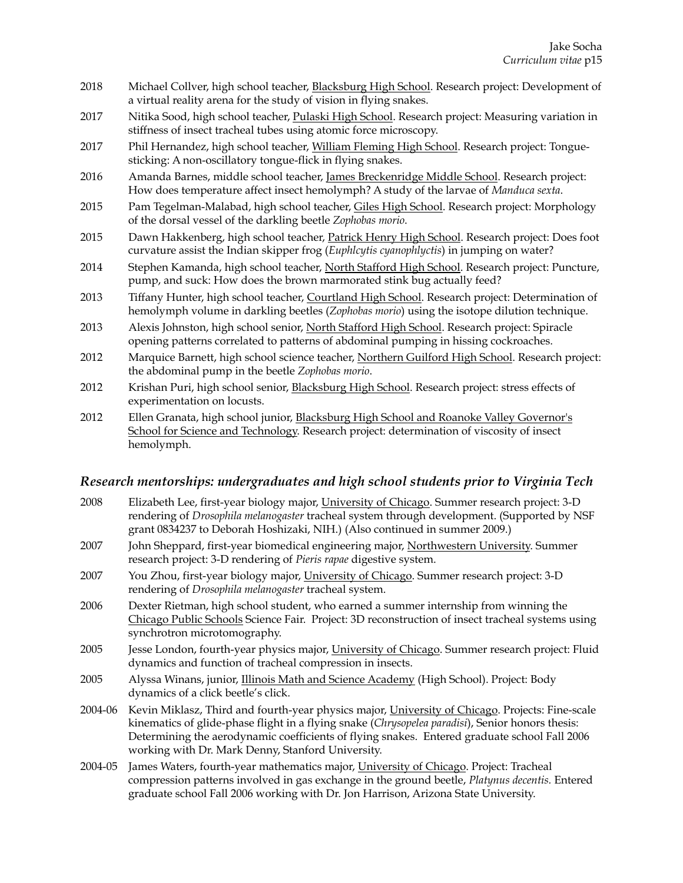2018 Michael Collver, high school teacher, Blacksburg High School. Research project: Development of a virtual reality arena for the study of vision in flying snakes.

2017 Nitika Sood, high school teacher, Pulaski High School. Research project: Measuring variation in stiffness of insect tracheal tubes using atomic force microscopy.

2017 Phil Hernandez, high school teacher, William Fleming High School. Research project: Tongue-sticking: A non-oscillatory tongue-flick in flying snakes.

2016 Amanda Barnes, middle school teacher, James Breckenridge Middle School. Research project: How does temperature affect insect hemolymph? A study of the larvae of *Manduca sexta*.

2015 Pam Tegelman-Malabad, high school teacher, Giles High School. Research project: Morphology of the dorsal vessel of the darkling beetle *Zophobas morio*.

2015 Dawn Hakkenberg, high school teacher, Patrick Henry High School. Research project: Does foot curvature assist the Indian skipper frog (*Euphlcytis cyanophlyctis*) in jumping on water?

2014 Stephen Kamanda, high school teacher, North Stafford High School. Research project: Puncture, pump, and suck: How does the brown marmorated stink bug actually feed?

2013 Tiffany Hunter, high school teacher, Courtland High School. Research project: Determination of hemolymph volume in darkling beetles (*Zophobas morio*) using the isotope dilution technique.

2013 Alexis Johnston, high school senior, North Stafford High School. Research project: Spiracle opening patterns correlated to patterns of abdominal pumping in hissing cockroaches.

2012 Marquice Barnett, high school science teacher, Northern Guilford High School. Research project: the abdominal pump in the beetle *Zophobas morio*.

2012 Krishan Puri, high school senior, Blacksburg High School. Research project: stress effects of experimentation on locusts.

2012 Ellen Granata, high school junior, Blacksburg High School and Roanoke Valley Governor's School for Science and Technology. Research project: determination of viscosity of insect hemolymph.

### *Research mentorships: undergraduates and high school students prior to Virginia Tech*

2008 Elizabeth Lee, first-year biology major, University of Chicago. Summer research project: 3-D rendering of *Drosophila melanogaster* tracheal system through development. (Supported by NSF grant 0834237 to Deborah Hoshizaki, NIH.) (Also continued in summer 2009.)

2007 John Sheppard, first-year biomedical engineering major, Northwestern University. Summer research project: 3-D rendering of *Pieris rapae* digestive system.

2007 You Zhou, first-year biology major, University of Chicago. Summer research project: 3-D rendering of *Drosophila melanogaster* tracheal system.

2006 Dexter Rietman, high school student, who earned a summer internship from winning the Chicago Public Schools Science Fair. Project: 3D reconstruction of insect tracheal systems using synchrotron microtomography.

2005 Jesse London, fourth-year physics major, University of Chicago. Summer research project: Fluid dynamics and function of tracheal compression in insects.

2005 Alyssa Winans, junior, Illinois Math and Science Academy (High School). Project: Body dynamics of a click beetle's click.

2004-06 Kevin Miklasz, Third and fourth-year physics major, University of Chicago. Projects: Fine-scale kinematics of glide-phase flight in a flying snake (*Chrysopelea paradisi*), Senior honors thesis: Determining the aerodynamic coefficients of flying snakes. Entered graduate school Fall 2006 working with Dr. Mark Denny, Stanford University.

2004-05 James Waters, fourth-year mathematics major, University of Chicago. Project: Tracheal compression patterns involved in gas exchange in the ground beetle, *Platynus decentis.* Entered graduate school Fall 2006 working with Dr. Jon Harrison, Arizona State University.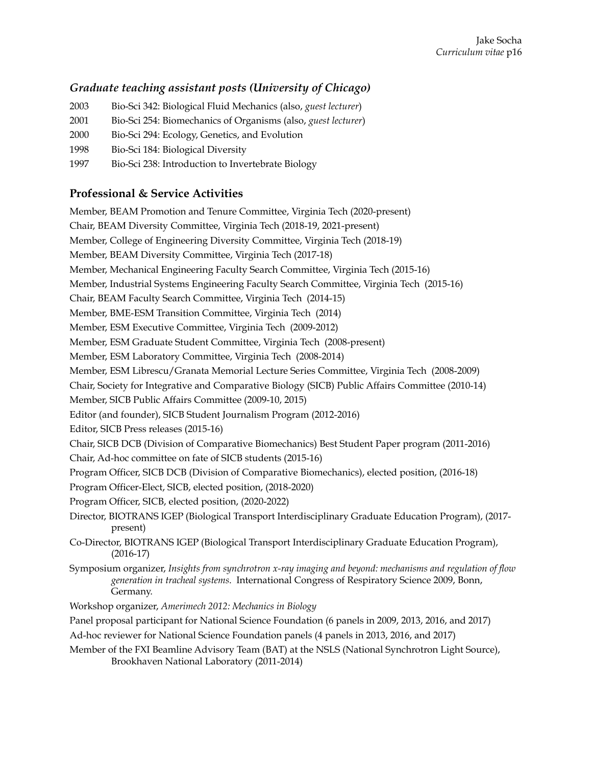### *Graduate teaching assistant posts (University of Chicago)*

2003 Bio-Sci 342: Biological Fluid Mechanics (also, *guest lecturer*)

2001 Bio-Sci 254: Biomechanics of Organisms (also, *guest lecturer*)

2000 Bio-Sci 294: Ecology, Genetics, and Evolution

1998 Bio-Sci 184: Biological Diversity

1997 Bio-Sci 238: Introduction to Invertebrate Biology

## Professional & Service Activities

Member, BEAM Promotion and Tenure Committee, Virginia Tech (2020-present)

Chair, BEAM Diversity Committee, Virginia Tech (2018-19, 2021-present)

Member, College of Engineering Diversity Committee, Virginia Tech (2018-19)

Member, BEAM Diversity Committee, Virginia Tech (2017-18)

Member, Mechanical Engineering Faculty Search Committee, Virginia Tech (2015-16)

Member, Industrial Systems Engineering Faculty Search Committee, Virginia Tech (2015-16)

Chair, BEAM Faculty Search Committee, Virginia Tech (2014-15)

Member, BME-ESM Transition Committee, Virginia Tech (2014)

Member, ESM Executive Committee, Virginia Tech (2009-2012)

Member, ESM Graduate Student Committee, Virginia Tech (2008-present)

Member, ESM Laboratory Committee, Virginia Tech (2008-2014)

Member, ESM Librescu/Granata Memorial Lecture Series Committee, Virginia Tech (2008-2009)

Chair, Society for Integrative and Comparative Biology (SICB) Public Affairs Committee (2010-14)

Member, SICB Public Affairs Committee (2009-10, 2015)

Editor (and founder), SICB Student Journalism Program (2012-2016)

Editor, SICB Press releases (2015-16)

Chair, SICB DCB (Division of Comparative Biomechanics) Best Student Paper program (2011-2016)

Chair, Ad-hoc committee on fate of SICB students (2015-16)

Program Officer, SICB DCB (Division of Comparative Biomechanics), elected position, (2016-18)

Program Officer-Elect, SICB, elected position, (2018-2020)

Program Officer, SICB, elected position, (2020-2022)

Director, BIOTRANS IGEP (Biological Transport Interdisciplinary Graduate Education Program), (2017-present)

Co-Director, BIOTRANS IGEP (Biological Transport Interdisciplinary Graduate Education Program), (2016-17)

Symposium organizer, *Insights from synchrotron x-ray imaging and beyond: mechanisms and regulation of flow generation in tracheal systems*. International Congress of Respiratory Science 2009, Bonn, Germany.

Workshop organizer, *Amerimech 2012: Mechanics in Biology*

Panel proposal participant for National Science Foundation (6 panels in 2009, 2013, 2016, and 2017)

Ad-hoc reviewer for National Science Foundation panels (4 panels in 2013, 2016, and 2017)

Member of the FXI Beamline Advisory Team (BAT) at the NSLS (National Synchrotron Light Source), Brookhaven National Laboratory (2011-2014)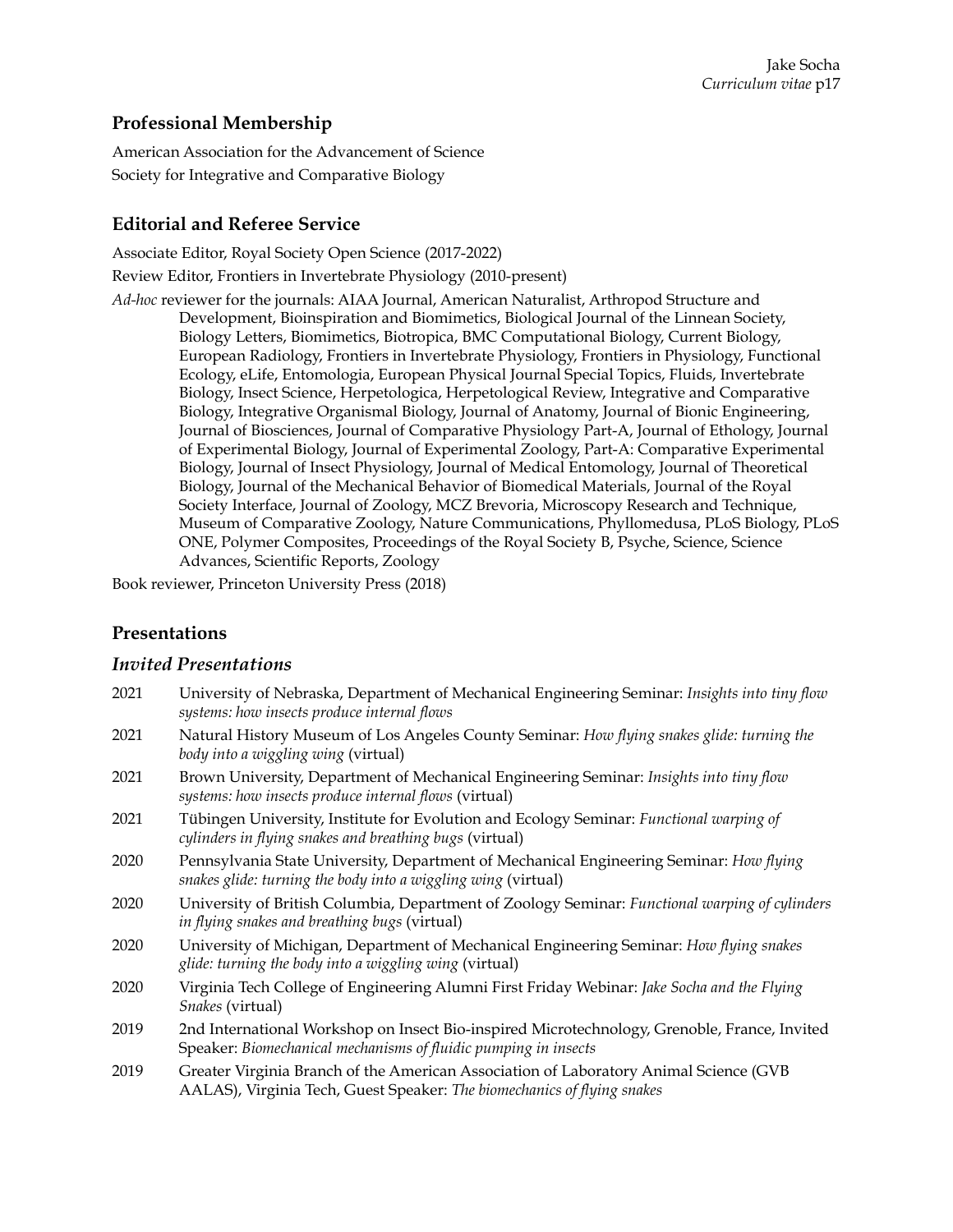## Professional Membership

American Association for the Advancement of Science

Society for Integrative and Comparative Biology

## Editorial and Referee Service

Associate Editor, Royal Society Open Science (2017-2022)

Review Editor, Frontiers in Invertebrate Physiology (2010-present)

*Ad-hoc* reviewer for the journals: AIAA Journal, American Naturalist, Arthropod Structure and Development, Bioinspiration and Biomimetics, Biological Journal of the Linnean Society, Biology Letters, Biomimetics, Biotropica, BMC Computational Biology, Current Biology, European Radiology, Frontiers in Invertebrate Physiology, Frontiers in Physiology, Functional Ecology, eLife, Entomologia, European Physical Journal Special Topics, Fluids, Invertebrate Biology, Insect Science, Herpetologica, Herpetological Review, Integrative and Comparative Biology, Integrative Organismal Biology, Journal of Anatomy, Journal of Bionic Engineering, Journal of Biosciences, Journal of Comparative Physiology Part-A, Journal of Ethology, Journal of Experimental Biology, Journal of Experimental Zoology, Part-A: Comparative Experimental Biology, Journal of Insect Physiology, Journal of Medical Entomology, Journal of Theoretical Biology, Journal of the Mechanical Behavior of Biomedical Materials, Journal of the Royal Society Interface, Journal of Zoology, MCZ Brevoria, Microscopy Research and Technique, Museum of Comparative Zoology, Nature Communications, Phyllomedusa, PLoS Biology, PLoS ONE, Polymer Composites, Proceedings of the Royal Society B, Psyche, Science, Science Advances, Scientific Reports, Zoology

Book reviewer, Princeton University Press (2018)

## Presentations

### *Invited Presentations*

2021 University of Nebraska, Department of Mechanical Engineering Seminar: *Insights into tiny flow systems: how insects produce internal flows*

2021 Natural History Museum of Los Angeles County Seminar: *How flying snakes glide: turning the body into a wiggling wing* (virtual)

2021 Brown University, Department of Mechanical Engineering Seminar: *Insights into tiny flow systems: how insects produce internal flows* (virtual)

2021 Tübingen University, Institute for Evolution and Ecology Seminar: *Functional warping of cylinders in flying snakes and breathing bugs* (virtual)

2020 Pennsylvania State University, Department of Mechanical Engineering Seminar: *How flying snakes glide: turning the body into a wiggling wing* (virtual)

2020 University of British Columbia, Department of Zoology Seminar: *Functional warping of cylinders in flying snakes and breathing bugs* (virtual)

2020 University of Michigan, Department of Mechanical Engineering Seminar: *How flying snakes glide: turning the body into a wiggling wing* (virtual)

2020 Virginia Tech College of Engineering Alumni First Friday Webinar: *Jake Socha and the Flying Snakes* (virtual)

2019 2nd International Workshop on Insect Bio-inspired Microtechnology, Grenoble, France, Invited Speaker: *Biomechanical mechanisms of fluidic pumping in insects*

2019 Greater Virginia Branch of the American Association of Laboratory Animal Science (GVB AALAS), Virginia Tech, Guest Speaker: *The biomechanics of flying snakes*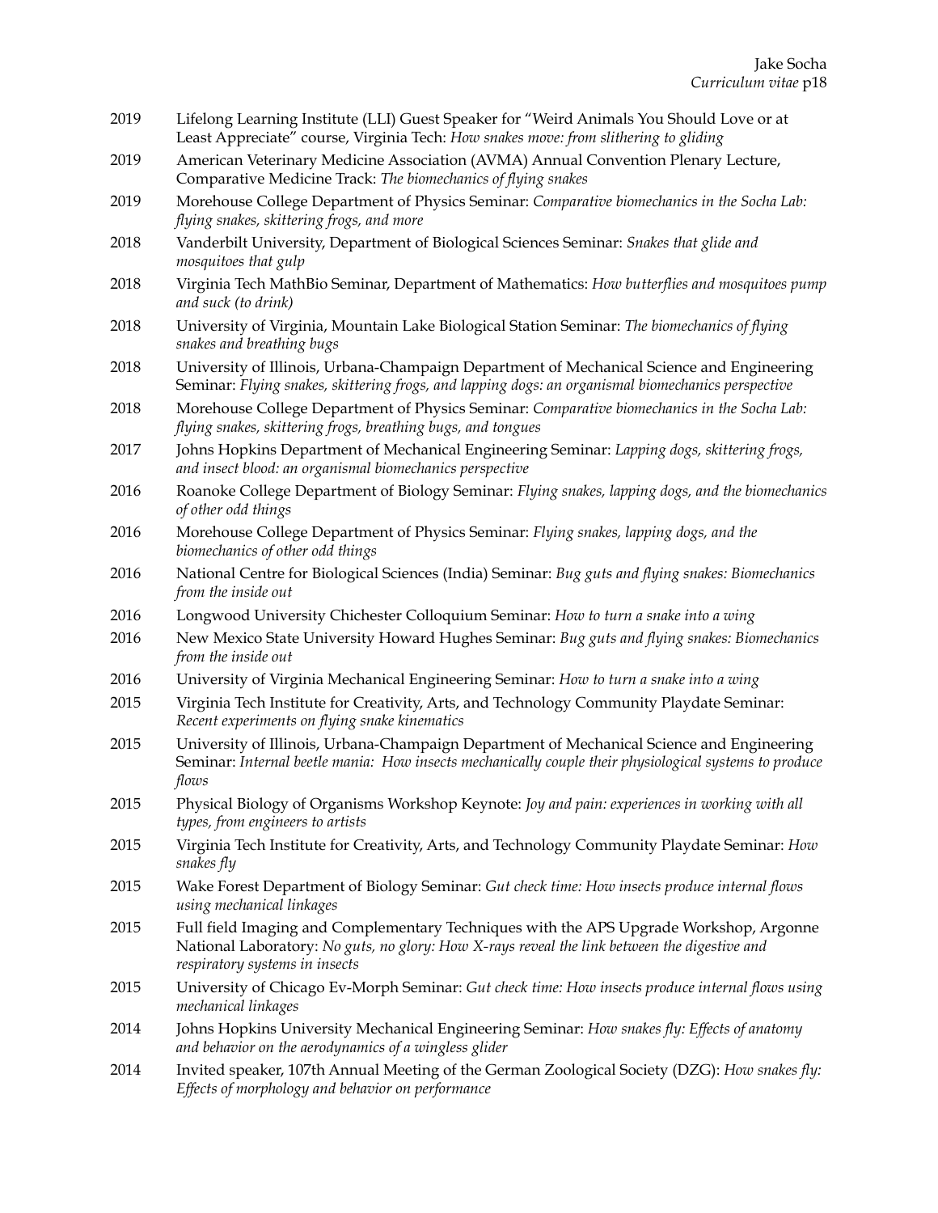2019 Lifelong Learning Institute (LLI) Guest Speaker for "Weird Animals You Should Love or at Least Appreciate" course, Virginia Tech: *How snakes move: from slithering to gliding*

2019 American Veterinary Medicine Association (AVMA) Annual Convention Plenary Lecture, Comparative Medicine Track: *The biomechanics of flying snakes*

2019 Morehouse College Department of Physics Seminar: *Comparative biomechanics in the Socha Lab: flying snakes, skittering frogs, and more*

2018 Vanderbilt University, Department of Biological Sciences Seminar: *Snakes that glide and mosquitoes that gulp*

2018 Virginia Tech MathBio Seminar, Department of Mathematics: *How butterflies and mosquitoes pump and suck (to drink)*

2018 University of Virginia, Mountain Lake Biological Station Seminar: *The biomechanics of flying snakes and breathing bugs*

2018 University of Illinois, Urbana-Champaign Department of Mechanical Science and Engineering Seminar: *Flying snakes, skittering frogs, and lapping dogs: an organismal biomechanics perspective*

2018 Morehouse College Department of Physics Seminar: *Comparative biomechanics in the Socha Lab: flying snakes, skittering frogs, breathing bugs, and tongues*

2017 Johns Hopkins Department of Mechanical Engineering Seminar: *Lapping dogs, skittering frogs, and insect blood: an organismal biomechanics perspective*

2016 Roanoke College Department of Biology Seminar: *Flying snakes, lapping dogs, and the biomechanics of other odd things*

2016 Morehouse College Department of Physics Seminar: *Flying snakes, lapping dogs, and the biomechanics of other odd things*

2016 National Centre for Biological Sciences (India) Seminar: *Bug guts and flying snakes: Biomechanics from the inside out*

2016 Longwood University Chichester Colloquium Seminar: *How to turn a snake into a wing*

2016 New Mexico State University Howard Hughes Seminar: *Bug guts and flying snakes: Biomechanics from the inside out*

2016 University of Virginia Mechanical Engineering Seminar: *How to turn a snake into a wing*

2015 Virginia Tech Institute for Creativity, Arts, and Technology Community Playdate Seminar: *Recent experiments on flying snake kinematics*

2015 University of Illinois, Urbana-Champaign Department of Mechanical Science and Engineering Seminar: *Internal beetle mania: How insects mechanically couple their physiological systems to produce flows*

2015 Physical Biology of Organisms Workshop Keynote: *Joy and pain: experiences in working with all types, from engineers to artists*

2015 Virginia Tech Institute for Creativity, Arts, and Technology Community Playdate Seminar: *How snakes fly*

2015 Wake Forest Department of Biology Seminar: *Gut check time: How insects produce internal flows using mechanical linkages*

2015 Full field Imaging and Complementary Techniques with the APS Upgrade Workshop, Argonne National Laboratory: *No guts, no glory: How X-rays reveal the link between the digestive and respiratory systems in insects*

2015 University of Chicago Ev-Morph Seminar: *Gut check time: How insects produce internal flows using mechanical linkages*

2014 Johns Hopkins University Mechanical Engineering Seminar: *How snakes fly: Effects of anatomy and behavior on the aerodynamics of a wingless glider*

2014 Invited speaker, 107th Annual Meeting of the German Zoological Society (DZG): *How snakes fly: Effects of morphology and behavior on performance*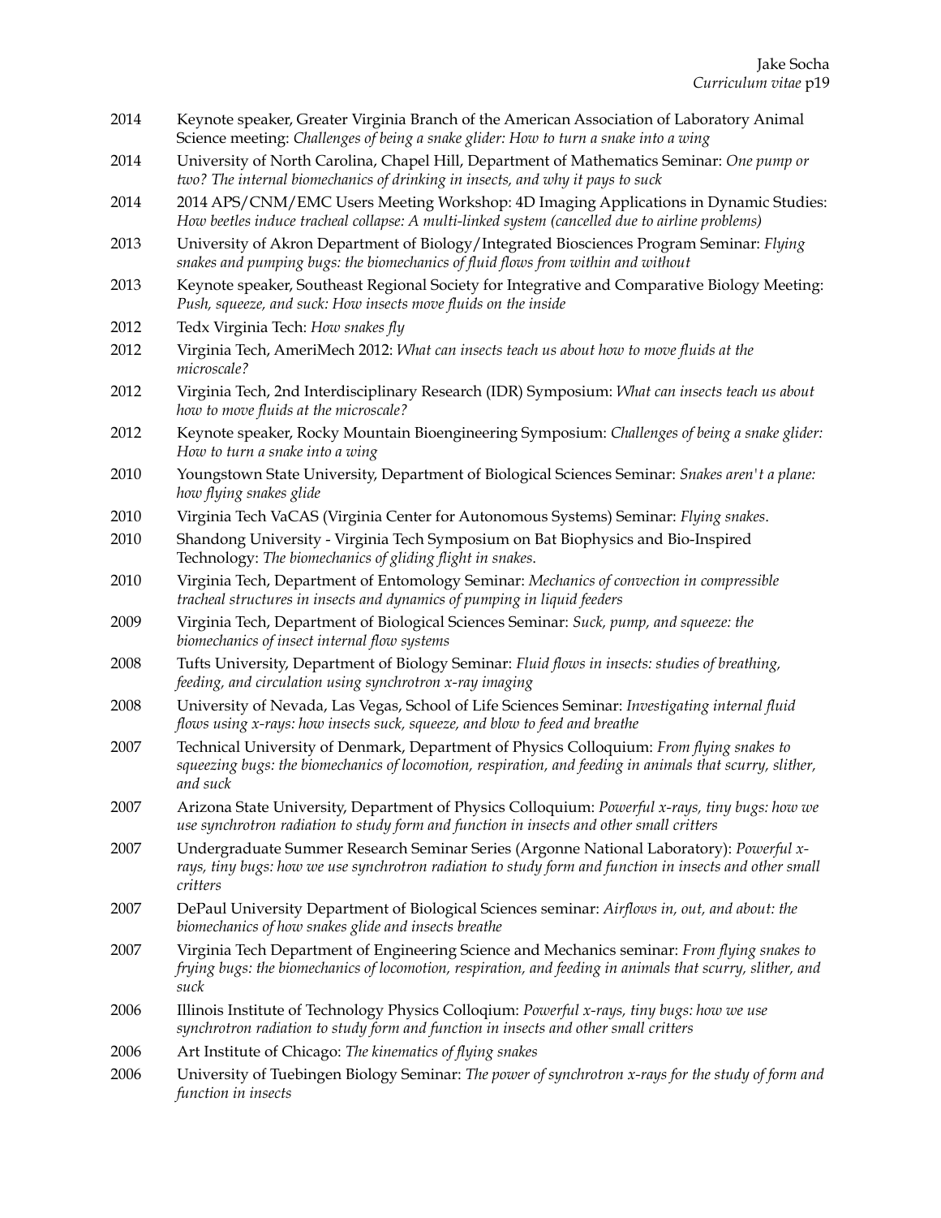2014 Keynote speaker, Greater Virginia Branch of the American Association of Laboratory Animal Science meeting: *Challenges of being a snake glider: How to turn a snake into a wing*

2014 University of North Carolina, Chapel Hill, Department of Mathematics Seminar: *One pump or two? The internal biomechanics of drinking in insects, and why it pays to suck*

2014 2014 APS/CNM/EMC Users Meeting Workshop: 4D Imaging Applications in Dynamic Studies: *How beetles induce tracheal collapse: A multi-linked system (cancelled due to airline problems)*

2013 University of Akron Department of Biology/Integrated Biosciences Program Seminar: *Flying snakes and pumping bugs: the biomechanics of fluid flows from within and without*

2013 Keynote speaker, Southeast Regional Society for Integrative and Comparative Biology Meeting: *Push, squeeze, and suck: How insects move fluids on the inside*

2012 Tedx Virginia Tech: *How snakes fly*

2012 Virginia Tech, AmeriMech 2012: *What can insects teach us about how to move fluids at the microscale?*

2012 Virginia Tech, 2nd Interdisciplinary Research (IDR) Symposium: *What can insects teach us about how to move fluids at the microscale?*

2012 Keynote speaker, Rocky Mountain Bioengineering Symposium: *Challenges of being a snake glider: How to turn a snake into a wing*

2010 Youngstown State University, Department of Biological Sciences Seminar: *Snakes aren't a plane: how flying snakes glide*

2010 Virginia Tech VaCAS (Virginia Center for Autonomous Systems) Seminar: *Flying snakes*.

2010 Shandong University - Virginia Tech Symposium on Bat Biophysics and Bio-Inspired Technology: *The biomechanics of gliding flight in snakes*.

2010 Virginia Tech, Department of Entomology Seminar: *Mechanics of convection in compressible tracheal structures in insects and dynamics of pumping in liquid feeders*

2009 Virginia Tech, Department of Biological Sciences Seminar: *Suck, pump, and squeeze: the biomechanics of insect internal flow systems*

2008 Tufts University, Department of Biology Seminar: *Fluid flows in insects: studies of breathing, feeding, and circulation using synchrotron x-ray imaging*

2008 University of Nevada, Las Vegas, School of Life Sciences Seminar: *Investigating internal fluid flows using x-rays: how insects suck, squeeze, and blow to feed and breathe*

2007 Technical University of Denmark, Department of Physics Colloquium: *From flying snakes to squeezing bugs: the biomechanics of locomotion, respiration, and feeding in animals that scurry, slither, and suck*

2007 Arizona State University, Department of Physics Colloquium: *Powerful x-rays, tiny bugs: how we use synchrotron radiation to study form and function in insects and other small critters*

2007 Undergraduate Summer Research Seminar Series (Argonne National Laboratory): *Powerful x-rays, tiny bugs: how we use synchrotron radiation to study form and function in insects and other small critters*

2007 DePaul University Department of Biological Sciences seminar: *Airflows in, out, and about: the biomechanics of how snakes glide and insects breathe*

2007 Virginia Tech Department of Engineering Science and Mechanics seminar: *From flying snakes to frying bugs: the biomechanics of locomotion, respiration, and feeding in animals that scurry, slither, and suck*

2006 Illinois Institute of Technology Physics Colloqium: *Powerful x-rays, tiny bugs: how we use synchrotron radiation to study form and function in insects and other small critters*

2006 Art Institute of Chicago: *The kinematics of flying snakes*

2006 University of Tuebingen Biology Seminar: *The power of synchrotron x-rays for the study of form and function in insects*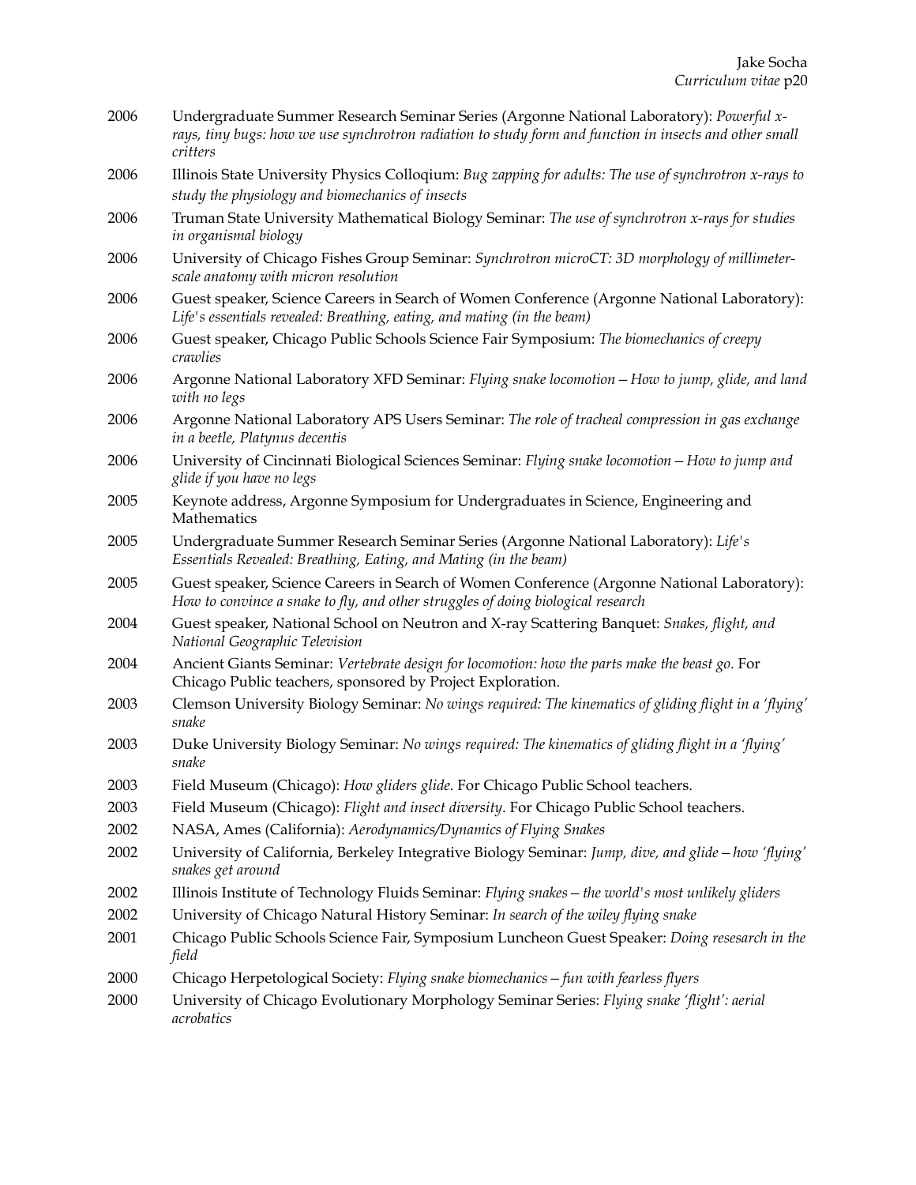2006 Undergraduate Summer Research Seminar Series (Argonne National Laboratory): *Powerful x-rays, tiny bugs: how we use synchrotron radiation to study form and function in insects and other small critters*

2006 Illinois State University Physics Colloqium: *Bug zapping for adults: The use of synchrotron x-rays to study the physiology and biomechanics of insects*

2006 Truman State University Mathematical Biology Seminar: *The use of synchrotron x-rays for studies in organismal biology*

2006 University of Chicago Fishes Group Seminar: *Synchrotron microCT: 3D morphology of millimeter-scale anatomy with micron resolution*

2006 Guest speaker, Science Careers in Search of Women Conference (Argonne National Laboratory): *Life's essentials revealed: Breathing, eating, and mating (in the beam)*

2006 Guest speaker, Chicago Public Schools Science Fair Symposium: *The biomechanics of creepy crawlies*

2006 Argonne National Laboratory XFD Seminar: *Flying snake locomotion – How to jump, glide, and land with no legs*

2006 Argonne National Laboratory APS Users Seminar: *The role of tracheal compression in gas exchange in a beetle, Platynus decentis*

2006 University of Cincinnati Biological Sciences Seminar: *Flying snake locomotion – How to jump and glide if you have no legs*

2005 Keynote address, Argonne Symposium for Undergraduates in Science, Engineering and Mathematics

2005 Undergraduate Summer Research Seminar Series (Argonne National Laboratory): *Life's Essentials Revealed: Breathing, Eating, and Mating (in the beam)*

2005 Guest speaker, Science Careers in Search of Women Conference (Argonne National Laboratory): *How to convince a snake to fly, and other struggles of doing biological research*

2004 Guest speaker, National School on Neutron and X-ray Scattering Banquet: *Snakes, flight, and National Geographic Television*

2004 Ancient Giants Seminar: *Vertebrate design for locomotion: how the parts make the beast go*. For Chicago Public teachers, sponsored by Project Exploration.

2003 Clemson University Biology Seminar: *No wings required: The kinematics of gliding flight in a 'flying' snake*

2003 Duke University Biology Seminar: *No wings required: The kinematics of gliding flight in a 'flying' snake*

2003 Field Museum (Chicago): *How gliders glide*. For Chicago Public School teachers.

2003 Field Museum (Chicago): *Flight and insect diversity*. For Chicago Public School teachers.

2002 NASA, Ames (California): *Aerodynamics/Dynamics of Flying Snakes*

2002 University of California, Berkeley Integrative Biology Seminar: *Jump, dive, and glide – how 'flying' snakes get around*

2002 Illinois Institute of Technology Fluids Seminar: *Flying snakes – the world's most unlikely gliders*

2002 University of Chicago Natural History Seminar: *In search of the wiley flying snake*

2001 Chicago Public Schools Science Fair, Symposium Luncheon Guest Speaker: *Doing resesarch in the field*

2000 Chicago Herpetological Society: *Flying snake biomechanics – fun with fearless flyers*

2000 University of Chicago Evolutionary Morphology Seminar Series: *Flying snake 'flight': aerial acrobatics*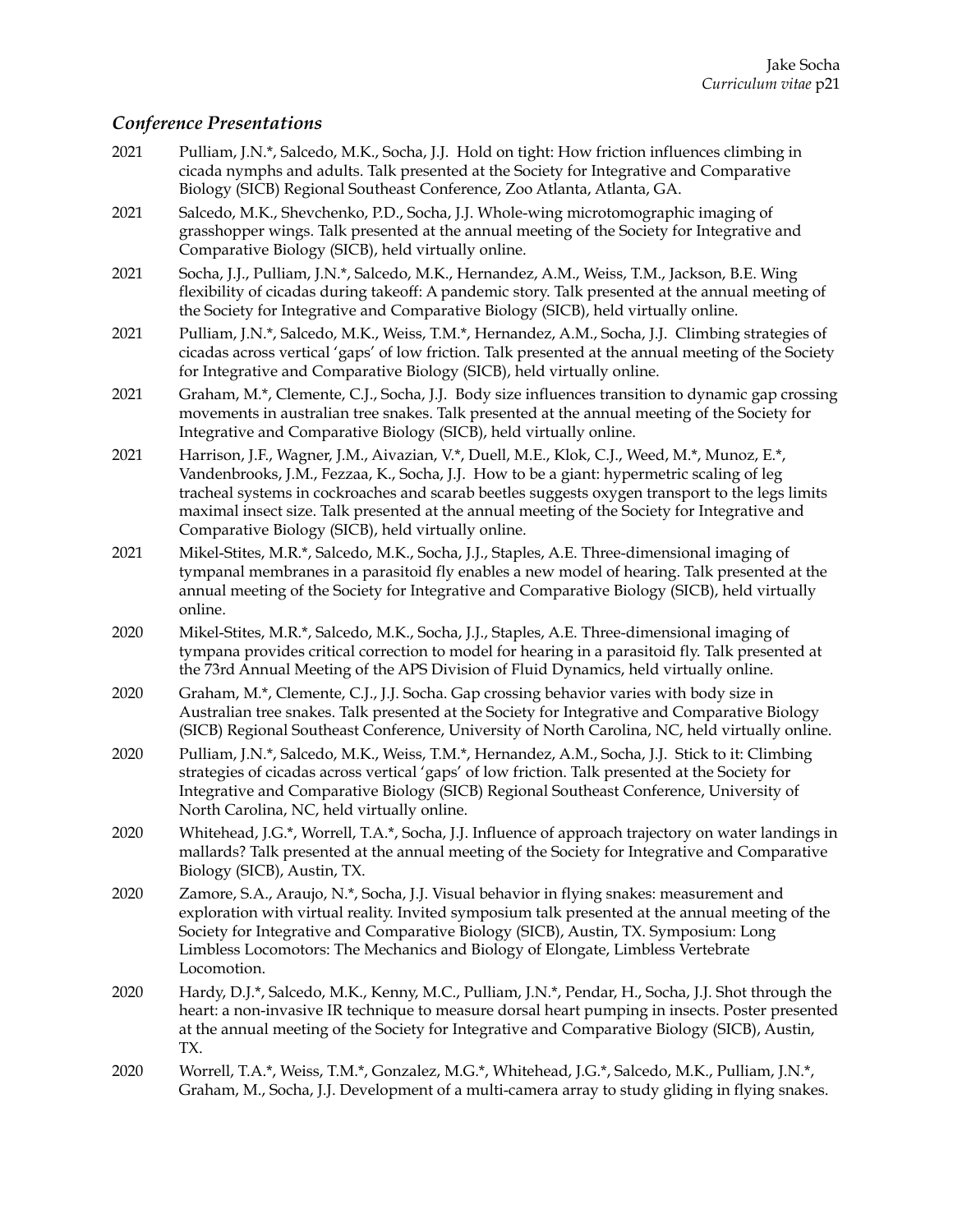### *Conference Presentations*

2021 Pulliam, J.N.*, Salcedo, M.K., Socha, J.J. Hold on tight: How friction influences climbing in cicada nymphs and adults. Talk presented at the Society for Integrative and Comparative Biology (SICB) Regional Southeast Conference, Zoo Atlanta, Atlanta, GA.

2021 Salcedo, M.K., Shevchenko, P.D., Socha, J.J. Whole-wing microtomographic imaging of grasshopper wings. Talk presented at the annual meeting of the Society for Integrative and Comparative Biology (SICB), held virtually online.

2021 Socha, J.J., Pulliam, J.N.*, Salcedo, M.K., Hernandez, A.M., Weiss, T.M., Jackson, B.E. Wing flexibility of cicadas during takeoff: A pandemic story. Talk presented at the annual meeting of the Society for Integrative and Comparative Biology (SICB), held virtually online.

2021 Pulliam, J.N.*, Salcedo, M.K., Weiss, T.M.*, Hernandez, A.M., Socha, J.J. Climbing strategies of cicadas across vertical 'gaps' of low friction. Talk presented at the annual meeting of the Society for Integrative and Comparative Biology (SICB), held virtually online.

2021 Graham, M.*, Clemente, C.J., Socha, J.J. Body size influences transition to dynamic gap crossing movements in australian tree snakes. Talk presented at the annual meeting of the Society for Integrative and Comparative Biology (SICB), held virtually online.

2021 Harrison, J.F., Wagner, J.M., Aivazian, V.*, Duell, M.E., Klok, C.J., Weed, M.*, Munoz, E.*, Vandenbrooks, J.M., Fezzaa, K., Socha, J.J. How to be a giant: hypermetric scaling of leg tracheal systems in cockroaches and scarab beetles suggests oxygen transport to the legs limits maximal insect size. Talk presented at the annual meeting of the Society for Integrative and Comparative Biology (SICB), held virtually online.

2021 Mikel-Stites, M.R.*, Salcedo, M.K., Socha, J.J., Staples, A.E. Three-dimensional imaging of tympanal membranes in a parasitoid fly enables a new model of hearing. Talk presented at the annual meeting of the Society for Integrative and Comparative Biology (SICB), held virtually online.

2020 Mikel-Stites, M.R.*, Salcedo, M.K., Socha, J.J., Staples, A.E. Three-dimensional imaging of tympana provides critical correction to model for hearing in a parasitoid fly. Talk presented at the 73rd Annual Meeting of the APS Division of Fluid Dynamics, held virtually online.

2020 Graham, M.*, Clemente, C.J., J.J. Socha. Gap crossing behavior varies with body size in Australian tree snakes. Talk presented at the Society for Integrative and Comparative Biology (SICB) Regional Southeast Conference, University of North Carolina, NC, held virtually online.

2020 Pulliam, J.N.*, Salcedo, M.K., Weiss, T.M.*, Hernandez, A.M., Socha, J.J. Stick to it: Climbing strategies of cicadas across vertical 'gaps' of low friction. Talk presented at the Society for Integrative and Comparative Biology (SICB) Regional Southeast Conference, University of North Carolina, NC, held virtually online.

2020 Whitehead, J.G.*, Worrell, T.A.*, Socha, J.J. Influence of approach trajectory on water landings in mallards? Talk presented at the annual meeting of the Society for Integrative and Comparative Biology (SICB), Austin, TX.

2020 Zamore, S.A., Araujo, N.*, Socha, J.J. Visual behavior in flying snakes: measurement and exploration with virtual reality. Invited symposium talk presented at the annual meeting of the Society for Integrative and Comparative Biology (SICB), Austin, TX. Symposium: Long Limbless Locomotors: The Mechanics and Biology of Elongate, Limbless Vertebrate Locomotion.

2020 Hardy, D.J.*, Salcedo, M.K., Kenny, M.C., Pulliam, J.N.*, Pendar, H., Socha, J.J. Shot through the heart: a non-invasive IR technique to measure dorsal heart pumping in insects. Poster presented at the annual meeting of the Society for Integrative and Comparative Biology (SICB), Austin, TX.

2020 Worrell, T.A.*, Weiss, T.M.*, Gonzalez, M.G.*, Whitehead, J.G.*, Salcedo, M.K., Pulliam, J.N.*, Graham, M., Socha, J.J. Development of a multi-camera array to study gliding in flying snakes.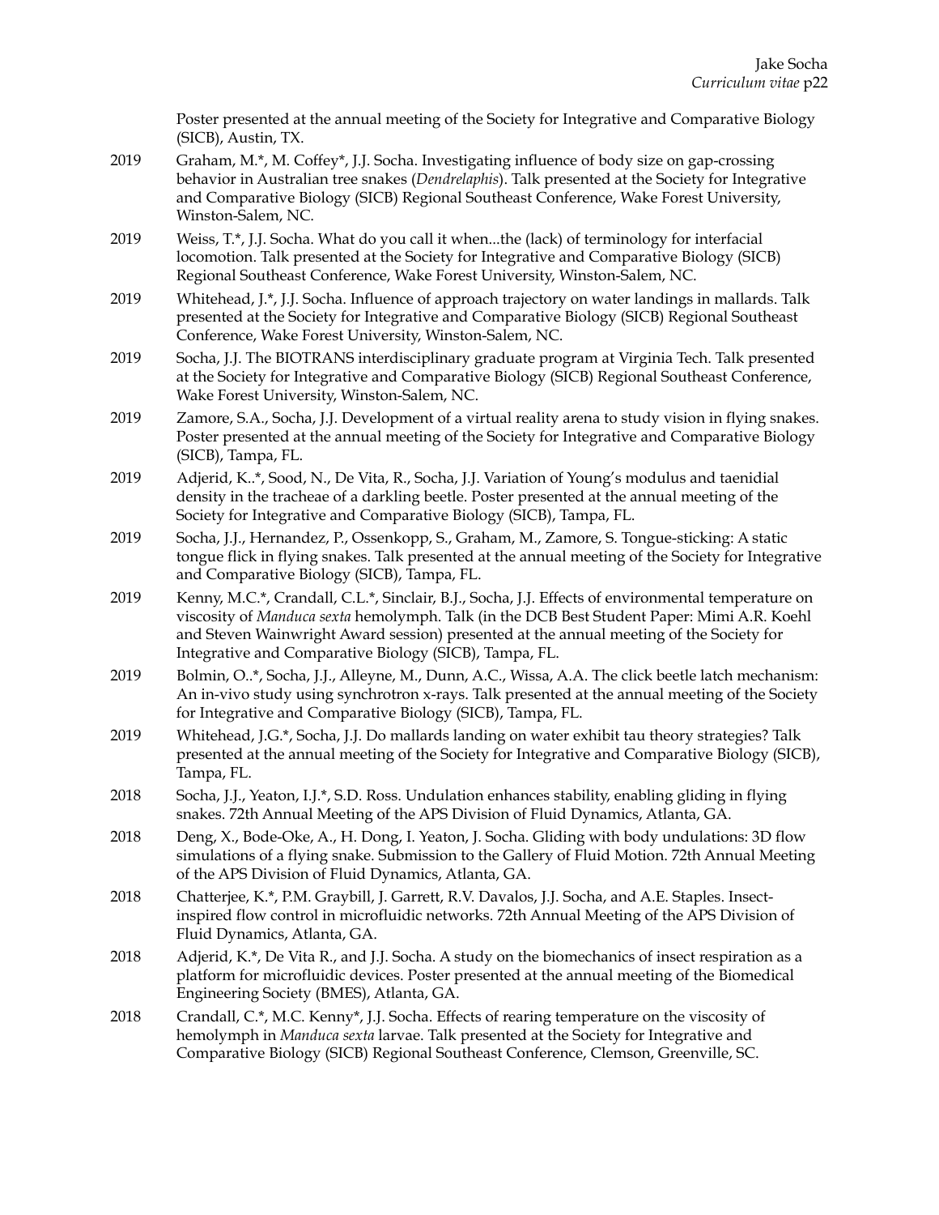Poster presented at the annual meeting of the Society for Integrative and Comparative Biology (SICB), Austin, TX.

2019 Graham, M.*, M. Coffey*, J.J. Socha. Investigating influence of body size on gap-crossing behavior in Australian tree snakes (*Dendrelaphis*). Talk presented at the Society for Integrative and Comparative Biology (SICB) Regional Southeast Conference, Wake Forest University, Winston-Salem, NC.

2019 Weiss, T.*, J.J. Socha. What do you call it when...the (lack) of terminology for interfacial locomotion. Talk presented at the Society for Integrative and Comparative Biology (SICB) Regional Southeast Conference, Wake Forest University, Winston-Salem, NC.

2019 Whitehead, J.*, J.J. Socha. Influence of approach trajectory on water landings in mallards. Talk presented at the Society for Integrative and Comparative Biology (SICB) Regional Southeast Conference, Wake Forest University, Winston-Salem, NC.

2019 Socha, J.J. The BIOTRANS interdisciplinary graduate program at Virginia Tech. Talk presented at the Society for Integrative and Comparative Biology (SICB) Regional Southeast Conference, Wake Forest University, Winston-Salem, NC.

2019 Zamore, S.A., Socha, J.J. Development of a virtual reality arena to study vision in flying snakes. Poster presented at the annual meeting of the Society for Integrative and Comparative Biology (SICB), Tampa, FL.

2019 Adjerid, K..*, Sood, N., De Vita, R., Socha, J.J. Variation of Young's modulus and taenidial density in the tracheae of a darkling beetle. Poster presented at the annual meeting of the Society for Integrative and Comparative Biology (SICB), Tampa, FL.

2019 Socha, J.J., Hernandez, P., Ossenkopp, S., Graham, M., Zamore, S. Tongue-sticking: A static tongue flick in flying snakes. Talk presented at the annual meeting of the Society for Integrative and Comparative Biology (SICB), Tampa, FL.

2019 Kenny, M.C.*, Crandall, C.L.*, Sinclair, B.J., Socha, J.J. Effects of environmental temperature on viscosity of *Manduca sexta* hemolymph. Talk (in the DCB Best Student Paper: Mimi A.R. Koehl and Steven Wainwright Award session) presented at the annual meeting of the Society for Integrative and Comparative Biology (SICB), Tampa, FL.

2019 Bolmin, O..*, Socha, J.J., Alleyne, M., Dunn, A.C., Wissa, A.A. The click beetle latch mechanism: An in-vivo study using synchrotron x-rays. Talk presented at the annual meeting of the Society for Integrative and Comparative Biology (SICB), Tampa, FL.

2019 Whitehead, J.G.*, Socha, J.J. Do mallards landing on water exhibit tau theory strategies? Talk presented at the annual meeting of the Society for Integrative and Comparative Biology (SICB), Tampa, FL.

2018 Socha, J.J., Yeaton, I.J.*, S.D. Ross. Undulation enhances stability, enabling gliding in flying snakes. 72th Annual Meeting of the APS Division of Fluid Dynamics, Atlanta, GA.

2018 Deng, X., Bode-Oke, A., H. Dong, I. Yeaton, J. Socha. Gliding with body undulations: 3D flow simulations of a flying snake. Submission to the Gallery of Fluid Motion. 72th Annual Meeting of the APS Division of Fluid Dynamics, Atlanta, GA.

2018 Chatterjee, K.*, P.M. Graybill, J. Garrett, R.V. Davalos, J.J. Socha, and A.E. Staples. Insect-inspired flow control in microfluidic networks. 72th Annual Meeting of the APS Division of Fluid Dynamics, Atlanta, GA.

2018 Adjerid, K.*, De Vita R., and J.J. Socha. A study on the biomechanics of insect respiration as a platform for microfluidic devices. Poster presented at the annual meeting of the Biomedical Engineering Society (BMES), Atlanta, GA.

2018 Crandall, C.*, M.C. Kenny*, J.J. Socha. Effects of rearing temperature on the viscosity of hemolymph in *Manduca sexta* larvae. Talk presented at the Society for Integrative and Comparative Biology (SICB) Regional Southeast Conference, Clemson, Greenville, SC.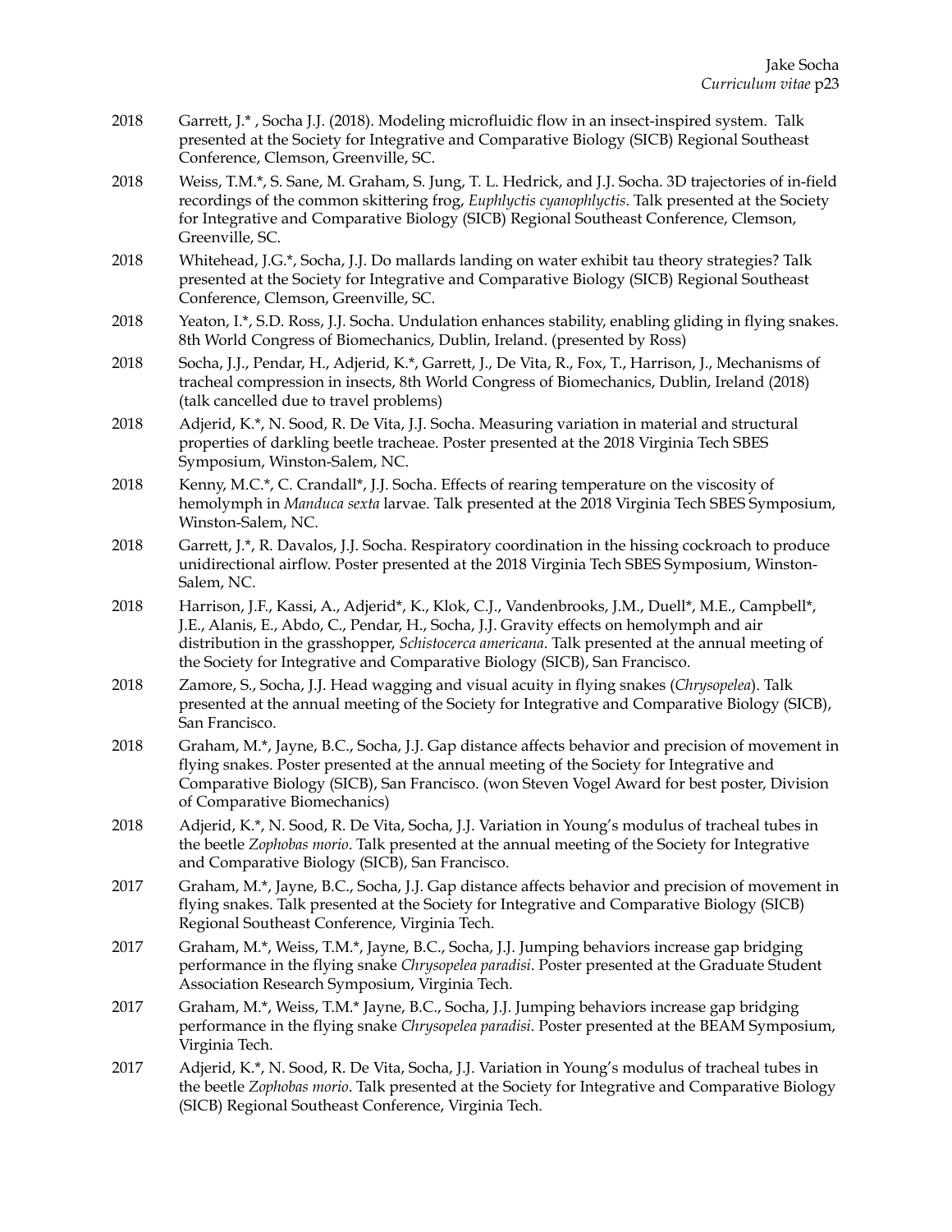2018 Garrett, J.* , Socha J.J. (2018). Modeling microfluidic flow in an insect-inspired system. Talk presented at the Society for Integrative and Comparative Biology (SICB) Regional Southeast Conference, Clemson, Greenville, SC.

2018 Weiss, T.M.*, S. Sane, M. Graham, S. Jung, T. L. Hedrick, and J.J. Socha. 3D trajectories of in-field recordings of the common skittering frog, *Euphlyctis cyanophlyctis*. Talk presented at the Society for Integrative and Comparative Biology (SICB) Regional Southeast Conference, Clemson, Greenville, SC.

2018 Whitehead, J.G.*, Socha, J.J. Do mallards landing on water exhibit tau theory strategies? Talk presented at the Society for Integrative and Comparative Biology (SICB) Regional Southeast Conference, Clemson, Greenville, SC.

2018 Yeaton, I.*, S.D. Ross, J.J. Socha. Undulation enhances stability, enabling gliding in flying snakes. 8th World Congress of Biomechanics, Dublin, Ireland. (presented by Ross)

2018 Socha, J.J., Pendar, H., Adjerid, K.*, Garrett, J., De Vita, R., Fox, T., Harrison, J., Mechanisms of tracheal compression in insects, 8th World Congress of Biomechanics, Dublin, Ireland (2018) (talk cancelled due to travel problems)

2018 Adjerid, K.*, N. Sood, R. De Vita, J.J. Socha. Measuring variation in material and structural properties of darkling beetle tracheae. Poster presented at the 2018 Virginia Tech SBES Symposium, Winston-Salem, NC.

2018 Kenny, M.C.*, C. Crandall*, J.J. Socha. Effects of rearing temperature on the viscosity of hemolymph in *Manduca sexta* larvae. Talk presented at the 2018 Virginia Tech SBES Symposium, Winston-Salem, NC.

2018 Garrett, J.*, R. Davalos, J.J. Socha. Respiratory coordination in the hissing cockroach to produce unidirectional airflow. Poster presented at the 2018 Virginia Tech SBES Symposium, Winston-Salem, NC.

2018 Harrison, J.F., Kassi, A., Adjerid*, K., Klok, C.J., Vandenbrooks, J.M., Duell*, M.E., Campbell*, J.E., Alanis, E., Abdo, C., Pendar, H., Socha, J.J. Gravity effects on hemolymph and air distribution in the grasshopper, *Schistocerca americana*. Talk presented at the annual meeting of the Society for Integrative and Comparative Biology (SICB), San Francisco.

2018 Zamore, S., Socha, J.J. Head wagging and visual acuity in flying snakes (*Chrysopelea*). Talk presented at the annual meeting of the Society for Integrative and Comparative Biology (SICB), San Francisco.

2018 Graham, M.*, Jayne, B.C., Socha, J.J. Gap distance affects behavior and precision of movement in flying snakes. Poster presented at the annual meeting of the Society for Integrative and Comparative Biology (SICB), San Francisco. (won Steven Vogel Award for best poster, Division of Comparative Biomechanics)

2018 Adjerid, K.*, N. Sood, R. De Vita, Socha, J.J. Variation in Young's modulus of tracheal tubes in the beetle *Zophobas morio*. Talk presented at the annual meeting of the Society for Integrative and Comparative Biology (SICB), San Francisco.

2017 Graham, M.*, Jayne, B.C., Socha, J.J. Gap distance affects behavior and precision of movement in flying snakes. Talk presented at the Society for Integrative and Comparative Biology (SICB) Regional Southeast Conference, Virginia Tech.

2017 Graham, M.*, Weiss, T.M.*, Jayne, B.C., Socha, J.J. Jumping behaviors increase gap bridging performance in the flying snake *Chrysopelea paradisi*. Poster presented at the Graduate Student Association Research Symposium, Virginia Tech.

2017 Graham, M.*, Weiss, T.M.* Jayne, B.C., Socha, J.J. Jumping behaviors increase gap bridging performance in the flying snake *Chrysopelea paradisi*. Poster presented at the BEAM Symposium, Virginia Tech.

2017 Adjerid, K.*, N. Sood, R. De Vita, Socha, J.J. Variation in Young's modulus of tracheal tubes in the beetle *Zophobas morio*. Talk presented at the Society for Integrative and Comparative Biology (SICB) Regional Southeast Conference, Virginia Tech.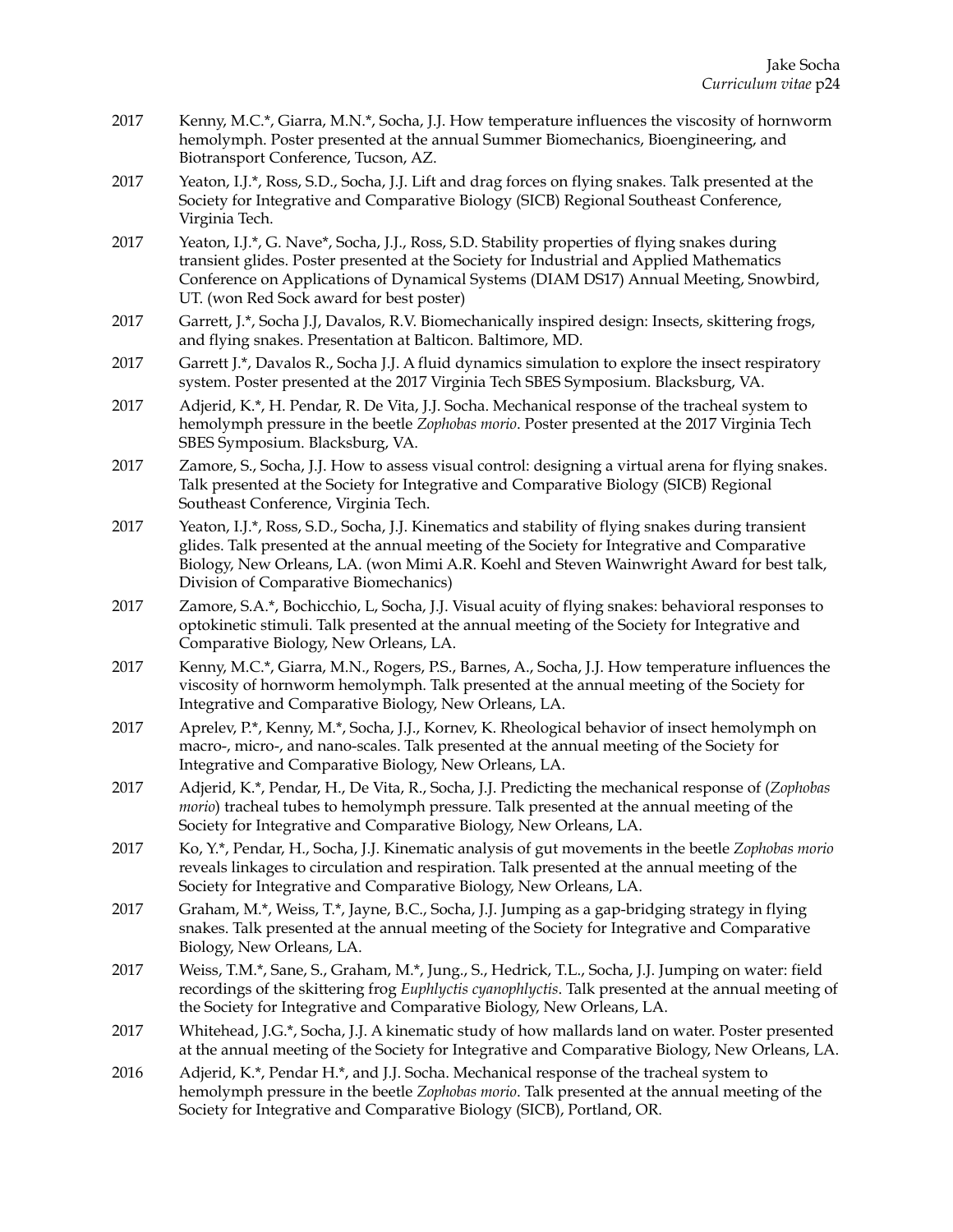2017 Kenny, M.C.*, Giarra, M.N.*, Socha, J.J. How temperature influences the viscosity of hornworm hemolymph. Poster presented at the annual Summer Biomechanics, Bioengineering, and Biotransport Conference, Tucson, AZ.

2017 Yeaton, I.J.*, Ross, S.D., Socha, J.J. Lift and drag forces on flying snakes. Talk presented at the Society for Integrative and Comparative Biology (SICB) Regional Southeast Conference, Virginia Tech.

2017 Yeaton, I.J.*, G. Nave*, Socha, J.J., Ross, S.D. Stability properties of flying snakes during transient glides. Poster presented at the Society for Industrial and Applied Mathematics Conference on Applications of Dynamical Systems (DIAM DS17) Annual Meeting, Snowbird, UT. (won Red Sock award for best poster)

2017 Garrett, J.*, Socha J.J, Davalos, R.V. Biomechanically inspired design: Insects, skittering frogs, and flying snakes. Presentation at Balticon. Baltimore, MD.

2017 Garrett J.*, Davalos R., Socha J.J. A fluid dynamics simulation to explore the insect respiratory system. Poster presented at the 2017 Virginia Tech SBES Symposium. Blacksburg, VA.

2017 Adjerid, K.*, H. Pendar, R. De Vita, J.J. Socha. Mechanical response of the tracheal system to hemolymph pressure in the beetle *Zophobas morio*. Poster presented at the 2017 Virginia Tech SBES Symposium. Blacksburg, VA.

2017 Zamore, S., Socha, J.J. How to assess visual control: designing a virtual arena for flying snakes. Talk presented at the Society for Integrative and Comparative Biology (SICB) Regional Southeast Conference, Virginia Tech.

2017 Yeaton, I.J.*, Ross, S.D., Socha, J.J. Kinematics and stability of flying snakes during transient glides. Talk presented at the annual meeting of the Society for Integrative and Comparative Biology, New Orleans, LA. (won Mimi A.R. Koehl and Steven Wainwright Award for best talk, Division of Comparative Biomechanics)

2017 Zamore, S.A.*, Bochicchio, L, Socha, J.J. Visual acuity of flying snakes: behavioral responses to optokinetic stimuli. Talk presented at the annual meeting of the Society for Integrative and Comparative Biology, New Orleans, LA.

2017 Kenny, M.C.*, Giarra, M.N., Rogers, P.S., Barnes, A., Socha, J.J. How temperature influences the viscosity of hornworm hemolymph. Talk presented at the annual meeting of the Society for Integrative and Comparative Biology, New Orleans, LA.

2017 Aprelev, P.*, Kenny, M.*, Socha, J.J., Kornev, K. Rheological behavior of insect hemolymph on macro-, micro-, and nano-scales. Talk presented at the annual meeting of the Society for Integrative and Comparative Biology, New Orleans, LA.

2017 Adjerid, K.*, Pendar, H., De Vita, R., Socha, J.J. Predicting the mechanical response of (*Zophobas morio*) tracheal tubes to hemolymph pressure. Talk presented at the annual meeting of the Society for Integrative and Comparative Biology, New Orleans, LA.

2017 Ko, Y.*, Pendar, H., Socha, J.J. Kinematic analysis of gut movements in the beetle *Zophobas morio* reveals linkages to circulation and respiration. Talk presented at the annual meeting of the Society for Integrative and Comparative Biology, New Orleans, LA.

2017 Graham, M.*, Weiss, T.*, Jayne, B.C., Socha, J.J. Jumping as a gap-bridging strategy in flying snakes. Talk presented at the annual meeting of the Society for Integrative and Comparative Biology, New Orleans, LA.

2017 Weiss, T.M.*, Sane, S., Graham, M.*, Jung., S., Hedrick, T.L., Socha, J.J. Jumping on water: field recordings of the skittering frog *Euphlyctis cyanophlyctis*. Talk presented at the annual meeting of the Society for Integrative and Comparative Biology, New Orleans, LA.

2017 Whitehead, J.G.*, Socha, J.J. A kinematic study of how mallards land on water. Poster presented at the annual meeting of the Society for Integrative and Comparative Biology, New Orleans, LA.

2016 Adjerid, K.*, Pendar H.*, and J.J. Socha. Mechanical response of the tracheal system to hemolymph pressure in the beetle *Zophobas morio*. Talk presented at the annual meeting of the Society for Integrative and Comparative Biology (SICB), Portland, OR.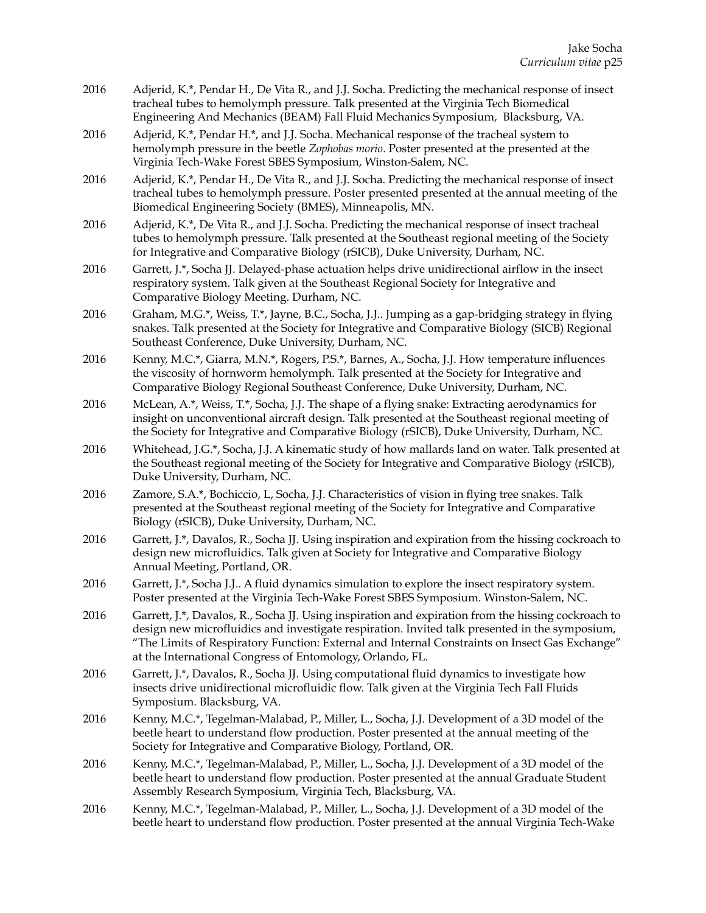2016 Adjerid, K.*, Pendar H., De Vita R., and J.J. Socha. Predicting the mechanical response of insect tracheal tubes to hemolymph pressure. Talk presented at the Virginia Tech Biomedical Engineering And Mechanics (BEAM) Fall Fluid Mechanics Symposium, Blacksburg, VA.

2016 Adjerid, K.*, Pendar H.*, and J.J. Socha. Mechanical response of the tracheal system to hemolymph pressure in the beetle *Zophobas morio*. Poster presented at the presented at the Virginia Tech-Wake Forest SBES Symposium, Winston-Salem, NC.

2016 Adjerid, K.*, Pendar H., De Vita R., and J.J. Socha. Predicting the mechanical response of insect tracheal tubes to hemolymph pressure. Poster presented presented at the annual meeting of the Biomedical Engineering Society (BMES), Minneapolis, MN.

2016 Adjerid, K.*, De Vita R., and J.J. Socha. Predicting the mechanical response of insect tracheal tubes to hemolymph pressure. Talk presented at the Southeast regional meeting of the Society for Integrative and Comparative Biology (rSICB), Duke University, Durham, NC.

2016 Garrett, J.*, Socha JJ. Delayed-phase actuation helps drive unidirectional airflow in the insect respiratory system. Talk given at the Southeast Regional Society for Integrative and Comparative Biology Meeting. Durham, NC.

2016 Graham, M.G.*, Weiss, T.*, Jayne, B.C., Socha, J.J.. Jumping as a gap-bridging strategy in flying snakes. Talk presented at the Society for Integrative and Comparative Biology (SICB) Regional Southeast Conference, Duke University, Durham, NC.

2016 Kenny, M.C.*, Giarra, M.N.*, Rogers, P.S.*, Barnes, A., Socha, J.J. How temperature influences the viscosity of hornworm hemolymph. Talk presented at the Society for Integrative and Comparative Biology Regional Southeast Conference, Duke University, Durham, NC.

2016 McLean, A.*, Weiss, T.*, Socha, J.J. The shape of a flying snake: Extracting aerodynamics for insight on unconventional aircraft design. Talk presented at the Southeast regional meeting of the Society for Integrative and Comparative Biology (rSICB), Duke University, Durham, NC.

2016 Whitehead, J.G.*, Socha, J.J. A kinematic study of how mallards land on water. Talk presented at the Southeast regional meeting of the Society for Integrative and Comparative Biology (rSICB), Duke University, Durham, NC.

2016 Zamore, S.A.*, Bochiccio, L, Socha, J.J. Characteristics of vision in flying tree snakes. Talk presented at the Southeast regional meeting of the Society for Integrative and Comparative Biology (rSICB), Duke University, Durham, NC.

2016 Garrett, J.*, Davalos, R., Socha JJ. Using inspiration and expiration from the hissing cockroach to design new microfluidics. Talk given at Society for Integrative and Comparative Biology Annual Meeting, Portland, OR.

2016 Garrett, J.*, Socha J.J.. A fluid dynamics simulation to explore the insect respiratory system. Poster presented at the Virginia Tech-Wake Forest SBES Symposium. Winston-Salem, NC.

2016 Garrett, J.*, Davalos, R., Socha JJ. Using inspiration and expiration from the hissing cockroach to design new microfluidics and investigate respiration. Invited talk presented in the symposium, "The Limits of Respiratory Function: External and Internal Constraints on Insect Gas Exchange" at the International Congress of Entomology, Orlando, FL.

2016 Garrett, J.*, Davalos, R., Socha JJ. Using computational fluid dynamics to investigate how insects drive unidirectional microfluidic flow. Talk given at the Virginia Tech Fall Fluids Symposium. Blacksburg, VA.

2016 Kenny, M.C.*, Tegelman-Malabad, P., Miller, L., Socha, J.J. Development of a 3D model of the beetle heart to understand flow production. Poster presented at the annual meeting of the Society for Integrative and Comparative Biology, Portland, OR.

2016 Kenny, M.C.*, Tegelman-Malabad, P., Miller, L., Socha, J.J. Development of a 3D model of the beetle heart to understand flow production. Poster presented at the annual Graduate Student Assembly Research Symposium, Virginia Tech, Blacksburg, VA.

2016 Kenny, M.C.*, Tegelman-Malabad, P., Miller, L., Socha, J.J. Development of a 3D model of the beetle heart to understand flow production. Poster presented at the annual Virginia Tech-Wake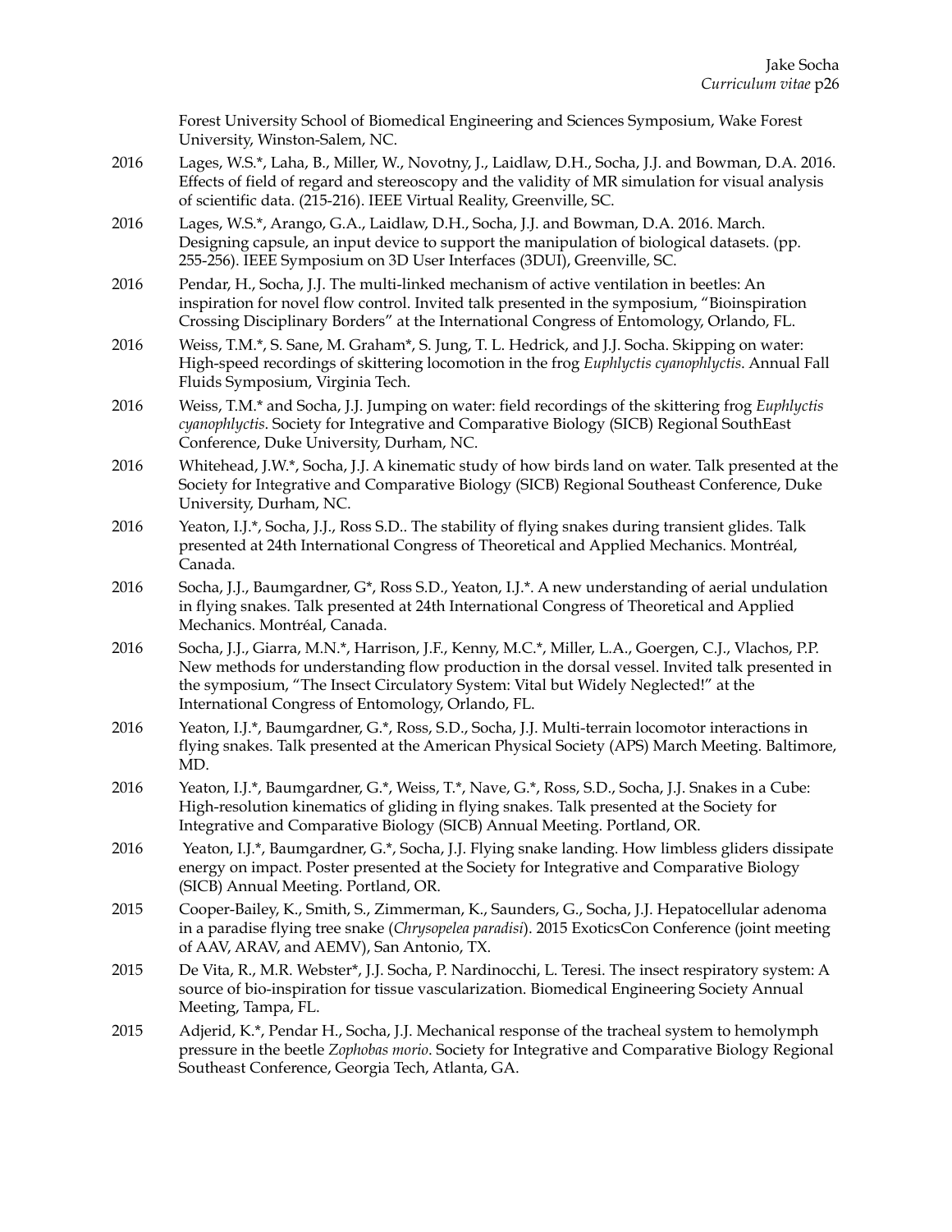Forest University School of Biomedical Engineering and Sciences Symposium, Wake Forest University, Winston-Salem, NC.

2016 Lages, W.S.*, Laha, B., Miller, W., Novotny, J., Laidlaw, D.H., Socha, J.J. and Bowman, D.A. 2016. Effects of field of regard and stereoscopy and the validity of MR simulation for visual analysis of scientific data. (215-216). IEEE Virtual Reality, Greenville, SC.

2016 Lages, W.S.*, Arango, G.A., Laidlaw, D.H., Socha, J.J. and Bowman, D.A. 2016. March. Designing capsule, an input device to support the manipulation of biological datasets. (pp. 255-256). IEEE Symposium on 3D User Interfaces (3DUI), Greenville, SC.

2016 Pendar, H., Socha, J.J. The multi-linked mechanism of active ventilation in beetles: An inspiration for novel flow control. Invited talk presented in the symposium, "Bioinspiration Crossing Disciplinary Borders" at the International Congress of Entomology, Orlando, FL.

2016 Weiss, T.M.*, S. Sane, M. Graham*, S. Jung, T. L. Hedrick, and J.J. Socha. Skipping on water: High-speed recordings of skittering locomotion in the frog *Euphlyctis cyanophlyctis*. Annual Fall Fluids Symposium, Virginia Tech.

2016 Weiss, T.M.* and Socha, J.J. Jumping on water: field recordings of the skittering frog *Euphlyctis cyanophlyctis*. Society for Integrative and Comparative Biology (SICB) Regional SouthEast Conference, Duke University, Durham, NC.

2016 Whitehead, J.W.*, Socha, J.J. A kinematic study of how birds land on water. Talk presented at the Society for Integrative and Comparative Biology (SICB) Regional Southeast Conference, Duke University, Durham, NC.

2016 Yeaton, I.J.*, Socha, J.J., Ross S.D.. The stability of flying snakes during transient glides. Talk presented at 24th International Congress of Theoretical and Applied Mechanics. Montréal, Canada.

2016 Socha, J.J., Baumgardner, G*, Ross S.D., Yeaton, I.J.*. A new understanding of aerial undulation in flying snakes. Talk presented at 24th International Congress of Theoretical and Applied Mechanics. Montréal, Canada.

2016 Socha, J.J., Giarra, M.N.*, Harrison, J.F., Kenny, M.C.*, Miller, L.A., Goergen, C.J., Vlachos, P.P. New methods for understanding flow production in the dorsal vessel. Invited talk presented in the symposium, "The Insect Circulatory System: Vital but Widely Neglected!" at the International Congress of Entomology, Orlando, FL.

2016 Yeaton, I.J.*, Baumgardner, G.*, Ross, S.D., Socha, J.J. Multi-terrain locomotor interactions in flying snakes. Talk presented at the American Physical Society (APS) March Meeting. Baltimore, MD.

2016 Yeaton, I.J.*, Baumgardner, G.*, Weiss, T.*, Nave, G.*, Ross, S.D., Socha, J.J. Snakes in a Cube: High-resolution kinematics of gliding in flying snakes. Talk presented at the Society for Integrative and Comparative Biology (SICB) Annual Meeting. Portland, OR.

2016 Yeaton, I.J.*, Baumgardner, G.*, Socha, J.J. Flying snake landing. How limbless gliders dissipate energy on impact. Poster presented at the Society for Integrative and Comparative Biology (SICB) Annual Meeting. Portland, OR.

2015 Cooper-Bailey, K., Smith, S., Zimmerman, K., Saunders, G., Socha, J.J. Hepatocellular adenoma in a paradise flying tree snake (*Chrysopelea paradisi*). 2015 ExoticsCon Conference (joint meeting of AAV, ARAV, and AEMV), San Antonio, TX.

2015 De Vita, R., M.R. Webster*, J.J. Socha, P. Nardinocchi, L. Teresi. The insect respiratory system: A source of bio-inspiration for tissue vascularization. Biomedical Engineering Society Annual Meeting, Tampa, FL.

2015 Adjerid, K.*, Pendar H., Socha, J.J. Mechanical response of the tracheal system to hemolymph pressure in the beetle *Zophobas morio*. Society for Integrative and Comparative Biology Regional Southeast Conference, Georgia Tech, Atlanta, GA.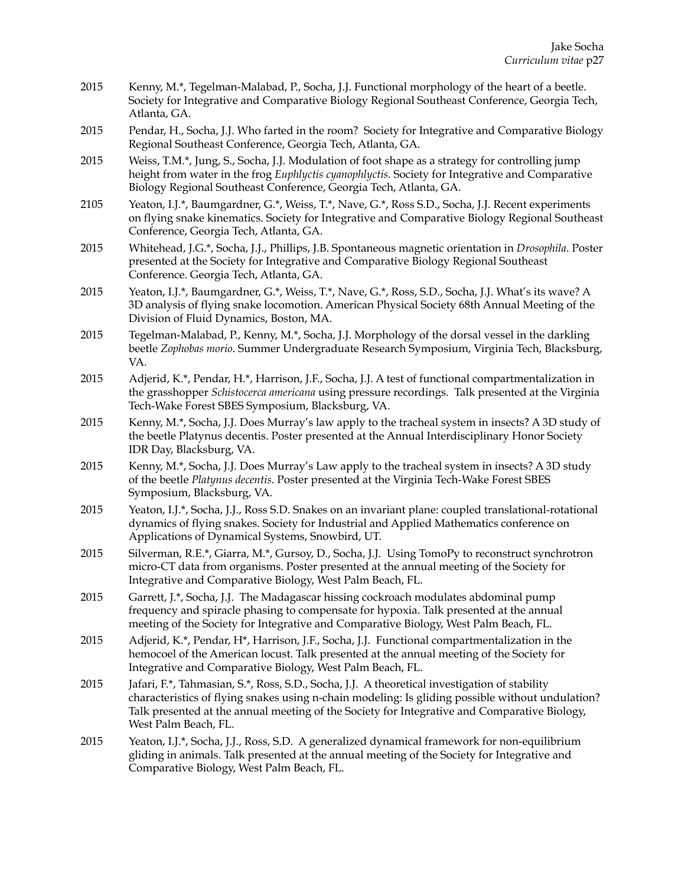2015 Kenny, M.*, Tegelman-Malabad, P., Socha, J.J. Functional morphology of the heart of a beetle. Society for Integrative and Comparative Biology Regional Southeast Conference, Georgia Tech, Atlanta, GA.

2015 Pendar, H., Socha, J.J. Who farted in the room? Society for Integrative and Comparative Biology Regional Southeast Conference, Georgia Tech, Atlanta, GA.

2015 Weiss, T.M.*, Jung, S., Socha, J.J. Modulation of foot shape as a strategy for controlling jump height from water in the frog *Euphlyctis cyanophlyctis*. Society for Integrative and Comparative Biology Regional Southeast Conference, Georgia Tech, Atlanta, GA.

2105 Yeaton, I.J.*, Baumgardner, G.*, Weiss, T.*, Nave, G.*, Ross S.D., Socha, J.J. Recent experiments on flying snake kinematics. Society for Integrative and Comparative Biology Regional Southeast Conference, Georgia Tech, Atlanta, GA.

2015 Whitehead, J.G.*, Socha, J.J., Phillips, J.B. Spontaneous magnetic orientation in *Drosophila*. Poster presented at the Society for Integrative and Comparative Biology Regional Southeast Conference. Georgia Tech, Atlanta, GA.

2015 Yeaton, I.J.*, Baumgardner, G.*, Weiss, T.*, Nave, G.*, Ross, S.D., Socha, J.J. What's its wave? A 3D analysis of flying snake locomotion. American Physical Society 68th Annual Meeting of the Division of Fluid Dynamics, Boston, MA.

2015 Tegelman-Malabad, P., Kenny, M.*, Socha, J.J. Morphology of the dorsal vessel in the darkling beetle *Zophobas morio*. Summer Undergraduate Research Symposium, Virginia Tech, Blacksburg, VA.

2015 Adjerid, K.*, Pendar, H.*, Harrison, J.F., Socha, J.J. A test of functional compartmentalization in the grasshopper *Schistocerca americana* using pressure recordings. Talk presented at the Virginia Tech-Wake Forest SBES Symposium, Blacksburg, VA.

2015 Kenny, M.*, Socha, J.J. Does Murray's law apply to the tracheal system in insects? A 3D study of the beetle Platynus decentis. Poster presented at the Annual Interdisciplinary Honor Society IDR Day, Blacksburg, VA.

2015 Kenny, M.*, Socha, J.J. Does Murray's Law apply to the tracheal system in insects? A 3D study of the beetle *Platynus decentis*. Poster presented at the Virginia Tech-Wake Forest SBES Symposium, Blacksburg, VA.

2015 Yeaton, I.J.*, Socha, J.J., Ross S.D. Snakes on an invariant plane: coupled translational-rotational dynamics of flying snakes. Society for Industrial and Applied Mathematics conference on Applications of Dynamical Systems, Snowbird, UT.

2015 Silverman, R.E.*, Giarra, M.*, Gursoy, D., Socha, J.J. Using TomoPy to reconstruct synchrotron micro-CT data from organisms. Poster presented at the annual meeting of the Society for Integrative and Comparative Biology, West Palm Beach, FL.

2015 Garrett, J.*, Socha, J.J. The Madagascar hissing cockroach modulates abdominal pump frequency and spiracle phasing to compensate for hypoxia. Talk presented at the annual meeting of the Society for Integrative and Comparative Biology, West Palm Beach, FL.

2015 Adjerid, K.*, Pendar, H*, Harrison, J.F., Socha, J.J. Functional compartmentalization in the hemocoel of the American locust. Talk presented at the annual meeting of the Society for Integrative and Comparative Biology, West Palm Beach, FL.

2015 Jafari, F.*, Tahmasian, S.*, Ross, S.D., Socha, J.J. A theoretical investigation of stability characteristics of flying snakes using n-chain modeling: Is gliding possible without undulation? Talk presented at the annual meeting of the Society for Integrative and Comparative Biology, West Palm Beach, FL.

2015 Yeaton, I.J.*, Socha, J.J., Ross, S.D. A generalized dynamical framework for non-equilibrium gliding in animals. Talk presented at the annual meeting of the Society for Integrative and Comparative Biology, West Palm Beach, FL.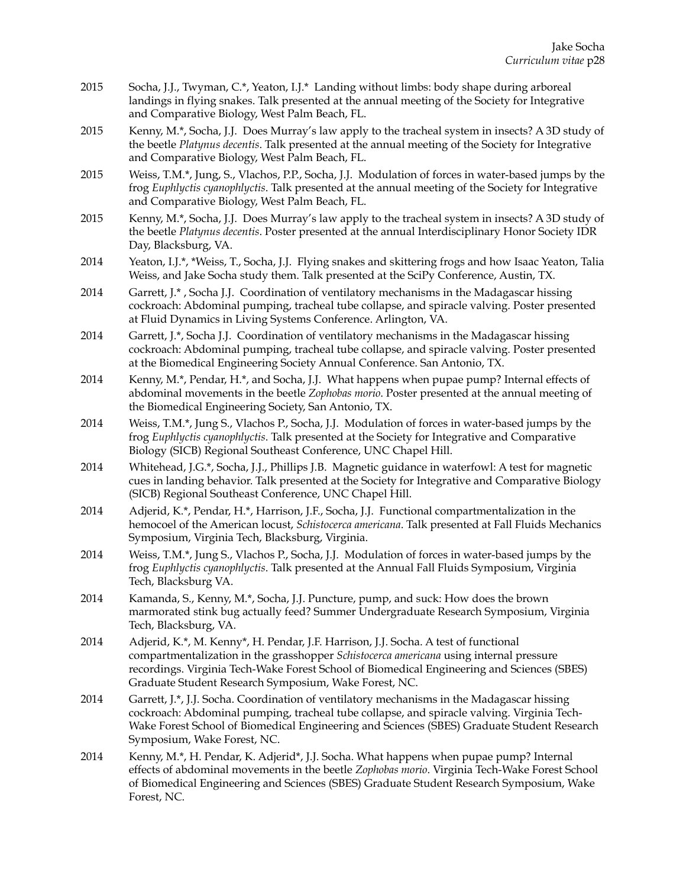2015 Socha, J.J., Twyman, C.*, Yeaton, I.J.* Landing without limbs: body shape during arboreal landings in flying snakes. Talk presented at the annual meeting of the Society for Integrative and Comparative Biology, West Palm Beach, FL.

2015 Kenny, M.*, Socha, J.J. Does Murray's law apply to the tracheal system in insects? A 3D study of the beetle *Platynus decentis*. Talk presented at the annual meeting of the Society for Integrative and Comparative Biology, West Palm Beach, FL.

2015 Weiss, T.M.*, Jung, S., Vlachos, P.P., Socha, J.J. Modulation of forces in water-based jumps by the frog *Euphlyctis cyanophlyctis*. Talk presented at the annual meeting of the Society for Integrative and Comparative Biology, West Palm Beach, FL.

2015 Kenny, M.*, Socha, J.J. Does Murray's law apply to the tracheal system in insects? A 3D study of the beetle *Platynus decentis*. Poster presented at the annual Interdisciplinary Honor Society IDR Day, Blacksburg, VA.

2014 Yeaton, I.J.*, *Weiss, T., Socha, J.J. Flying snakes and skittering frogs and how Isaac Yeaton, Talia Weiss, and Jake Socha study them. Talk presented at the SciPy Conference, Austin, TX.

2014 Garrett, J.* , Socha J.J. Coordination of ventilatory mechanisms in the Madagascar hissing cockroach: Abdominal pumping, tracheal tube collapse, and spiracle valving. Poster presented at Fluid Dynamics in Living Systems Conference. Arlington, VA.

2014 Garrett, J.*, Socha J.J. Coordination of ventilatory mechanisms in the Madagascar hissing cockroach: Abdominal pumping, tracheal tube collapse, and spiracle valving. Poster presented at the Biomedical Engineering Society Annual Conference. San Antonio, TX.

2014 Kenny, M.*, Pendar, H.*, and Socha, J.J. What happens when pupae pump? Internal effects of abdominal movements in the beetle *Zophobas morio*. Poster presented at the annual meeting of the Biomedical Engineering Society, San Antonio, TX.

2014 Weiss, T.M.*, Jung S., Vlachos P., Socha, J.J. Modulation of forces in water-based jumps by the frog *Euphlyctis cyanophlyctis*. Talk presented at the Society for Integrative and Comparative Biology (SICB) Regional Southeast Conference, UNC Chapel Hill.

2014 Whitehead, J.G.*, Socha, J.J., Phillips J.B. Magnetic guidance in waterfowl: A test for magnetic cues in landing behavior. Talk presented at the Society for Integrative and Comparative Biology (SICB) Regional Southeast Conference, UNC Chapel Hill.

2014 Adjerid, K.*, Pendar, H.*, Harrison, J.F., Socha, J.J. Functional compartmentalization in the hemocoel of the American locust, *Schistocerca americana*. Talk presented at Fall Fluids Mechanics Symposium, Virginia Tech, Blacksburg, Virginia.

2014 Weiss, T.M.*, Jung S., Vlachos P., Socha, J.J. Modulation of forces in water-based jumps by the frog *Euphlyctis cyanophlyctis*. Talk presented at the Annual Fall Fluids Symposium, Virginia Tech, Blacksburg VA.

2014 Kamanda, S., Kenny, M.*, Socha, J.J. Puncture, pump, and suck: How does the brown marmorated stink bug actually feed? Summer Undergraduate Research Symposium, Virginia Tech, Blacksburg, VA.

2014 Adjerid, K.*, M. Kenny*, H. Pendar, J.F. Harrison, J.J. Socha. A test of functional compartmentalization in the grasshopper *Schistocerca americana* using internal pressure recordings. Virginia Tech-Wake Forest School of Biomedical Engineering and Sciences (SBES) Graduate Student Research Symposium, Wake Forest, NC.

2014 Garrett, J.*, J.J. Socha. Coordination of ventilatory mechanisms in the Madagascar hissing cockroach: Abdominal pumping, tracheal tube collapse, and spiracle valving. Virginia Tech-Wake Forest School of Biomedical Engineering and Sciences (SBES) Graduate Student Research Symposium, Wake Forest, NC.

2014 Kenny, M.*, H. Pendar, K. Adjerid*, J.J. Socha. What happens when pupae pump? Internal effects of abdominal movements in the beetle *Zophobas morio*. Virginia Tech-Wake Forest School of Biomedical Engineering and Sciences (SBES) Graduate Student Research Symposium, Wake Forest, NC.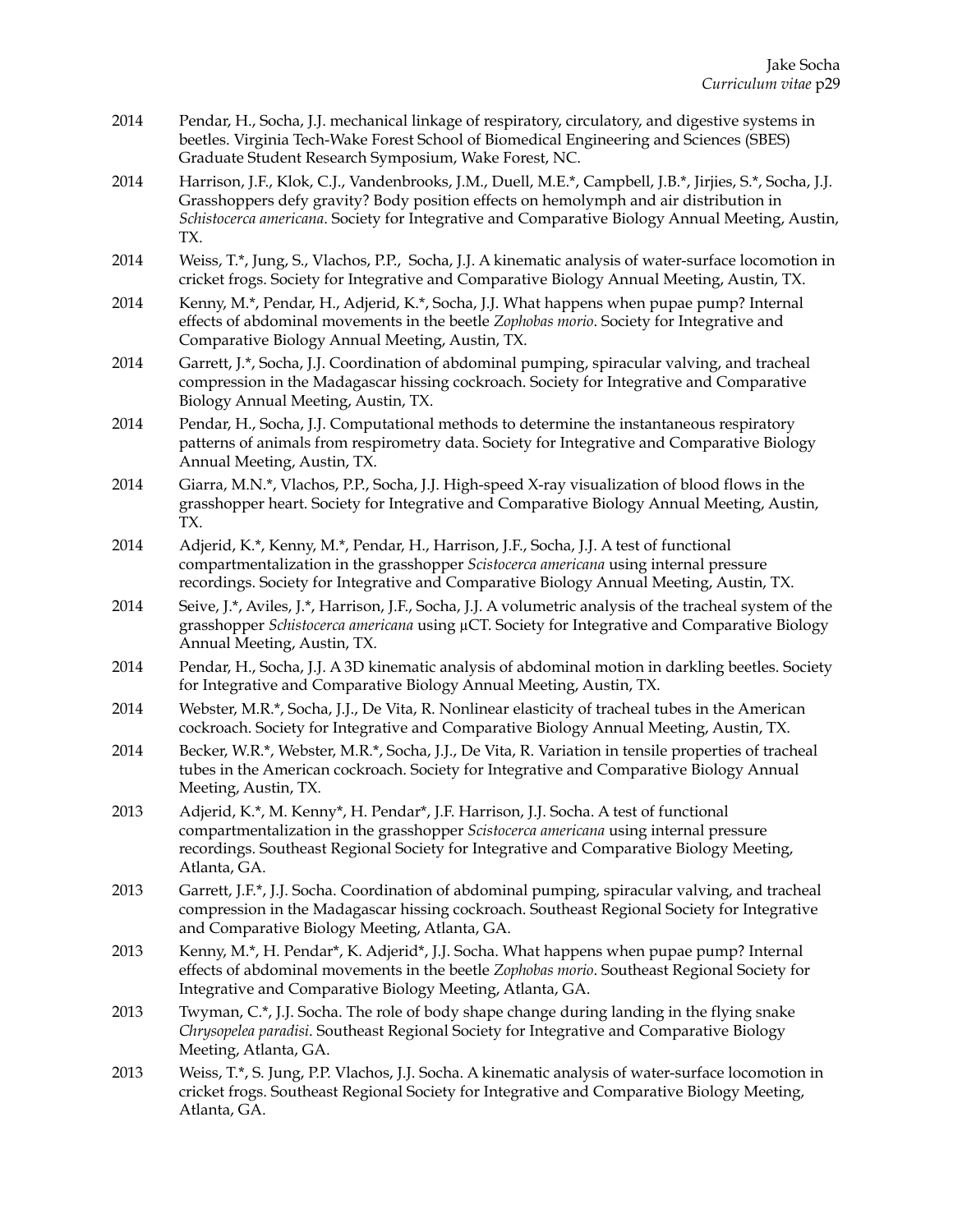2014 Pendar, H., Socha, J.J. mechanical linkage of respiratory, circulatory, and digestive systems in beetles. Virginia Tech-Wake Forest School of Biomedical Engineering and Sciences (SBES) Graduate Student Research Symposium, Wake Forest, NC.

2014 Harrison, J.F., Klok, C.J., Vandenbrooks, J.M., Duell, M.E.*, Campbell, J.B.*, Jirjies, S.*, Socha, J.J. Grasshoppers defy gravity? Body position effects on hemolymph and air distribution in *Schistocerca americana*. Society for Integrative and Comparative Biology Annual Meeting, Austin, TX.

2014 Weiss, T.*, Jung, S., Vlachos, P.P., Socha, J.J. A kinematic analysis of water-surface locomotion in cricket frogs. Society for Integrative and Comparative Biology Annual Meeting, Austin, TX.

2014 Kenny, M.*, Pendar, H., Adjerid, K.*, Socha, J.J. What happens when pupae pump? Internal effects of abdominal movements in the beetle *Zophobas morio*. Society for Integrative and Comparative Biology Annual Meeting, Austin, TX.

2014 Garrett, J.*, Socha, J.J. Coordination of abdominal pumping, spiracular valving, and tracheal compression in the Madagascar hissing cockroach. Society for Integrative and Comparative Biology Annual Meeting, Austin, TX.

2014 Pendar, H., Socha, J.J. Computational methods to determine the instantaneous respiratory patterns of animals from respirometry data. Society for Integrative and Comparative Biology Annual Meeting, Austin, TX.

2014 Giarra, M.N.*, Vlachos, P.P., Socha, J.J. High-speed X-ray visualization of blood flows in the grasshopper heart. Society for Integrative and Comparative Biology Annual Meeting, Austin, TX.

2014 Adjerid, K.*, Kenny, M.*, Pendar, H., Harrison, J.F., Socha, J.J. A test of functional compartmentalization in the grasshopper *Scistocerca americana* using internal pressure recordings. Society for Integrative and Comparative Biology Annual Meeting, Austin, TX.

2014 Seive, J.*, Aviles, J.*, Harrison, J.F., Socha, J.J. A volumetric analysis of the tracheal system of the grasshopper *Schistocerca americana* using μCT. Society for Integrative and Comparative Biology Annual Meeting, Austin, TX.

2014 Pendar, H., Socha, J.J. A 3D kinematic analysis of abdominal motion in darkling beetles. Society for Integrative and Comparative Biology Annual Meeting, Austin, TX.

2014 Webster, M.R.*, Socha, J.J., De Vita, R. Nonlinear elasticity of tracheal tubes in the American cockroach. Society for Integrative and Comparative Biology Annual Meeting, Austin, TX.

2014 Becker, W.R.*, Webster, M.R.*, Socha, J.J., De Vita, R. Variation in tensile properties of tracheal tubes in the American cockroach. Society for Integrative and Comparative Biology Annual Meeting, Austin, TX.

2013 Adjerid, K.*, M. Kenny*, H. Pendar*, J.F. Harrison, J.J. Socha. A test of functional compartmentalization in the grasshopper *Scistocerca americana* using internal pressure recordings. Southeast Regional Society for Integrative and Comparative Biology Meeting, Atlanta, GA.

2013 Garrett, J.F.*, J.J. Socha. Coordination of abdominal pumping, spiracular valving, and tracheal compression in the Madagascar hissing cockroach. Southeast Regional Society for Integrative and Comparative Biology Meeting, Atlanta, GA.

2013 Kenny, M.*, H. Pendar*, K. Adjerid*, J.J. Socha. What happens when pupae pump? Internal effects of abdominal movements in the beetle *Zophobas morio*. Southeast Regional Society for Integrative and Comparative Biology Meeting, Atlanta, GA.

2013 Twyman, C.*, J.J. Socha. The role of body shape change during landing in the flying snake *Chrysopelea paradisi*. Southeast Regional Society for Integrative and Comparative Biology Meeting, Atlanta, GA.

2013 Weiss, T.*, S. Jung, P.P. Vlachos, J.J. Socha. A kinematic analysis of water-surface locomotion in cricket frogs. Southeast Regional Society for Integrative and Comparative Biology Meeting, Atlanta, GA.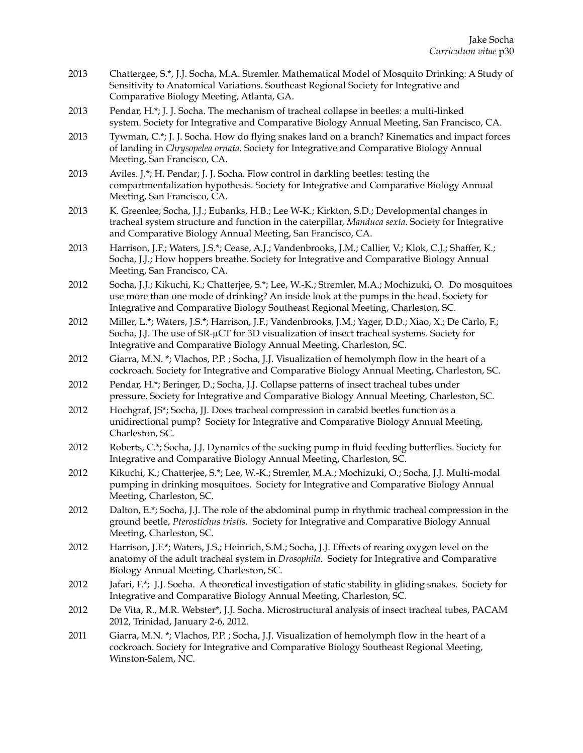2013 Chattergee, S.*, J.J. Socha, M.A. Stremler. Mathematical Model of Mosquito Drinking: A Study of Sensitivity to Anatomical Variations. Southeast Regional Society for Integrative and Comparative Biology Meeting, Atlanta, GA.

2013 Pendar, H.*; J. J. Socha. The mechanism of tracheal collapse in beetles: a multi-linked system. Society for Integrative and Comparative Biology Annual Meeting, San Francisco, CA.

2013 Tywman, C.*; J. J. Socha. How do flying snakes land on a branch? Kinematics and impact forces of landing in *Chrysopelea ornata*. Society for Integrative and Comparative Biology Annual Meeting, San Francisco, CA.

2013 Aviles. J.*; H. Pendar; J. J. Socha. Flow control in darkling beetles: testing the compartmentalization hypothesis. Society for Integrative and Comparative Biology Annual Meeting, San Francisco, CA.

2013 K. Greenlee; Socha, J.J.; Eubanks, H.B.; Lee W-K.; Kirkton, S.D.; Developmental changes in tracheal system structure and function in the caterpillar, *Manduca sexta*. Society for Integrative and Comparative Biology Annual Meeting, San Francisco, CA.

2013 Harrison, J.F.; Waters, J.S.*; Cease, A.J.; Vandenbrooks, J.M.; Callier, V.; Klok, C.J.; Shaffer, K.; Socha, J.J.; How hoppers breathe. Society for Integrative and Comparative Biology Annual Meeting, San Francisco, CA.

2012 Socha, J.J.; Kikuchi, K.; Chatterjee, S.*; Lee, W.-K.; Stremler, M.A.; Mochizuki, O. Do mosquitoes use more than one mode of drinking? An inside look at the pumps in the head. Society for Integrative and Comparative Biology Southeast Regional Meeting, Charleston, SC.

2012 Miller, L.*; Waters, J.S.*; Harrison, J.F.; Vandenbrooks, J.M.; Yager, D.D.; Xiao, X.; De Carlo, F.; Socha, J.J. The use of SR-μCT for 3D visualization of insect tracheal systems. Society for Integrative and Comparative Biology Annual Meeting, Charleston, SC.

2012 Giarra, M.N. *; Vlachos, P.P. ; Socha, J.J. Visualization of hemolymph flow in the heart of a cockroach. Society for Integrative and Comparative Biology Annual Meeting, Charleston, SC.

2012 Pendar, H.*; Beringer, D.; Socha, J.J. Collapse patterns of insect tracheal tubes under pressure. Society for Integrative and Comparative Biology Annual Meeting, Charleston, SC.

2012 Hochgraf, JS*; Socha, JJ. Does tracheal compression in carabid beetles function as a unidirectional pump? Society for Integrative and Comparative Biology Annual Meeting, Charleston, SC.

2012 Roberts, C.*; Socha, J.J. Dynamics of the sucking pump in fluid feeding butterflies. Society for Integrative and Comparative Biology Annual Meeting, Charleston, SC.

2012 Kikuchi, K.; Chatterjee, S.*; Lee, W.-K.; Stremler, M.A.; Mochizuki, O.; Socha, J.J. Multi-modal pumping in drinking mosquitoes. Society for Integrative and Comparative Biology Annual Meeting, Charleston, SC.

2012 Dalton, E.*; Socha, J.J. The role of the abdominal pump in rhythmic tracheal compression in the ground beetle, *Pterostichus tristis.* Society for Integrative and Comparative Biology Annual Meeting, Charleston, SC.

2012 Harrison, J.F.*; Waters, J.S.; Heinrich, S.M.; Socha, J.J. Effects of rearing oxygen level on the anatomy of the adult tracheal system in *Drosophila*. Society for Integrative and Comparative Biology Annual Meeting, Charleston, SC.

2012 Jafari, F.*; J.J. Socha. A theoretical investigation of static stability in gliding snakes. Society for Integrative and Comparative Biology Annual Meeting, Charleston, SC.

2012 De Vita, R., M.R. Webster*, J.J. Socha. Microstructural analysis of insect tracheal tubes, PACAM 2012, Trinidad, January 2-6, 2012.

2011 Giarra, M.N. *; Vlachos, P.P. ; Socha, J.J. Visualization of hemolymph flow in the heart of a cockroach. Society for Integrative and Comparative Biology Southeast Regional Meeting, Winston-Salem, NC.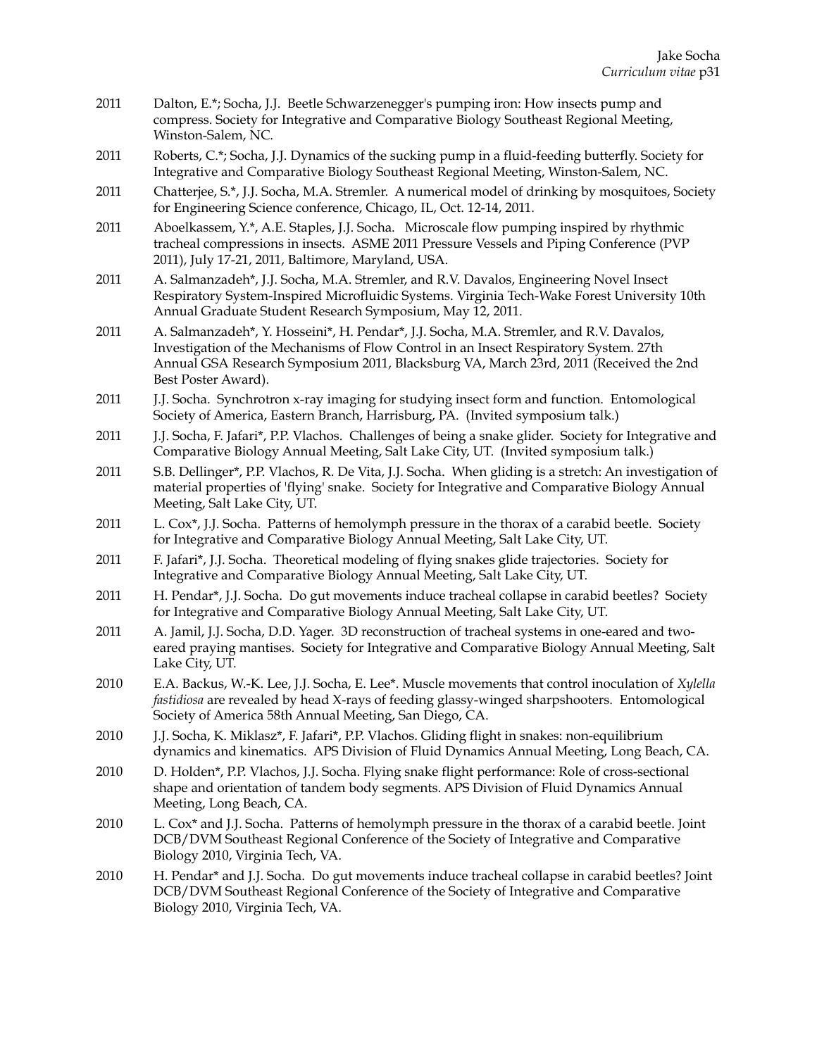2011 Dalton, E.*; Socha, J.J. Beetle Schwarzenegger's pumping iron: How insects pump and compress. Society for Integrative and Comparative Biology Southeast Regional Meeting, Winston-Salem, NC.

2011 Roberts, C.*; Socha, J.J. Dynamics of the sucking pump in a fluid-feeding butterfly. Society for Integrative and Comparative Biology Southeast Regional Meeting, Winston-Salem, NC.

2011 Chatterjee, S.*, J.J. Socha, M.A. Stremler. A numerical model of drinking by mosquitoes, Society for Engineering Science conference, Chicago, IL, Oct. 12-14, 2011.

2011 Aboelkassem, Y.*, A.E. Staples, J.J. Socha. Microscale flow pumping inspired by rhythmic tracheal compressions in insects. ASME 2011 Pressure Vessels and Piping Conference (PVP 2011), July 17-21, 2011, Baltimore, Maryland, USA.

2011 A. Salmanzadeh*, J.J. Socha, M.A. Stremler, and R.V. Davalos, Engineering Novel Insect Respiratory System-Inspired Microfluidic Systems. Virginia Tech-Wake Forest University 10th Annual Graduate Student Research Symposium, May 12, 2011.

2011 A. Salmanzadeh*, Y. Hosseini*, H. Pendar*, J.J. Socha, M.A. Stremler, and R.V. Davalos, Investigation of the Mechanisms of Flow Control in an Insect Respiratory System. 27th Annual GSA Research Symposium 2011, Blacksburg VA, March 23rd, 2011 (Received the 2nd Best Poster Award).

2011 J.J. Socha. Synchrotron x-ray imaging for studying insect form and function. Entomological Society of America, Eastern Branch, Harrisburg, PA. (Invited symposium talk.)

2011 J.J. Socha, F. Jafari*, P.P. Vlachos. Challenges of being a snake glider. Society for Integrative and Comparative Biology Annual Meeting, Salt Lake City, UT. (Invited symposium talk.)

2011 S.B. Dellinger*, P.P. Vlachos, R. De Vita, J.J. Socha. When gliding is a stretch: An investigation of material properties of 'flying' snake. Society for Integrative and Comparative Biology Annual Meeting, Salt Lake City, UT.

2011 L. Cox*, J.J. Socha. Patterns of hemolymph pressure in the thorax of a carabid beetle. Society for Integrative and Comparative Biology Annual Meeting, Salt Lake City, UT.

2011 F. Jafari*, J.J. Socha. Theoretical modeling of flying snakes glide trajectories. Society for Integrative and Comparative Biology Annual Meeting, Salt Lake City, UT.

2011 H. Pendar*, J.J. Socha. Do gut movements induce tracheal collapse in carabid beetles? Society for Integrative and Comparative Biology Annual Meeting, Salt Lake City, UT.

2011 A. Jamil, J.J. Socha, D.D. Yager. 3D reconstruction of tracheal systems in one-eared and two-eared praying mantises. Society for Integrative and Comparative Biology Annual Meeting, Salt Lake City, UT.

2010 E.A. Backus, W.-K. Lee, J.J. Socha, E. Lee*. Muscle movements that control inoculation of *Xylella fastidiosa* are revealed by head X-rays of feeding glassy-winged sharpshooters. Entomological Society of America 58th Annual Meeting, San Diego, CA.

2010 J.J. Socha, K. Miklasz*, F. Jafari*, P.P. Vlachos. Gliding flight in snakes: non-equilibrium dynamics and kinematics. APS Division of Fluid Dynamics Annual Meeting, Long Beach, CA.

2010 D. Holden*, P.P. Vlachos, J.J. Socha. Flying snake flight performance: Role of cross-sectional shape and orientation of tandem body segments. APS Division of Fluid Dynamics Annual Meeting, Long Beach, CA.

2010 L. Cox* and J.J. Socha. Patterns of hemolymph pressure in the thorax of a carabid beetle. Joint DCB/DVM Southeast Regional Conference of the Society of Integrative and Comparative Biology 2010, Virginia Tech, VA.

2010 H. Pendar* and J.J. Socha. Do gut movements induce tracheal collapse in carabid beetles? Joint DCB/DVM Southeast Regional Conference of the Society of Integrative and Comparative Biology 2010, Virginia Tech, VA.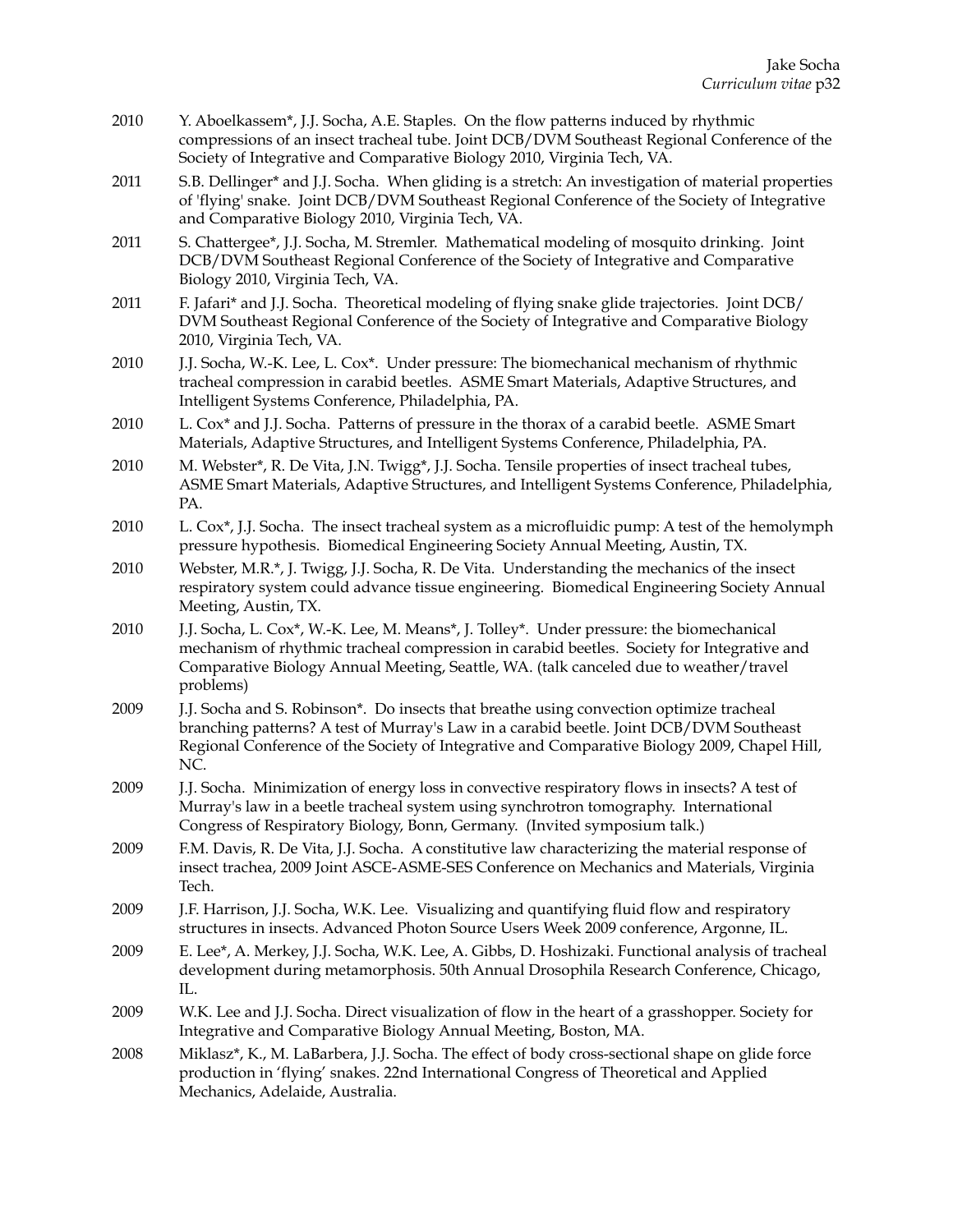2010 Y. Aboelkassem*, J.J. Socha, A.E. Staples. On the flow patterns induced by rhythmic compressions of an insect tracheal tube. Joint DCB/DVM Southeast Regional Conference of the Society of Integrative and Comparative Biology 2010, Virginia Tech, VA.

2011 S.B. Dellinger* and J.J. Socha. When gliding is a stretch: An investigation of material properties of 'flying' snake. Joint DCB/DVM Southeast Regional Conference of the Society of Integrative and Comparative Biology 2010, Virginia Tech, VA.

2011 S. Chattergee*, J.J. Socha, M. Stremler. Mathematical modeling of mosquito drinking. Joint DCB/DVM Southeast Regional Conference of the Society of Integrative and Comparative Biology 2010, Virginia Tech, VA.

2011 F. Jafari* and J.J. Socha. Theoretical modeling of flying snake glide trajectories. Joint DCB/ DVM Southeast Regional Conference of the Society of Integrative and Comparative Biology 2010, Virginia Tech, VA.

2010 J.J. Socha, W.-K. Lee, L. Cox*. Under pressure: The biomechanical mechanism of rhythmic tracheal compression in carabid beetles. ASME Smart Materials, Adaptive Structures, and Intelligent Systems Conference, Philadelphia, PA.

2010 L. Cox* and J.J. Socha. Patterns of pressure in the thorax of a carabid beetle. ASME Smart Materials, Adaptive Structures, and Intelligent Systems Conference, Philadelphia, PA.

2010 M. Webster*, R. De Vita, J.N. Twigg*, J.J. Socha. Tensile properties of insect tracheal tubes, ASME Smart Materials, Adaptive Structures, and Intelligent Systems Conference, Philadelphia, PA.

2010 L. Cox*, J.J. Socha. The insect tracheal system as a microfluidic pump: A test of the hemolymph pressure hypothesis. Biomedical Engineering Society Annual Meeting, Austin, TX.

2010 Webster, M.R.*, J. Twigg, J.J. Socha, R. De Vita. Understanding the mechanics of the insect respiratory system could advance tissue engineering. Biomedical Engineering Society Annual Meeting, Austin, TX.

2010 J.J. Socha, L. Cox*, W.-K. Lee, M. Means*, J. Tolley*. Under pressure: the biomechanical mechanism of rhythmic tracheal compression in carabid beetles. Society for Integrative and Comparative Biology Annual Meeting, Seattle, WA. (talk canceled due to weather/travel problems)

2009 J.J. Socha and S. Robinson*. Do insects that breathe using convection optimize tracheal branching patterns? A test of Murray's Law in a carabid beetle. Joint DCB/DVM Southeast Regional Conference of the Society of Integrative and Comparative Biology 2009, Chapel Hill, NC.

2009 J.J. Socha. Minimization of energy loss in convective respiratory flows in insects? A test of Murray's law in a beetle tracheal system using synchrotron tomography. International Congress of Respiratory Biology, Bonn, Germany. (Invited symposium talk.)

2009 F.M. Davis, R. De Vita, J.J. Socha. A constitutive law characterizing the material response of insect trachea, 2009 Joint ASCE-ASME-SES Conference on Mechanics and Materials, Virginia Tech.

2009 J.F. Harrison, J.J. Socha, W.K. Lee. Visualizing and quantifying fluid flow and respiratory structures in insects. Advanced Photon Source Users Week 2009 conference, Argonne, IL.

2009 E. Lee*, A. Merkey, J.J. Socha, W.K. Lee, A. Gibbs, D. Hoshizaki. Functional analysis of tracheal development during metamorphosis. 50th Annual Drosophila Research Conference, Chicago, IL.

2009 W.K. Lee and J.J. Socha. Direct visualization of flow in the heart of a grasshopper. Society for Integrative and Comparative Biology Annual Meeting, Boston, MA.

2008 Miklasz*, K., M. LaBarbera, J.J. Socha. The effect of body cross-sectional shape on glide force production in 'flying' snakes. 22nd International Congress of Theoretical and Applied Mechanics, Adelaide, Australia.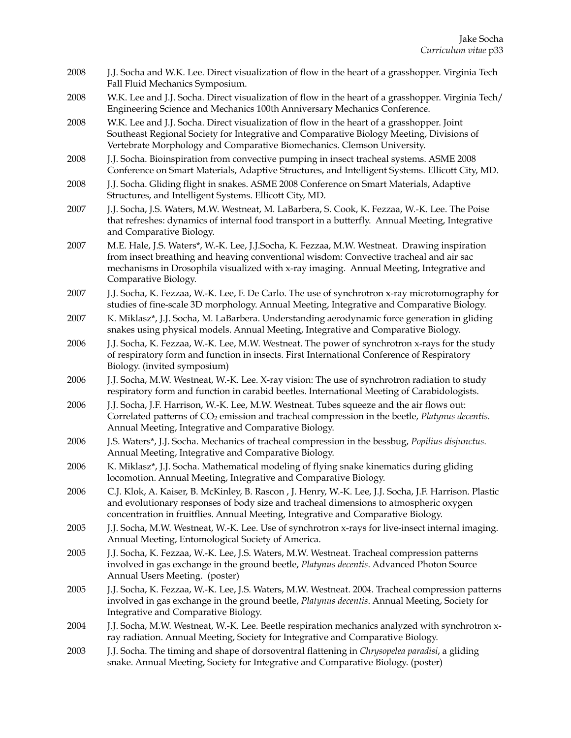2008 J.J. Socha and W.K. Lee. Direct visualization of flow in the heart of a grasshopper. Virginia Tech Fall Fluid Mechanics Symposium.

2008 W.K. Lee and J.J. Socha. Direct visualization of flow in the heart of a grasshopper. Virginia Tech/ Engineering Science and Mechanics 100th Anniversary Mechanics Conference.

2008 W.K. Lee and J.J. Socha. Direct visualization of flow in the heart of a grasshopper. Joint Southeast Regional Society for Integrative and Comparative Biology Meeting, Divisions of Vertebrate Morphology and Comparative Biomechanics. Clemson University.

2008 J.J. Socha. Bioinspiration from convective pumping in insect tracheal systems. ASME 2008 Conference on Smart Materials, Adaptive Structures, and Intelligent Systems. Ellicott City, MD.

2008 J.J. Socha. Gliding flight in snakes. ASME 2008 Conference on Smart Materials, Adaptive Structures, and Intelligent Systems. Ellicott City, MD.

2007 J.J. Socha, J.S. Waters, M.W. Westneat, M. LaBarbera, S. Cook, K. Fezzaa, W.-K. Lee. The Poise that refreshes: dynamics of internal food transport in a butterfly. Annual Meeting, Integrative and Comparative Biology.

2007 M.E. Hale, J.S. Waters*, W.-K. Lee, J.J.Socha, K. Fezzaa, M.W. Westneat. Drawing inspiration from insect breathing and heaving conventional wisdom: Convective tracheal and air sac mechanisms in Drosophila visualized with x-ray imaging. Annual Meeting, Integrative and Comparative Biology.

2007 J.J. Socha, K. Fezzaa, W.-K. Lee, F. De Carlo. The use of synchrotron x-ray microtomography for studies of fine-scale 3D morphology. Annual Meeting, Integrative and Comparative Biology.

2007 K. Miklasz*, J.J. Socha, M. LaBarbera. Understanding aerodynamic force generation in gliding snakes using physical models. Annual Meeting, Integrative and Comparative Biology.

2006 J.J. Socha, K. Fezzaa, W.-K. Lee, M.W. Westneat. The power of synchrotron x-rays for the study of respiratory form and function in insects. First International Conference of Respiratory Biology. (invited symposium)

2006 J.J. Socha, M.W. Westneat, W.-K. Lee. X-ray vision: The use of synchrotron radiation to study respiratory form and function in carabid beetles. International Meeting of Carabidologists.

2006 J.J. Socha, J.F. Harrison, W.-K. Lee, M.W. Westneat. Tubes squeeze and the air flows out: Correlated patterns of $CO_2$ emission and tracheal compression in the beetle, *Platynus decentis*. Annual Meeting, Integrative and Comparative Biology.

2006 J.S. Waters*, J.J. Socha. Mechanics of tracheal compression in the bessbug, *Popilius disjunctus*. Annual Meeting, Integrative and Comparative Biology.

2006 K. Miklasz*, J.J. Socha. Mathematical modeling of flying snake kinematics during gliding locomotion. Annual Meeting, Integrative and Comparative Biology.

2006 C.J. Klok, A. Kaiser, B. McKinley, B. Rascon , J. Henry, W.-K. Lee, J.J. Socha, J.F. Harrison. Plastic and evolutionary responses of body size and tracheal dimensions to atmospheric oxygen concentration in fruitflies. Annual Meeting, Integrative and Comparative Biology.

2005 J.J. Socha, M.W. Westneat, W.-K. Lee. Use of synchrotron x-rays for live-insect internal imaging. Annual Meeting, Entomological Society of America.

2005 J.J. Socha, K. Fezzaa, W.-K. Lee, J.S. Waters, M.W. Westneat. Tracheal compression patterns involved in gas exchange in the ground beetle, *Platynus decentis*. Advanced Photon Source Annual Users Meeting. (poster)

2005 J.J. Socha, K. Fezzaa, W.-K. Lee, J.S. Waters, M.W. Westneat. 2004. Tracheal compression patterns involved in gas exchange in the ground beetle, *Platynus decentis*. Annual Meeting, Society for Integrative and Comparative Biology.

2004 J.J. Socha, M.W. Westneat, W.-K. Lee. Beetle respiration mechanics analyzed with synchrotron x-ray radiation. Annual Meeting, Society for Integrative and Comparative Biology.

2003 J.J. Socha. The timing and shape of dorsoventral flattening in *Chrysopelea paradisi*, a gliding snake. Annual Meeting, Society for Integrative and Comparative Biology. (poster)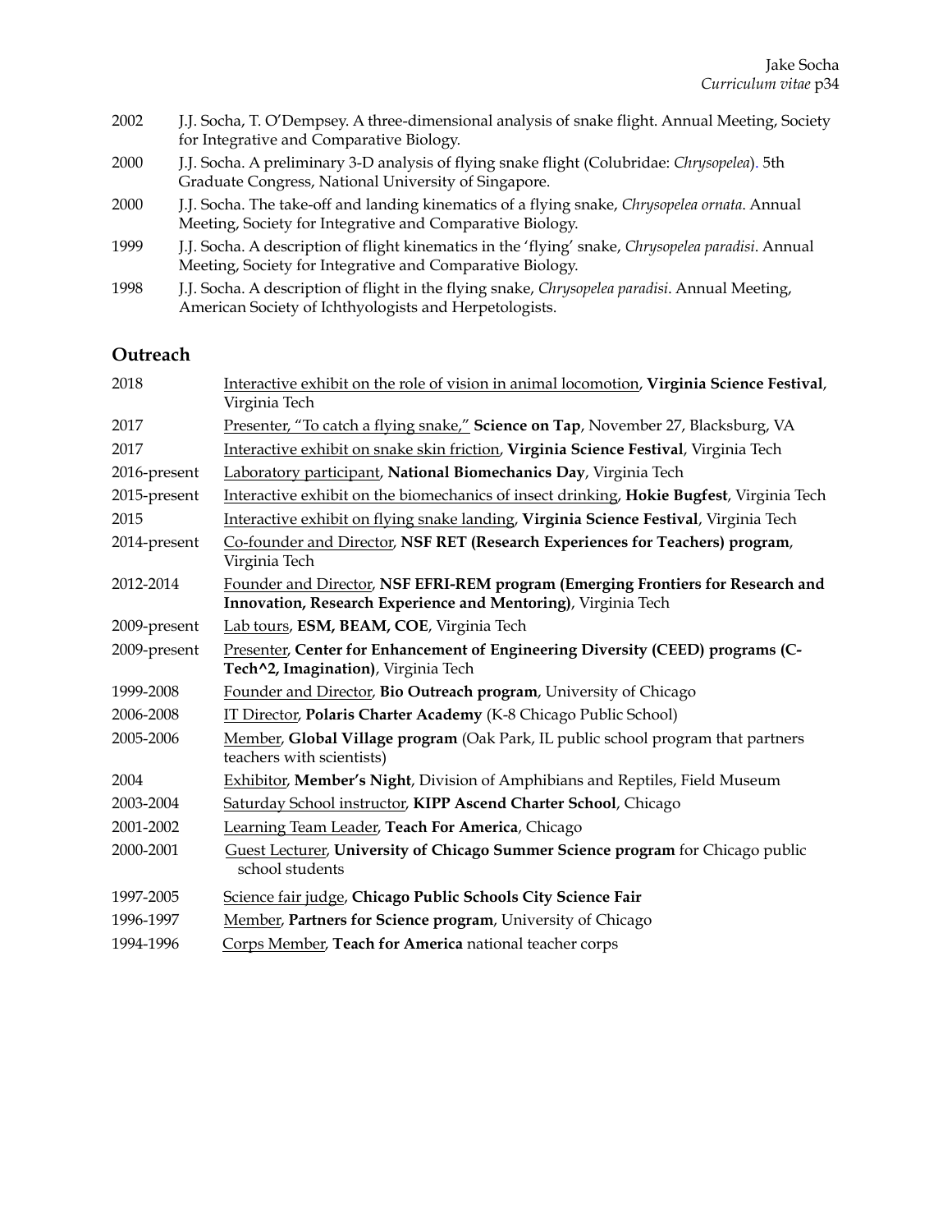2002 J.J. Socha, T. O'Dempsey. A three-dimensional analysis of snake flight. Annual Meeting, Society for Integrative and Comparative Biology.

2000 J.J. Socha. A preliminary 3-D analysis of flying snake flight (Colubridae: *Chrysopelea*). 5th Graduate Congress, National University of Singapore.

2000 J.J. Socha. The take-off and landing kinematics of a flying snake, *Chrysopelea ornata*. Annual Meeting, Society for Integrative and Comparative Biology.

1999 J.J. Socha. A description of flight kinematics in the 'flying' snake, *Chrysopelea paradisi*. Annual Meeting, Society for Integrative and Comparative Biology.

1998 J.J. Socha. A description of flight in the flying snake, *Chrysopelea paradisi*. Annual Meeting, American Society of Ichthyologists and Herpetologists.

## Outreach

2018 Interactive exhibit on the role of vision in animal locomotion, **Virginia Science Festival**, Virginia Tech

2017 Presenter, "To catch a flying snake," **Science on Tap**, November 27, Blacksburg, VA

2017 Interactive exhibit on snake skin friction, **Virginia Science Festival**, Virginia Tech

2016-present Laboratory participant, **National Biomechanics Day**, Virginia Tech

2015-present Interactive exhibit on the biomechanics of insect drinking, **Hokie Bugfest**, Virginia Tech

2015 Interactive exhibit on flying snake landing, **Virginia Science Festival**, Virginia Tech

2014-present Co-founder and Director, **NSF RET (Research Experiences for Teachers) program**, Virginia Tech

2012-2014 Founder and Director, **NSF EFRI-REM program (Emerging Frontiers for Research and Innovation, Research Experience and Mentoring)**, Virginia Tech

2009-present Lab tours, **ESM, BEAM, COE**, Virginia Tech

2009-present Presenter, **Center for Enhancement of Engineering Diversity (CEED) programs (C-Tech^2, Imagination)**, Virginia Tech

1999-2008 Founder and Director, **Bio Outreach program**, University of Chicago

2006-2008 IT Director, **Polaris Charter Academy** (K-8 Chicago Public School)

2005-2006 Member, **Global Village program** (Oak Park, IL public school program that partners teachers with scientists)

2004 Exhibitor, **Member's Night**, Division of Amphibians and Reptiles, Field Museum

2003-2004 Saturday School instructor, **KIPP Ascend Charter School**, Chicago

2001-2002 Learning Team Leader, **Teach For America**, Chicago

2000-2001 Guest Lecturer, **University of Chicago Summer Science program** for Chicago public school students

1997-2005 Science fair judge, **Chicago Public Schools City Science Fair**

1996-1997 Member, **Partners for Science program**, University of Chicago

1994-1996 Corps Member, **Teach for America** national teacher corps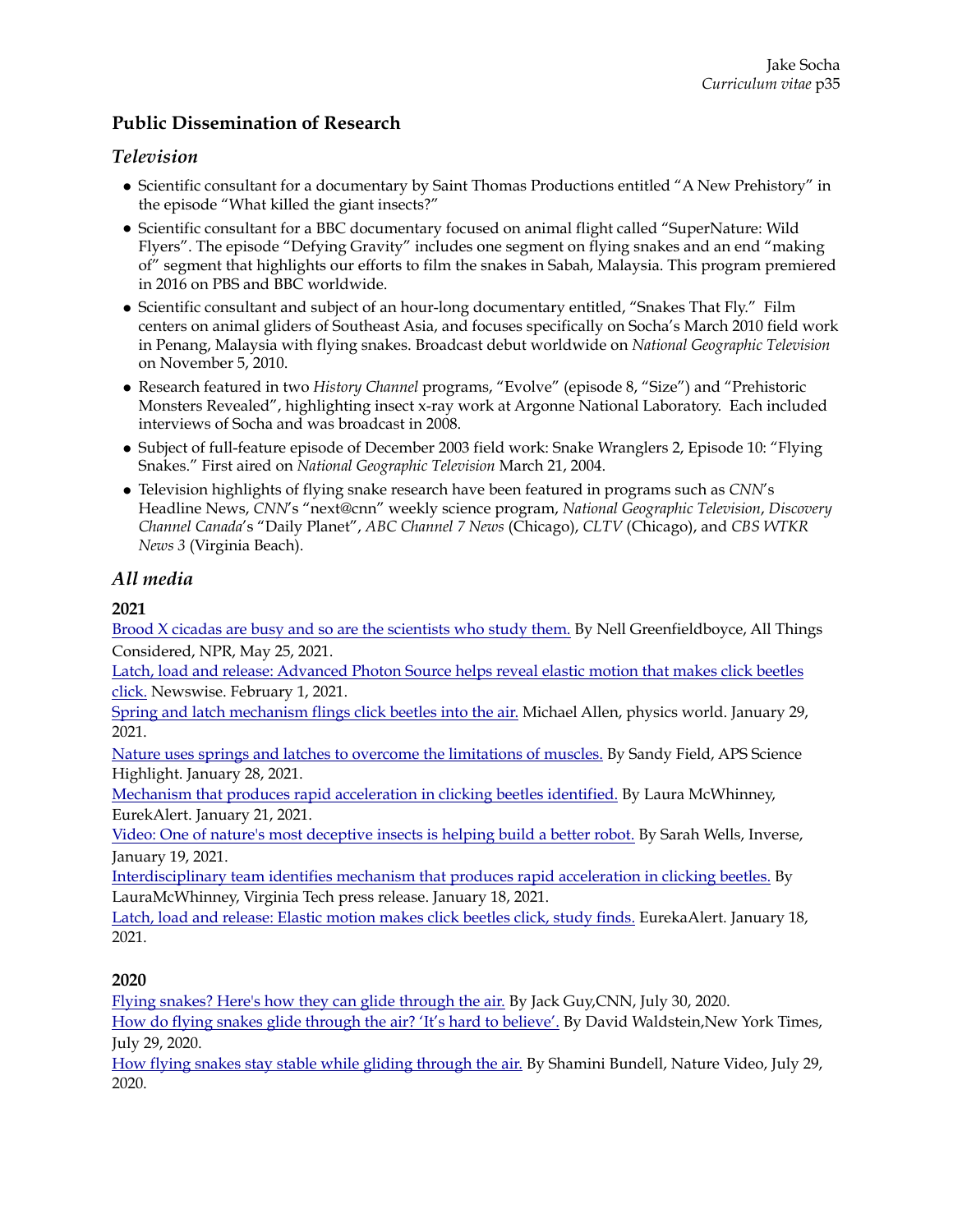## Public Dissemination of Research

### *Television*

- Scientific consultant for a documentary by Saint Thomas Productions entitled "A New Prehistory" in the episode "What killed the giant insects?"
- Scientific consultant for a BBC documentary focused on animal flight called "SuperNature: Wild Flyers". The episode "Defying Gravity" includes one segment on flying snakes and an end "making of" segment that highlights our efforts to film the snakes in Sabah, Malaysia. This program premiered in 2016 on PBS and BBC worldwide.
- Scientific consultant and subject of an hour-long documentary entitled, "Snakes That Fly." Film centers on animal gliders of Southeast Asia, and focuses specifically on Socha's March 2010 field work in Penang, Malaysia with flying snakes. Broadcast debut worldwide on *National Geographic Television* on November 5, 2010.
- Research featured in two *History Channel* programs, "Evolve" (episode 8, "Size") and "Prehistoric Monsters Revealed", highlighting insect x-ray work at Argonne National Laboratory. Each included interviews of Socha and was broadcast in 2008.
- Subject of full-feature episode of December 2003 field work: Snake Wranglers 2, Episode 10: "Flying Snakes." First aired on *National Geographic Television* March 21, 2004.
- Television highlights of flying snake research have been featured in programs such as *CNN*'s Headline News, *CNN*'s "next@cnn" weekly science program, *National Geographic Television*, *Discovery Channel Canada*'s "Daily Planet", *ABC Channel 7 News* (Chicago), *CLTV* (Chicago), and *CBS WTKR News 3* (Virginia Beach).

### *All media*

**2021**

Brood X cicadas are busy and so are the scientists who study them. By Nell Greenfieldboyce, All Things Considered, NPR, May 25, 2021.
Latch, load and release: Advanced Photon Source helps reveal elastic motion that makes click beetles click. Newswise. February 1, 2021.
Spring and latch mechanism flings click beetles into the air. Michael Allen, physics world. January 29, 2021.
Nature uses springs and latches to overcome the limitations of muscles. By Sandy Field, APS Science Highlight. January 28, 2021.
Mechanism that produces rapid acceleration in clicking beetles identified. By Laura McWhinney, EurekAlert. January 21, 2021.
Video: One of nature's most deceptive insects is helping build a better robot. By Sarah Wells, Inverse, January 19, 2021.
Interdisciplinary team identifies mechanism that produces rapid acceleration in clicking beetles. By LauraMcWhinney, Virginia Tech press release. January 18, 2021.
Latch, load and release: Elastic motion makes click beetles click, study finds. EurekaAlert. January 18, 2021.

**2020**

Flying snakes? Here's how they can glide through the air. By Jack Guy,CNN, July 30, 2020.
How do flying snakes glide through the air? 'It's hard to believe'. By David Waldstein,New York Times, July 29, 2020.
How flying snakes stay stable while gliding through the air. By Shamini Bundell, Nature Video, July 29, 2020.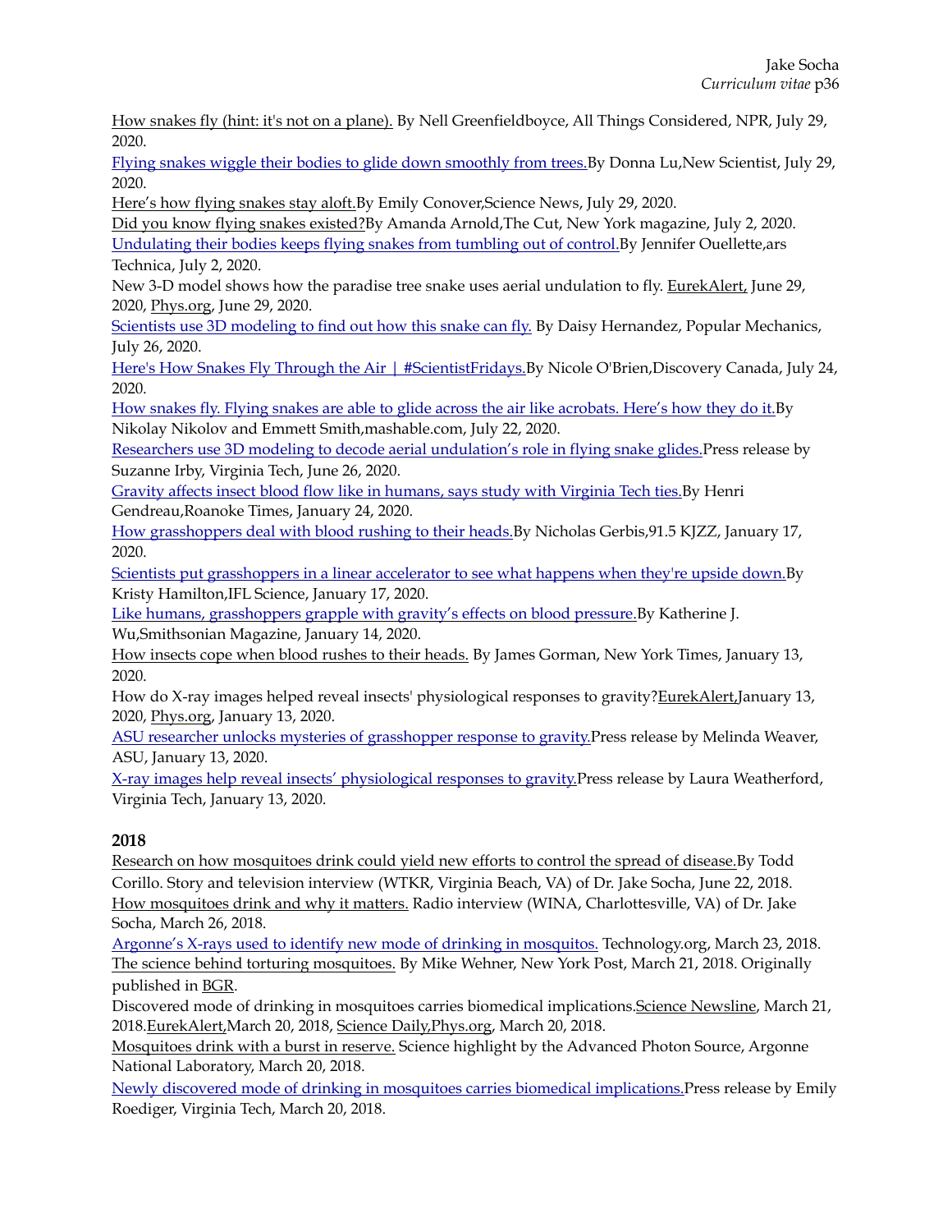How snakes fly (hint: it's not on a plane). By Nell Greenfieldboyce, All Things Considered, NPR, July 29, 2020.

Flying snakes wiggle their bodies to glide down smoothly from trees. By Donna Lu, New Scientist, July 29, 2020.

Here's how flying snakes stay aloft. By Emily Conover, Science News, July 29, 2020.

Did you know flying snakes existed? By Amanda Arnold, The Cut, New York magazine, July 2, 2020.

Undulating their bodies keeps flying snakes from tumbling out of control. By Jennifer Ouellette, ars Technica, July 2, 2020.

New 3-D model shows how the paradise tree snake uses aerial undulation to fly. EurekAlert, June 29, 2020, Phys.org, June 29, 2020.

Scientists use 3D modeling to find out how this snake can fly. By Daisy Hernandez, Popular Mechanics, July 26, 2020.

Here's How Snakes Fly Through the Air | #ScientistFridays. By Nicole O'Brien, Discovery Canada, July 24, 2020.

How snakes fly. Flying snakes are able to glide across the air like acrobats. Here's how they do it. By Nikolay Nikolov and Emmett Smith, mashable.com, July 22, 2020.

Researchers use 3D modeling to decode aerial undulation's role in flying snake glides. Press release by Suzanne Irby, Virginia Tech, June 26, 2020.

Gravity affects insect blood flow like in humans, says study with Virginia Tech ties. By Henri Gendreau, Roanoke Times, January 24, 2020.

How grasshoppers deal with blood rushing to their heads. By Nicholas Gerbis, 91.5 KJZZ, January 17, 2020.

Scientists put grasshoppers in a linear accelerator to see what happens when they're upside down. By Kristy Hamilton, IFL Science, January 17, 2020.

Like humans, grasshoppers grapple with gravity's effects on blood pressure. By Katherine J. Wu, Smithsonian Magazine, January 14, 2020.

How insects cope when blood rushes to their heads. By James Gorman, New York Times, January 13, 2020.

How do X-ray images helped reveal insects' physiological responses to gravity? EurekAlert, January 13, 2020, Phys.org, January 13, 2020.

ASU researcher unlocks mysteries of grasshopper response to gravity. Press release by Melinda Weaver, ASU, January 13, 2020.

X-ray images help reveal insects' physiological responses to gravity. Press release by Laura Weatherford, Virginia Tech, January 13, 2020.

**2018**

Research on how mosquitoes drink could yield new efforts to control the spread of disease. By Todd Corillo. Story and television interview (WTKR, Virginia Beach, VA) of Dr. Jake Socha, June 22, 2018.

How mosquitoes drink and why it matters. Radio interview (WINA, Charlottesville, VA) of Dr. Jake Socha, March 26, 2018.

Argonne's X-rays used to identify new mode of drinking in mosquitos. Technology.org, March 23, 2018.

The science behind torturing mosquitoes. By Mike Wehner, New York Post, March 21, 2018. Originally published in BGR.

Discovered mode of drinking in mosquitoes carries biomedical implications. Science Newsline, March 21, 2018. EurekAlert, March 20, 2018, Science Daily, Phys.org, March 20, 2018.

Mosquitoes drink with a burst in reserve. Science highlight by the Advanced Photon Source, Argonne National Laboratory, March 20, 2018.

Newly discovered mode of drinking in mosquitoes carries biomedical implications. Press release by Emily Roediger, Virginia Tech, March 20, 2018.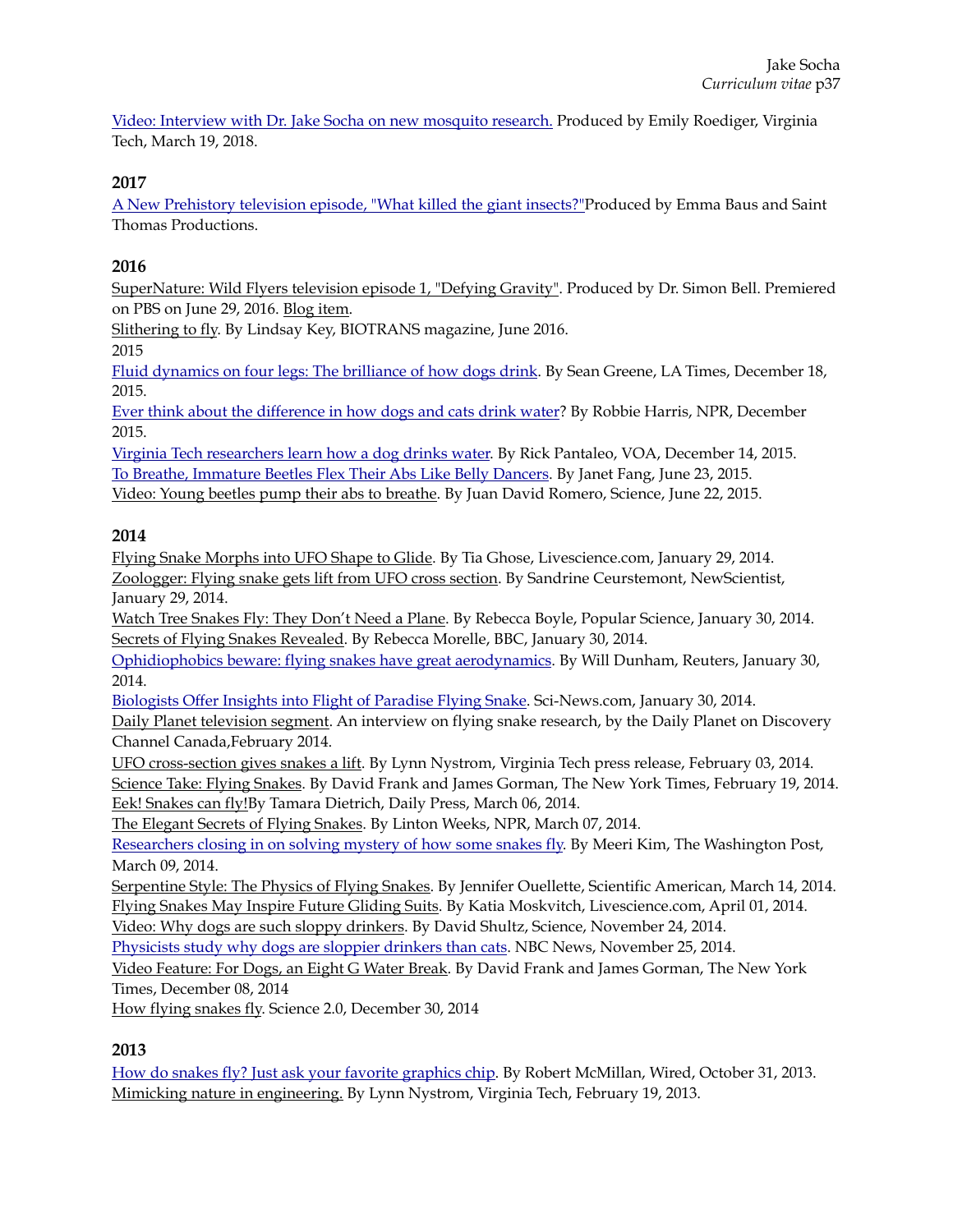Video: Interview with Dr. Jake Socha on new mosquito research. Produced by Emily Roediger, Virginia Tech, March 19, 2018.

### 2017

A New Prehistory television episode, "What killed the giant insects?"Produced by Emma Baus and Saint Thomas Productions.

### 2016

SuperNature: Wild Flyers television episode 1, "Defying Gravity". Produced by Dr. Simon Bell. Premiered on PBS on June 29, 2016. Blog item.

Slithering to fly. By Lindsay Key, BIOTRANS magazine, June 2016.

2015

Fluid dynamics on four legs: The brilliance of how dogs drink. By Sean Greene, LA Times, December 18, 2015.

Ever think about the difference in how dogs and cats drink water? By Robbie Harris, NPR, December 2015.

Virginia Tech researchers learn how a dog drinks water. By Rick Pantaleo, VOA, December 14, 2015.

To Breathe, Immature Beetles Flex Their Abs Like Belly Dancers. By Janet Fang, June 23, 2015.

Video: Young beetles pump their abs to breathe. By Juan David Romero, Science, June 22, 2015.

### 2014

Flying Snake Morphs into UFO Shape to Glide. By Tia Ghose, Livescience.com, January 29, 2014.

Zoologger: Flying snake gets lift from UFO cross section. By Sandrine Ceurstemont, NewScientist, January 29, 2014.

Watch Tree Snakes Fly: They Don't Need a Plane. By Rebecca Boyle, Popular Science, January 30, 2014.

Secrets of Flying Snakes Revealed. By Rebecca Morelle, BBC, January 30, 2014.

Ophidiophobics beware: flying snakes have great aerodynamics. By Will Dunham, Reuters, January 30, 2014.

Biologists Offer Insights into Flight of Paradise Flying Snake. Sci-News.com, January 30, 2014.

Daily Planet television segment. An interview on flying snake research, by the Daily Planet on Discovery Channel Canada,February 2014.

UFO cross-section gives snakes a lift. By Lynn Nystrom, Virginia Tech press release, February 03, 2014.

Science Take: Flying Snakes. By David Frank and James Gorman, The New York Times, February 19, 2014.

Eek! Snakes can fly!By Tamara Dietrich, Daily Press, March 06, 2014.

The Elegant Secrets of Flying Snakes. By Linton Weeks, NPR, March 07, 2014.

Researchers closing in on solving mystery of how some snakes fly. By Meeri Kim, The Washington Post, March 09, 2014.

Serpentine Style: The Physics of Flying Snakes. By Jennifer Ouellette, Scientific American, March 14, 2014.

Flying Snakes May Inspire Future Gliding Suits. By Katia Moskvitch, Livescience.com, April 01, 2014.

Video: Why dogs are such sloppy drinkers. By David Shultz, Science, November 24, 2014.

Physicists study why dogs are sloppier drinkers than cats. NBC News, November 25, 2014.

Video Feature: For Dogs, an Eight G Water Break. By David Frank and James Gorman, The New York Times, December 08, 2014

How flying snakes fly. Science 2.0, December 30, 2014

### 2013

How do snakes fly? Just ask your favorite graphics chip. By Robert McMillan, Wired, October 31, 2013.

Mimicking nature in engineering. By Lynn Nystrom, Virginia Tech, February 19, 2013.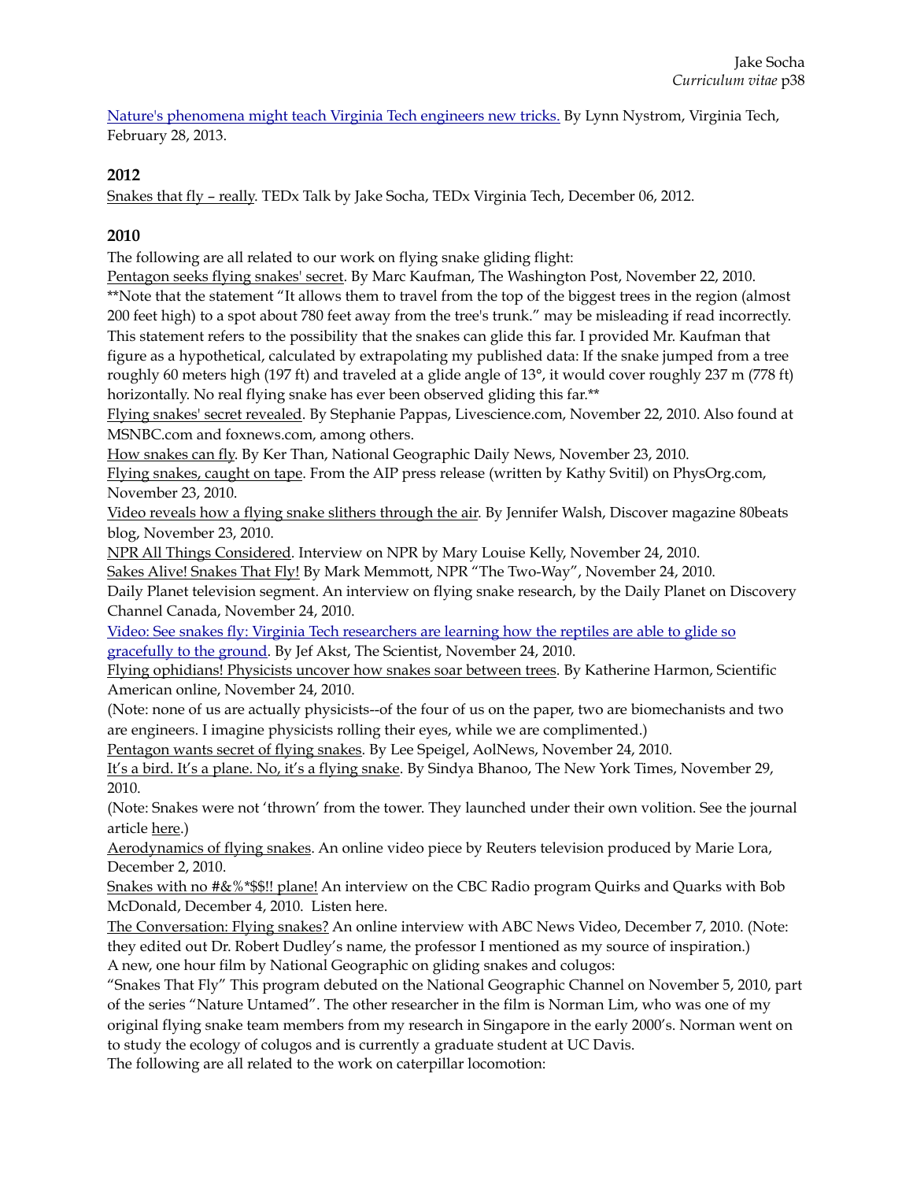Nature's phenomena might teach Virginia Tech engineers new tricks. By Lynn Nystrom, Virginia Tech, February 28, 2013.

**2012**

Snakes that fly – really. TEDx Talk by Jake Socha, TEDx Virginia Tech, December 06, 2012.

**2010**

The following are all related to our work on flying snake gliding flight:

Pentagon seeks flying snakes' secret. By Marc Kaufman, The Washington Post, November 22, 2010. **Note that the statement "It allows them to travel from the top of the biggest trees in the region (almost 200 feet high) to a spot about 780 feet away from the tree's trunk." may be misleading if read incorrectly. This statement refers to the possibility that the snakes can glide this far. I provided Mr. Kaufman that figure as a hypothetical, calculated by extrapolating my published data: If the snake jumped from a tree roughly 60 meters high (197 ft) and traveled at a glide angle of 13°, it would cover roughly 237 m (778 ft) horizontally. No real flying snake has ever been observed gliding this far.**

Flying snakes' secret revealed. By Stephanie Pappas, Livescience.com, November 22, 2010. Also found at MSNBC.com and foxnews.com, among others.

How snakes can fly. By Ker Than, National Geographic Daily News, November 23, 2010.

Flying snakes, caught on tape. From the AIP press release (written by Kathy Svitil) on PhysOrg.com, November 23, 2010.

Video reveals how a flying snake slithers through the air. By Jennifer Walsh, Discover magazine 80beats blog, November 23, 2010.

NPR All Things Considered. Interview on NPR by Mary Louise Kelly, November 24, 2010.

Sakes Alive! Snakes That Fly! By Mark Memmott, NPR "The Two-Way", November 24, 2010.

Daily Planet television segment. An interview on flying snake research, by the Daily Planet on Discovery Channel Canada, November 24, 2010.

Video: See snakes fly: Virginia Tech researchers are learning how the reptiles are able to glide so gracefully to the ground. By Jef Akst, The Scientist, November 24, 2010.

Flying ophidians! Physicists uncover how snakes soar between trees. By Katherine Harmon, Scientific American online, November 24, 2010.

(Note: none of us are actually physicists--of the four of us on the paper, two are biomechanists and two are engineers. I imagine physicists rolling their eyes, while we are complimented.)

Pentagon wants secret of flying snakes. By Lee Speigel, AolNews, November 24, 2010.

It's a bird. It's a plane. No, it's a flying snake. By Sindya Bhanoo, The New York Times, November 29, 2010.

(Note: Snakes were not 'thrown' from the tower. They launched under their own volition. See the journal article here.)

Aerodynamics of flying snakes. An online video piece by Reuters television produced by Marie Lora, December 2, 2010.

Snakes with no #&%*$$!! plane! An interview on the CBC Radio program Quirks and Quarks with Bob McDonald, December 4, 2010. Listen here.

The Conversation: Flying snakes? An online interview with ABC News Video, December 7, 2010. (Note: they edited out Dr. Robert Dudley's name, the professor I mentioned as my source of inspiration.)

A new, one hour film by National Geographic on gliding snakes and colugos:

"Snakes That Fly" This program debuted on the National Geographic Channel on November 5, 2010, part of the series "Nature Untamed". The other researcher in the film is Norman Lim, who was one of my original flying snake team members from my research in Singapore in the early 2000's. Norman went on to study the ecology of colugos and is currently a graduate student at UC Davis.

The following are all related to the work on caterpillar locomotion: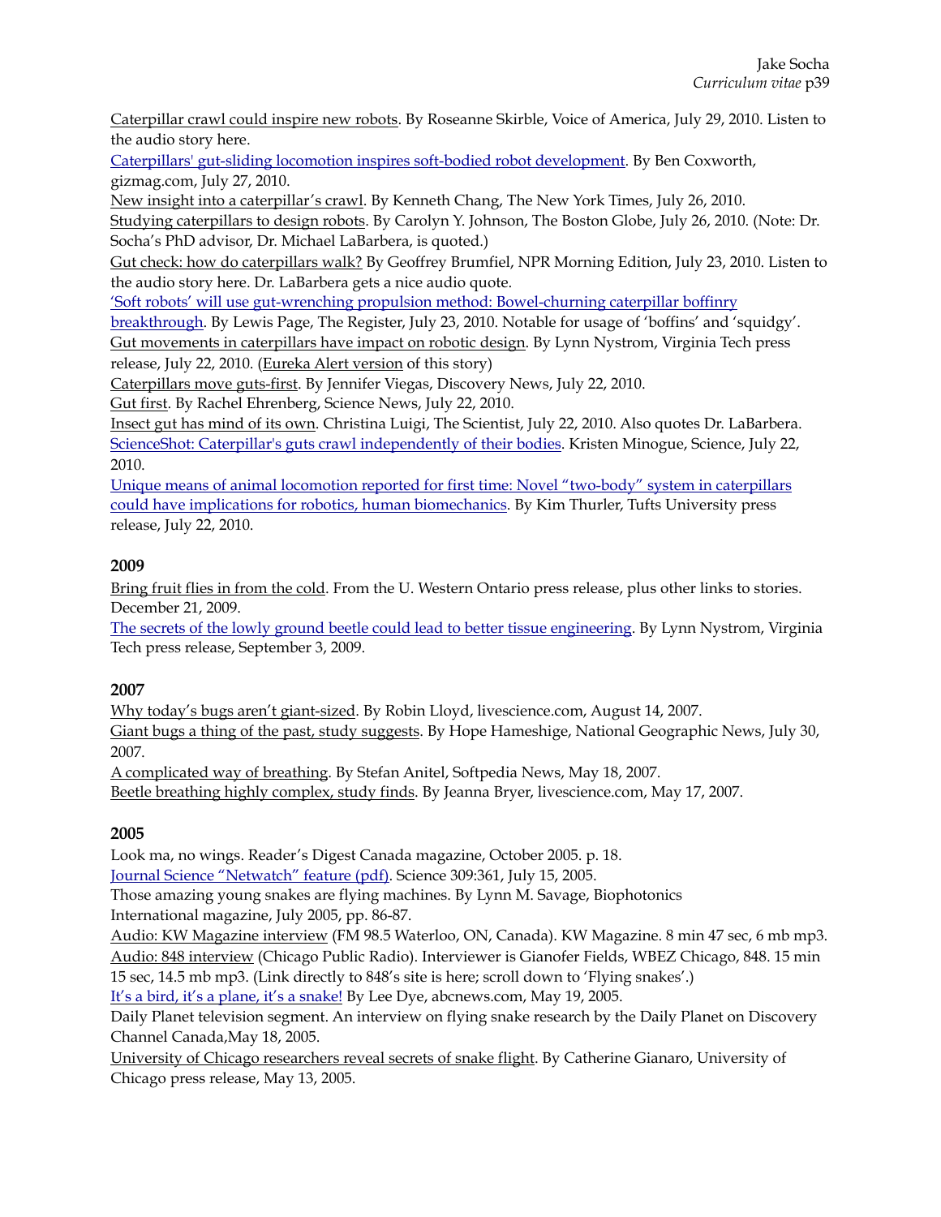Caterpillar crawl could inspire new robots. By Roseanne Skirble, Voice of America, July 29, 2010. Listen to the audio story here.
Caterpillars' gut-sliding locomotion inspires soft-bodied robot development. By Ben Coxworth, gizmag.com, July 27, 2010.
New insight into a caterpillar's crawl. By Kenneth Chang, The New York Times, July 26, 2010.
Studying caterpillars to design robots. By Carolyn Y. Johnson, The Boston Globe, July 26, 2010. (Note: Dr. Socha's PhD advisor, Dr. Michael LaBarbera, is quoted.)
Gut check: how do caterpillars walk? By Geoffrey Brumfiel, NPR Morning Edition, July 23, 2010. Listen to the audio story here. Dr. LaBarbera gets a nice audio quote.
'Soft robots' will use gut-wrenching propulsion method: Bowel-churning caterpillar boffinry breakthrough. By Lewis Page, The Register, July 23, 2010. Notable for usage of 'boffins' and 'squidgy'.
Gut movements in caterpillars have impact on robotic design. By Lynn Nystrom, Virginia Tech press release, July 22, 2010. (Eureka Alert version of this story)
Caterpillars move guts-first. By Jennifer Viegas, Discovery News, July 22, 2010.
Gut first. By Rachel Ehrenberg, Science News, July 22, 2010.
Insect gut has mind of its own. Christina Luigi, The Scientist, July 22, 2010. Also quotes Dr. LaBarbera.
ScienceShot: Caterpillar's guts crawl independently of their bodies. Kristen Minogue, Science, July 22, 2010.
Unique means of animal locomotion reported for first time: Novel "two-body" system in caterpillars could have implications for robotics, human biomechanics. By Kim Thurler, Tufts University press release, July 22, 2010.

**2009**

Bring fruit flies in from the cold. From the U. Western Ontario press release, plus other links to stories. December 21, 2009.
The secrets of the lowly ground beetle could lead to better tissue engineering. By Lynn Nystrom, Virginia Tech press release, September 3, 2009.

**2007**

Why today's bugs aren't giant-sized. By Robin Lloyd, livescience.com, August 14, 2007.
Giant bugs a thing of the past, study suggests. By Hope Hameshige, National Geographic News, July 30, 2007.
A complicated way of breathing. By Stefan Anitel, Softpedia News, May 18, 2007.
Beetle breathing highly complex, study finds. By Jeanna Bryer, livescience.com, May 17, 2007.

**2005**

Look ma, no wings. Reader's Digest Canada magazine, October 2005. p. 18.
Journal Science "Netwatch" feature (pdf). Science 309:361, July 15, 2005.
Those amazing young snakes are flying machines. By Lynn M. Savage, Biophotonics International magazine, July 2005, pp. 86-87.
Audio: KW Magazine interview (FM 98.5 Waterloo, ON, Canada). KW Magazine. 8 min 47 sec, 6 mb mp3.
Audio: 848 interview (Chicago Public Radio). Interviewer is Gianofer Fields, WBEZ Chicago, 848. 15 min 15 sec, 14.5 mb mp3. (Link directly to 848's site is here; scroll down to 'Flying snakes'.)
It's a bird, it's a plane, it's a snake! By Lee Dye, abcnews.com, May 19, 2005.
Daily Planet television segment. An interview on flying snake research by the Daily Planet on Discovery Channel Canada,May 18, 2005.
University of Chicago researchers reveal secrets of snake flight. By Catherine Gianaro, University of Chicago press release, May 13, 2005.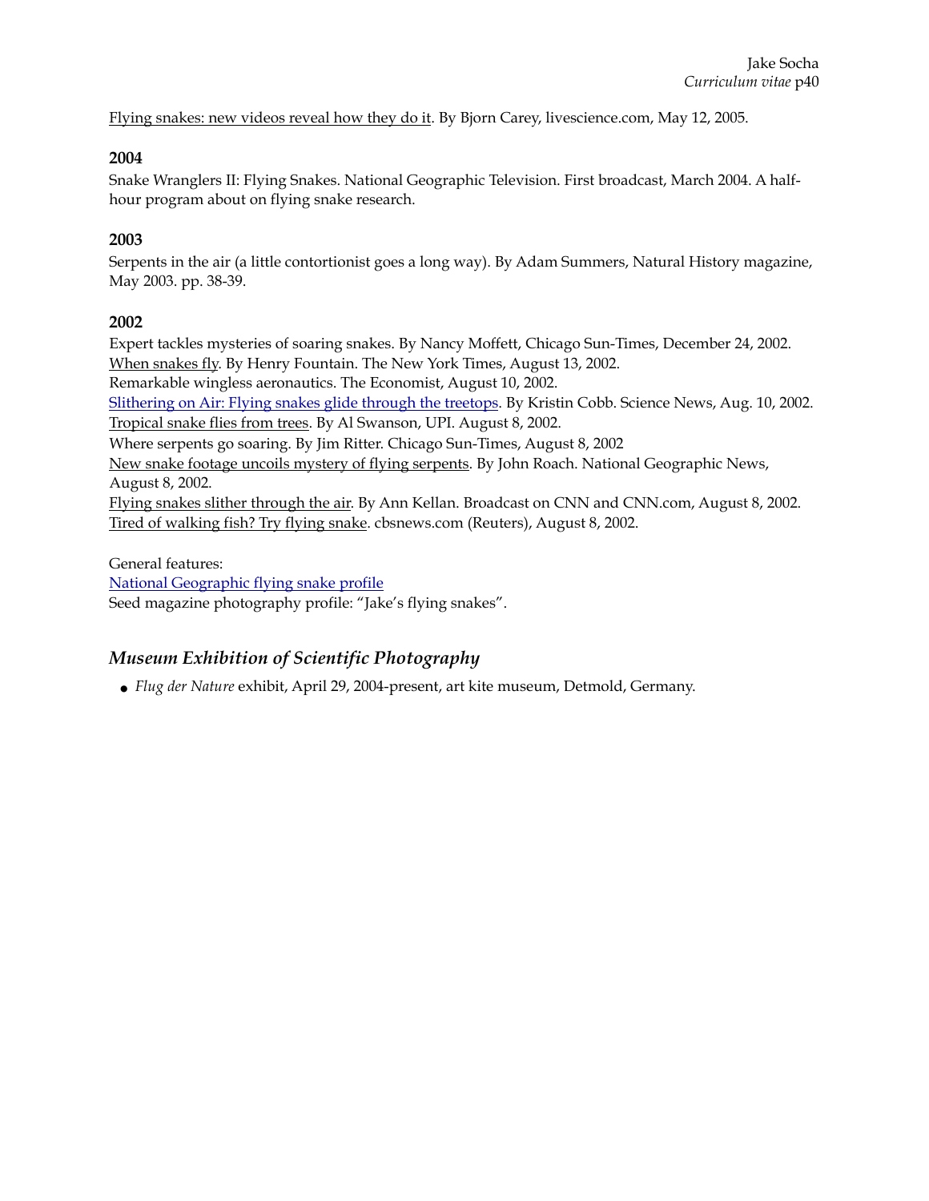Flying snakes: new videos reveal how they do it. By Bjorn Carey, livescience.com, May 12, 2005.

**2004**

Snake Wranglers II: Flying Snakes. National Geographic Television. First broadcast, March 2004. A half-hour program about on flying snake research.

**2003**

Serpents in the air (a little contortionist goes a long way). By Adam Summers, Natural History magazine, May 2003. pp. 38-39.

**2002**

Expert tackles mysteries of soaring snakes. By Nancy Moffett, Chicago Sun-Times, December 24, 2002.
When snakes fly. By Henry Fountain. The New York Times, August 13, 2002.
Remarkable wingless aeronautics. The Economist, August 10, 2002.
Slithering on Air: Flying snakes glide through the treetops. By Kristin Cobb. Science News, Aug. 10, 2002.
Tropical snake flies from trees. By Al Swanson, UPI. August 8, 2002.
Where serpents go soaring. By Jim Ritter. Chicago Sun-Times, August 8, 2002
New snake footage uncoils mystery of flying serpents. By John Roach. National Geographic News, August 8, 2002.
Flying snakes slither through the air. By Ann Kellan. Broadcast on CNN and CNN.com, August 8, 2002.
Tired of walking fish? Try flying snake. cbsnews.com (Reuters), August 8, 2002.

General features:
National Geographic flying snake profile
Seed magazine photography profile: "Jake's flying snakes".

## *Museum Exhibition of Scientific Photography*

- *Flug der Nature* exhibit, April 29, 2004-present, art kite museum, Detmold, Germany.